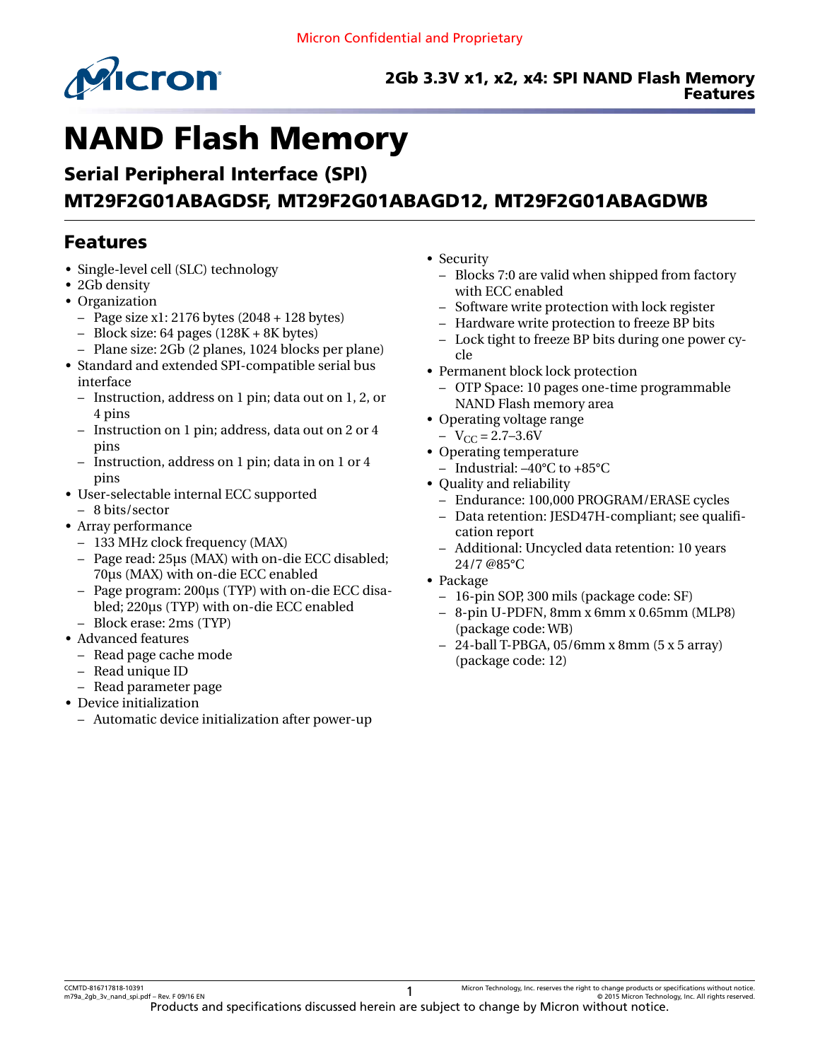# NAND Flash Memory

## Serial Peripheral Interface (SPI)

## MT29F2G01ABAGDSF, MT29F2G01ABAGD12, MT29F2G01ABAGDWB

## Features

- Single-level cell (SLC) technology
- 2Gb density
- Organization
  - Page size x1: 2176 bytes (2048 + 128 bytes)
  - Block size: 64 pages (128K + 8K bytes)
  - Plane size: 2Gb (2 planes, 1024 blocks per plane)
- Standard and extended SPI-compatible serial bus interface
  - Instruction, address on 1 pin; data out on 1, 2, or 4 pins
  - Instruction on 1 pin; address, data out on 2 or 4 pins
  - Instruction, address on 1 pin; data in on 1 or 4 pins
- User-selectable internal ECC supported
  - 8 bits/sector
- Array performance
  - 133 MHz clock frequency (MAX)
  - Page read: 25µs (MAX) with on-die ECC disabled; 70µs (MAX) with on-die ECC enabled
  - Page program: 200µs (TYP) with on-die ECC disabled; 220µs (TYP) with on-die ECC enabled
  - Block erase: 2ms (TYP)
- Advanced features
  - Read page cache mode
  - Read unique ID
  - Read parameter page
- Device initialization
  - Automatic device initialization after power-up
- Security
  - Blocks 7:0 are valid when shipped from factory with ECC enabled
  - Software write protection with lock register
  - Hardware write protection to freeze BP bits
  - Lock tight to freeze BP bits during one power cycle
- Permanent block lock protection
  - OTP Space: 10 pages one-time programmable NAND Flash memory area
- Operating voltage range
  - $V_{CC}$ = 2.7–3.6V
- Operating temperature
  - Industrial: –40°C to +85°C
- Quality and reliability
  - Endurance: 100,000 PROGRAM/ERASE cycles
  - Data retention: JESD47H-compliant; see qualification report
  - Additional: Uncycled data retention: 10 years 24/7 @85°C
- Package
  - 16-pin SOP, 300 mils (package code: SF)
  - 8-pin U-PDFN, 8mm x 6mm x 0.65mm (MLP8) (package code: WB)
  - 24-ball T-PBGA, 05/6mm x 8mm (5 x 5 array) (package code: 12)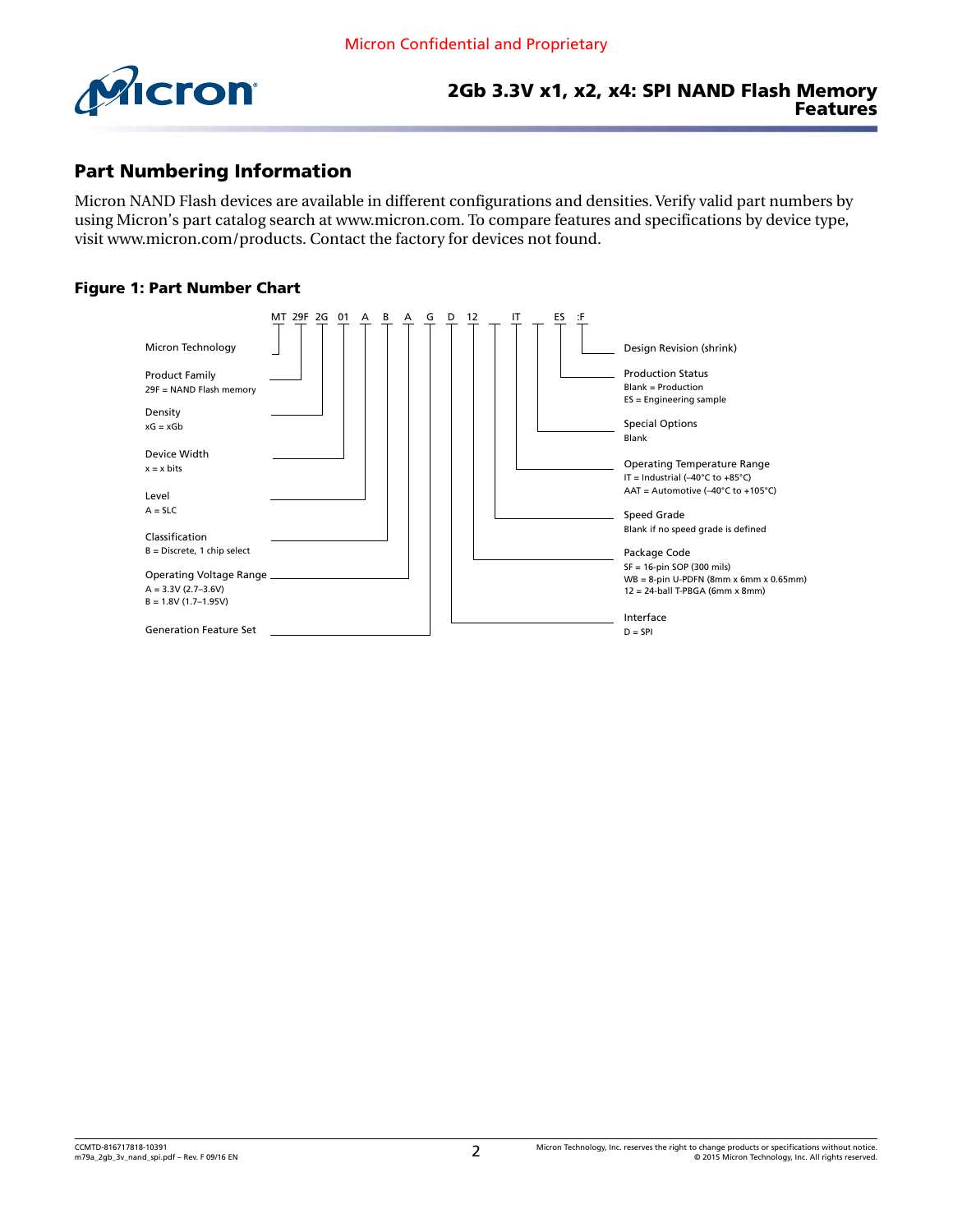## Part Numbering Information

Micron NAND Flash devices are available in different configurations and densities. Verify valid part numbers by using Micron's part catalog search at www.micron.com. To compare features and specifications by device type, visit www.micron.com/products. Contact the factory for devices not found.

**Figure 1: Part Number Chart**

MT 29F 2G 01 A B A G D 12 _ IT _ ES :F

- Micron Technology
- Product Family
  - 29F = NAND Flash memory
- Density
  - xG = xGb
- Device Width
  - x = x bits
- Level
  - A = SLC
- Classification
  - B = Discrete, 1 chip select
- Operating Voltage Range
  - A = 3.3V (2.7–3.6V)
  - B = 1.8V (1.7–1.95V)
- Generation Feature Set
- Interface
  - D = SPI
- Package Code
  - SF = 16-pin SOP (300 mils)
  - WB = 8-pin U-PDFN (8mm x 6mm x 0.65mm)
  - 12 = 24-ball T-PBGA (6mm x 8mm)
- Speed Grade
  - Blank if no speed grade is defined
- Operating Temperature Range
  - IT = Industrial (–40°C to +85°C)
  - AAT = Automotive (–40°C to +105°C)
- Special Options
  - Blank
- Production Status
  - Blank = Production
  - ES = Engineering sample
- Design Revision (shrink)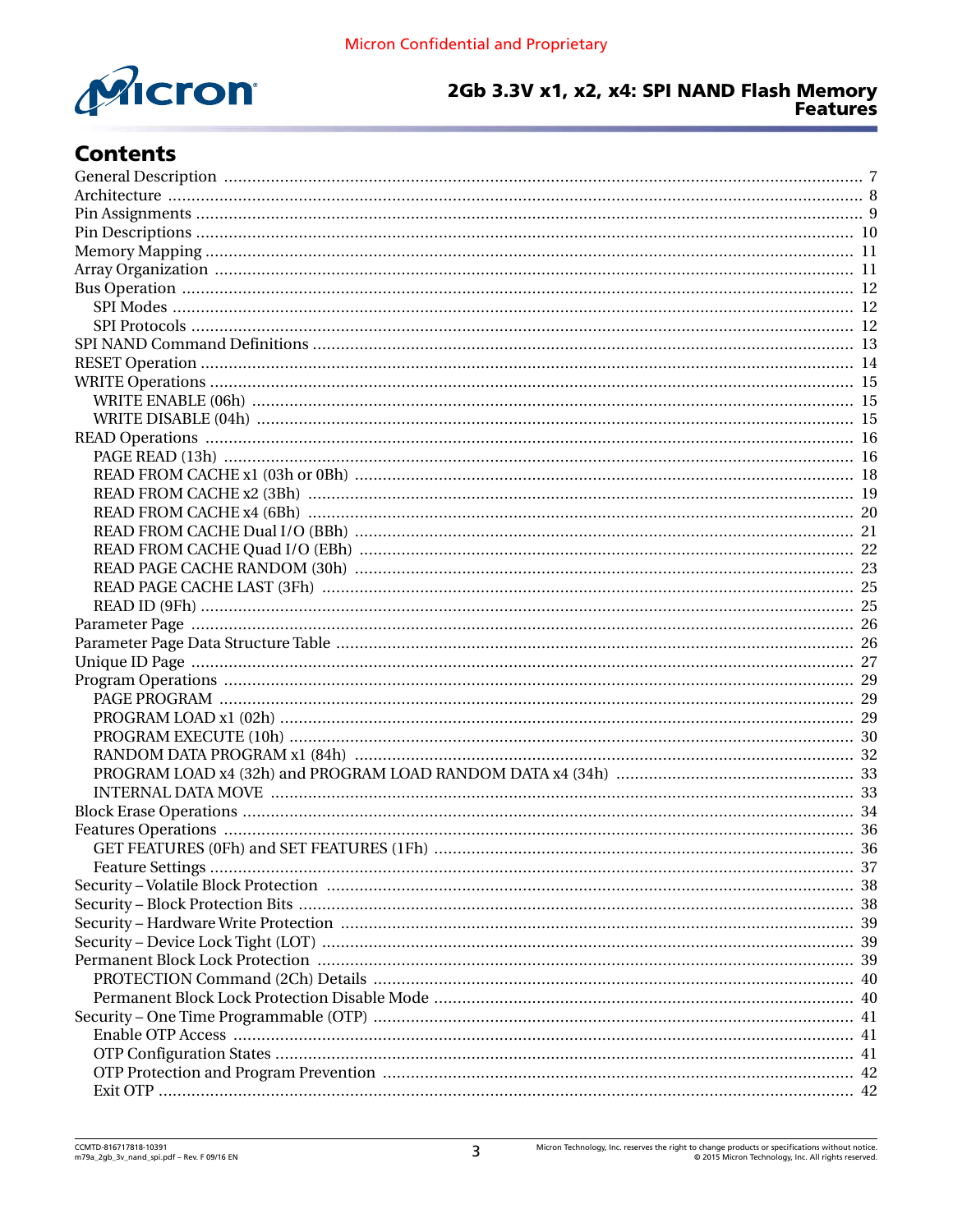# Contents

- General Description ... 7
- Architecture ... 8
- Pin Assignments ... 9
- Pin Descriptions ... 10
- Memory Mapping ... 11
- Array Organization ... 11
- Bus Operation ... 12
  - SPI Modes ... 12
  - SPI Protocols ... 12
- SPI NAND Command Definitions ... 13
- RESET Operation ... 14
- WRITE Operations ... 15
  - WRITE ENABLE (06h) ... 15
  - WRITE DISABLE (04h) ... 15
- READ Operations ... 16
  - PAGE READ (13h) ... 16
  - READ FROM CACHE x1 (03h or 0Bh) ... 18
  - READ FROM CACHE x2 (3Bh) ... 19
  - READ FROM CACHE x4 (6Bh) ... 20
  - READ FROM CACHE Dual I/O (BBh) ... 21
  - READ FROM CACHE Quad I/O (EBh) ... 22
  - READ PAGE CACHE RANDOM (30h) ... 23
  - READ PAGE CACHE LAST (3Fh) ... 25
  - READ ID (9Fh) ... 25
- Parameter Page ... 26
- Parameter Page Data Structure Table ... 26
- Unique ID Page ... 27
- Program Operations ... 29
  - PAGE PROGRAM ... 29
  - PROGRAM LOAD x1 (02h) ... 29
  - PROGRAM EXECUTE (10h) ... 30
  - RANDOM DATA PROGRAM x1 (84h) ... 32
  - PROGRAM LOAD x4 (32h) and PROGRAM LOAD RANDOM DATA x4 (34h) ... 33
  - INTERNAL DATA MOVE ... 33
- Block Erase Operations ... 34
- Features Operations ... 36
  - GET FEATURES (0Fh) and SET FEATURES (1Fh) ... 36
  - Feature Settings ... 37
- Security – Volatile Block Protection ... 38
- Security – Block Protection Bits ... 38
- Security – Hardware Write Protection ... 39
- Security – Device Lock Tight (LOT) ... 39
- Permanent Block Lock Protection ... 39
  - PROTECTION Command (2Ch) Details ... 40
  - Permanent Block Lock Protection Disable Mode ... 40
- Security – One Time Programmable (OTP) ... 41
  - Enable OTP Access ... 41
  - OTP Configuration States ... 41
  - OTP Protection and Program Prevention ... 42
  - Exit OTP ... 42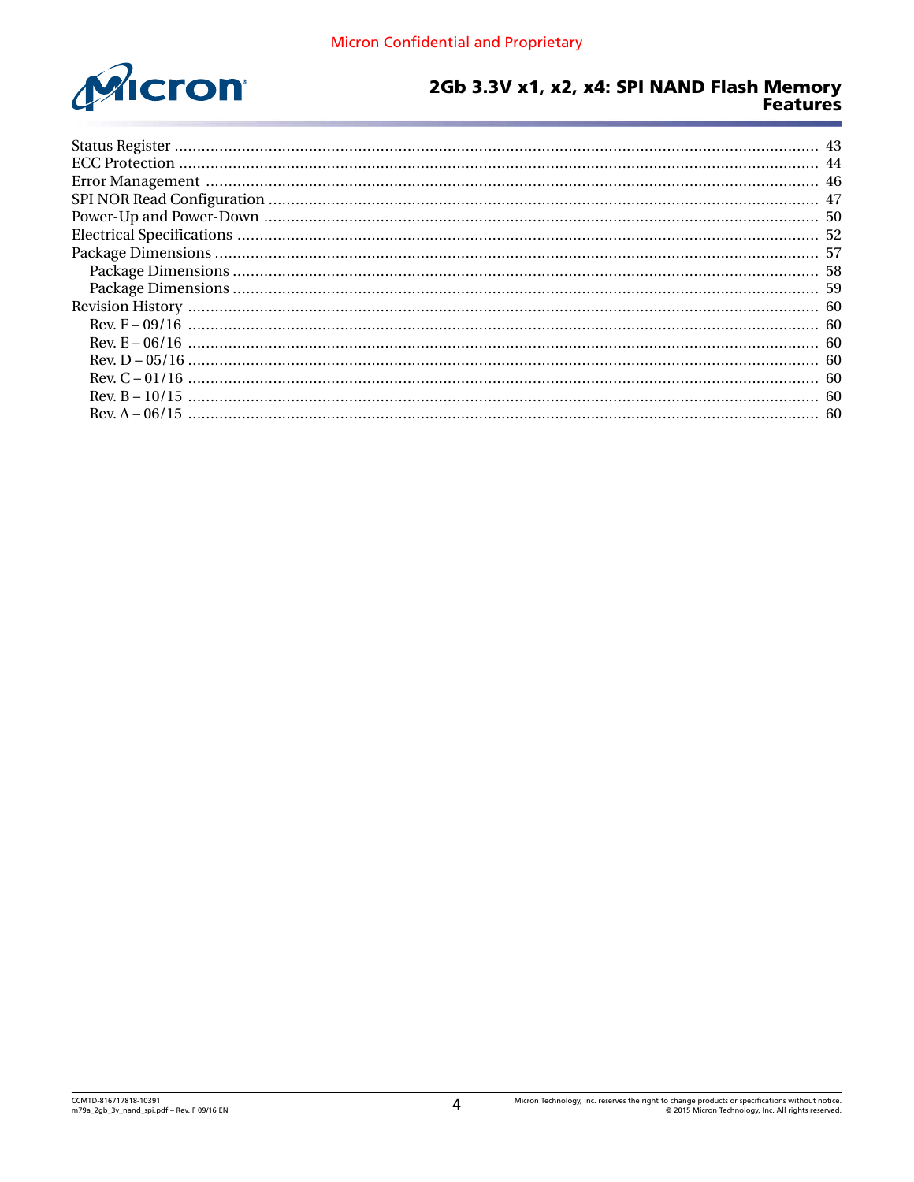Status Register ........................................................................................................................................ 43
ECC Protection ........................................................................................................................................ 44
Error Management ................................................................................................................................... 46
SPI NOR Read Configuration ..................................................................................................................... 47
Power-Up and Power-Down ...................................................................................................................... 50
Electrical Specifications ............................................................................................................................ 52
Package Dimensions ................................................................................................................................ 57
  Package Dimensions ............................................................................................................................. 58
  Package Dimensions ............................................................................................................................. 59
Revision History ....................................................................................................................................... 60
  Rev. F – 09/16 ....................................................................................................................................... 60
  Rev. E – 06/16 ....................................................................................................................................... 60
  Rev. D – 05/16 ....................................................................................................................................... 60
  Rev. C – 01/16 ....................................................................................................................................... 60
  Rev. B – 10/15 ....................................................................................................................................... 60
  Rev. A – 06/15 ....................................................................................................................................... 60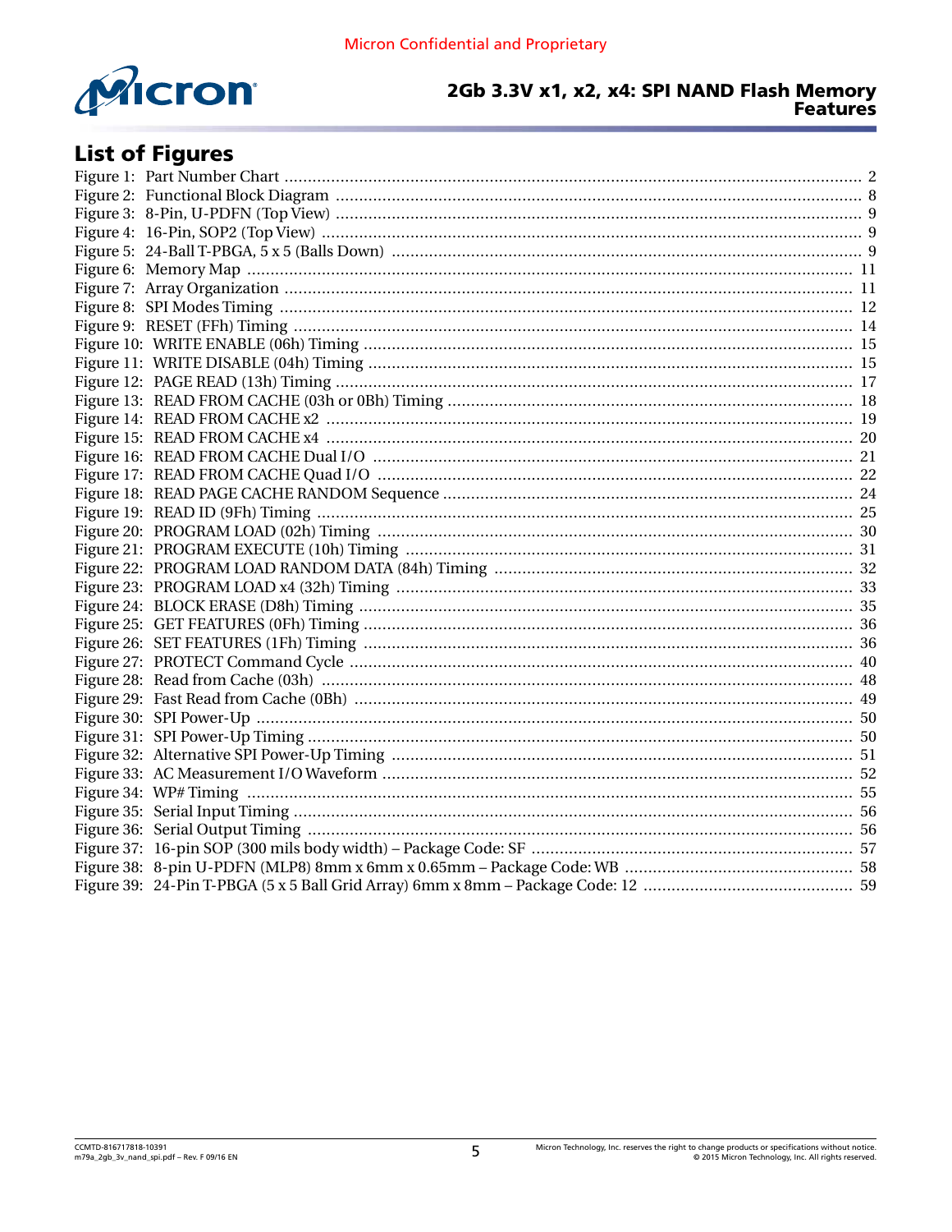## List of Figures

Figure 1: Part Number Chart ............................................ 2
Figure 2: Functional Block Diagram ............................................ 8
Figure 3: 8-Pin, U-PDFN (Top View) ............................................ 9
Figure 4: 16-Pin, SOP2 (Top View) ............................................ 9
Figure 5: 24-Ball T-PBGA, 5 x 5 (Balls Down) ............................................ 9
Figure 6: Memory Map ............................................ 11
Figure 7: Array Organization ............................................ 11
Figure 8: SPI Modes Timing ............................................ 12
Figure 9: RESET (FFh) Timing ............................................ 14
Figure 10: WRITE ENABLE (06h) Timing ............................................ 15
Figure 11: WRITE DISABLE (04h) Timing ............................................ 15
Figure 12: PAGE READ (13h) Timing ............................................ 17
Figure 13: READ FROM CACHE (03h or 0Bh) Timing ............................................ 18
Figure 14: READ FROM CACHE x2 ............................................ 19
Figure 15: READ FROM CACHE x4 ............................................ 20
Figure 16: READ FROM CACHE Dual I/O ............................................ 21
Figure 17: READ FROM CACHE Quad I/O ............................................ 22
Figure 18: READ PAGE CACHE RANDOM Sequence ............................................ 24
Figure 19: READ ID (9Fh) Timing ............................................ 25
Figure 20: PROGRAM LOAD (02h) Timing ............................................ 30
Figure 21: PROGRAM EXECUTE (10h) Timing ............................................ 31
Figure 22: PROGRAM LOAD RANDOM DATA (84h) Timing ............................................ 32
Figure 23: PROGRAM LOAD x4 (32h) Timing ............................................ 33
Figure 24: BLOCK ERASE (D8h) Timing ............................................ 35
Figure 25: GET FEATURES (0Fh) Timing ............................................ 36
Figure 26: SET FEATURES (1Fh) Timing ............................................ 36
Figure 27: PROTECT Command Cycle ............................................ 40
Figure 28: Read from Cache (03h) ............................................ 48
Figure 29: Fast Read from Cache (0Bh) ............................................ 49
Figure 30: SPI Power-Up ............................................ 50
Figure 31: SPI Power-Up Timing ............................................ 50
Figure 32: Alternative SPI Power-Up Timing ............................................ 51
Figure 33: AC Measurement I/O Waveform ............................................ 52
Figure 34: WP# Timing ............................................ 55
Figure 35: Serial Input Timing ............................................ 56
Figure 36: Serial Output Timing ............................................ 56
Figure 37: 16-pin SOP (300 mils body width) – Package Code: SF ............................................ 57
Figure 38: 8-pin U-PDFN (MLP8) 8mm x 6mm x 0.65mm – Package Code: WB ............................................ 58
Figure 39: 24-Pin T-PBGA (5 x 5 Ball Grid Array) 6mm x 8mm – Package Code: 12 ............................................ 59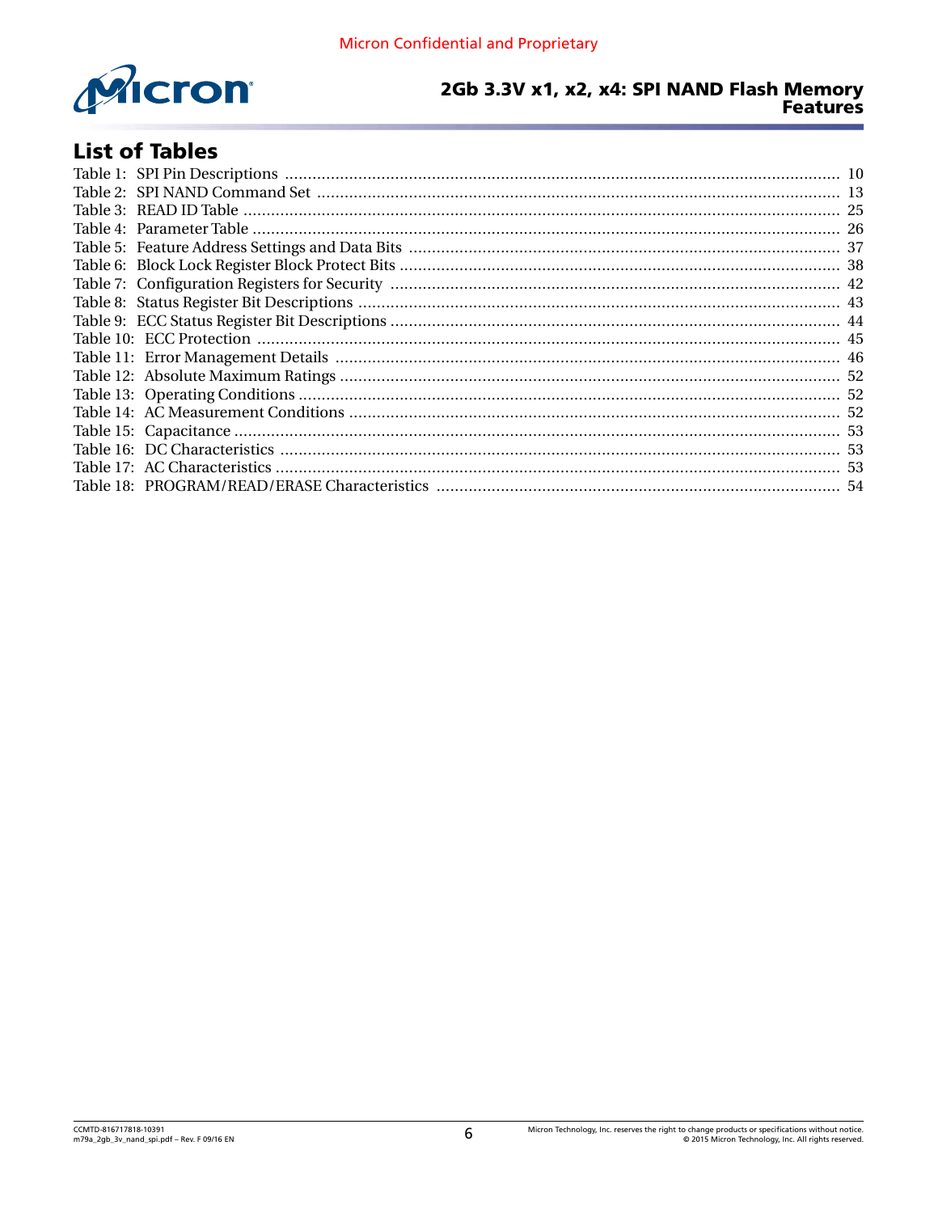## List of Tables

Table 1: SPI Pin Descriptions ........................................................................................................................ 10
Table 2: SPI NAND Command Set ................................................................................................................. 13
Table 3: READ ID Table .................................................................................................................................. 25
Table 4: Parameter Table ................................................................................................................................ 26
Table 5: Feature Address Settings and Data Bits ............................................................................................. 37
Table 6: Block Lock Register Block Protect Bits ................................................................................................ 38
Table 7: Configuration Registers for Security .................................................................................................. 42
Table 8: Status Register Bit Descriptions ......................................................................................................... 43
Table 9: ECC Status Register Bit Descriptions .................................................................................................. 44
Table 10: ECC Protection ............................................................................................................................... 45
Table 11: Error Management Details .............................................................................................................. 46
Table 12: Absolute Maximum Ratings ............................................................................................................. 52
Table 13: Operating Conditions ...................................................................................................................... 52
Table 14: AC Measurement Conditions ........................................................................................................... 52
Table 15: Capacitance .................................................................................................................................... 53
Table 16: DC Characteristics .......................................................................................................................... 53
Table 17: AC Characteristics ........................................................................................................................... 53
Table 18: PROGRAM/READ/ERASE Characteristics ........................................................................................ 54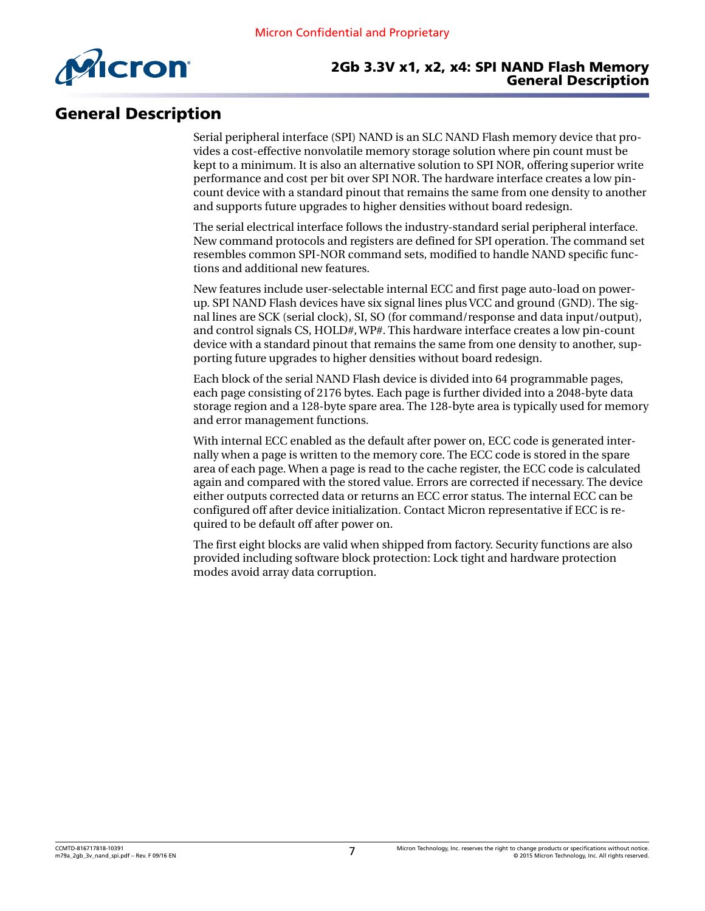# General Description

Serial peripheral interface (SPI) NAND is an SLC NAND Flash memory device that provides a cost-effective nonvolatile memory storage solution where pin count must be kept to a minimum. It is also an alternative solution to SPI NOR, offering superior write performance and cost per bit over SPI NOR. The hardware interface creates a low pin-count device with a standard pinout that remains the same from one density to another and supports future upgrades to higher densities without board redesign.

The serial electrical interface follows the industry-standard serial peripheral interface. New command protocols and registers are defined for SPI operation. The command set resembles common SPI-NOR command sets, modified to handle NAND specific functions and additional new features.

New features include user-selectable internal ECC and first page auto-load on power-up. SPI NAND Flash devices have six signal lines plus VCC and ground (GND). The signal lines are SCK (serial clock), SI, SO (for command/response and data input/output), and control signals CS, HOLD#, WP#. This hardware interface creates a low pin-count device with a standard pinout that remains the same from one density to another, supporting future upgrades to higher densities without board redesign.

Each block of the serial NAND Flash device is divided into 64 programmable pages, each page consisting of 2176 bytes. Each page is further divided into a 2048-byte data storage region and a 128-byte spare area. The 128-byte area is typically used for memory and error management functions.

With internal ECC enabled as the default after power on, ECC code is generated internally when a page is written to the memory core. The ECC code is stored in the spare area of each page. When a page is read to the cache register, the ECC code is calculated again and compared with the stored value. Errors are corrected if necessary. The device either outputs corrected data or returns an ECC error status. The internal ECC can be configured off after device initialization. Contact Micron representative if ECC is required to be default off after power on.

The first eight blocks are valid when shipped from factory. Security functions are also provided including software block protection: Lock tight and hardware protection modes avoid array data corruption.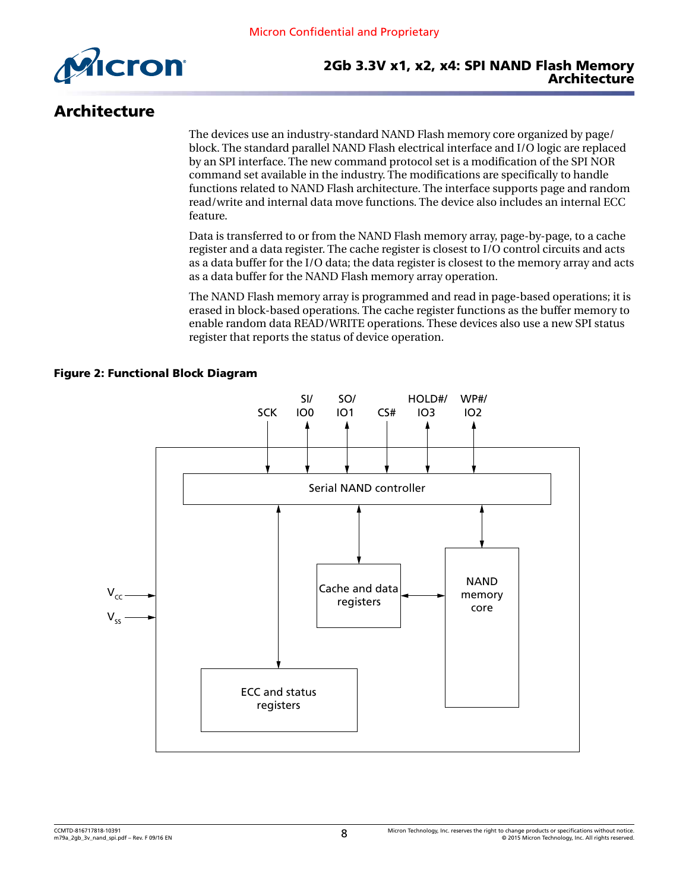# Architecture

The devices use an industry-standard NAND Flash memory core organized by page/block. The standard parallel NAND Flash electrical interface and I/O logic are replaced by an SPI interface. The new command protocol set is a modification of the SPI NOR command set available in the industry. The modifications are specifically to handle functions related to NAND Flash architecture. The interface supports page and random read/write and internal data move functions. The device also includes an internal ECC feature.

Data is transferred to or from the NAND Flash memory array, page-by-page, to a cache register and a data register. The cache register is closest to I/O control circuits and acts as a data buffer for the I/O data; the data register is closest to the memory array and acts as a data buffer for the NAND Flash memory array operation.

The NAND Flash memory array is programmed and read in page-based operations; it is erased in block-based operations. The cache register functions as the buffer memory to enable random data READ/WRITE operations. These devices also use a new SPI status register that reports the status of device operation.

**Figure 2: Functional Block Diagram**

SCK, SI/IO0, SO/IO1, CS#, HOLD#/IO3, WP#/IO2

Serial NAND controller

Cache and data registers

NAND memory core

ECC and status registers

$V_{CC}$

$V_{SS}$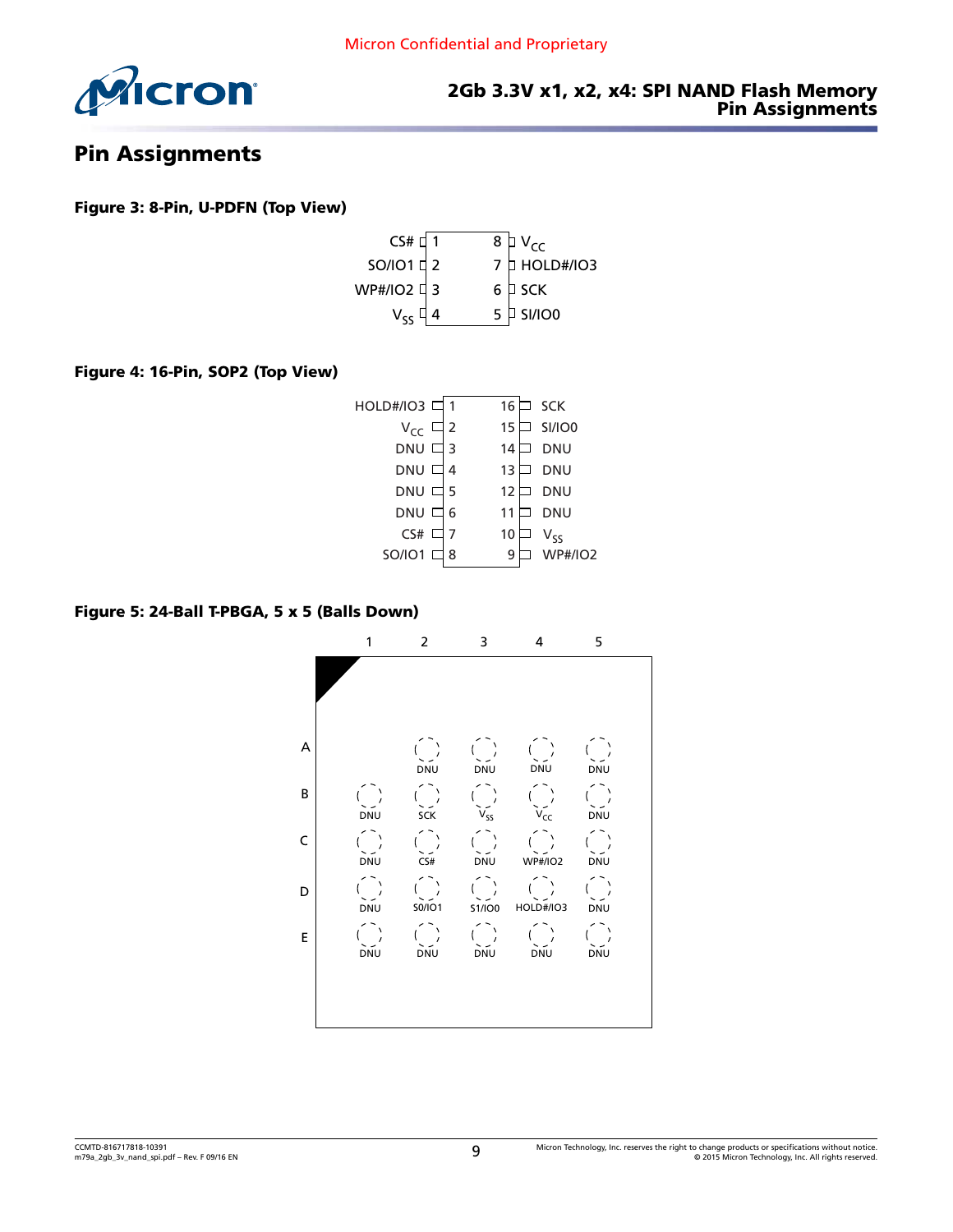# Pin Assignments

**Figure 3: 8-Pin, U-PDFN (Top View)**

| Signal | Pin | Pin | Signal |
|---|---|---|---|
| CS# | 1 | 8 | $V_{CC}$ |
| SO/IO1 | 2 | 7 | HOLD#/IO3 |
| WP#/IO2 | 3 | 6 | SCK |
| $V_{SS}$ | 4 | 5 | SI/IO0 |

**Figure 4: 16-Pin, SOP2 (Top View)**

| Signal | Pin | Pin | Signal |
|---|---|---|---|
| HOLD#/IO3 | 1 | 16 | SCK |
| $V_{CC}$ | 2 | 15 | SI/IO0 |
| DNU | 3 | 14 | DNU |
| DNU | 4 | 13 | DNU |
| DNU | 5 | 12 | DNU |
| DNU | 6 | 11 | DNU |
| CS# | 7 | 10 | $V_{SS}$ |
| SO/IO1 | 8 | 9 | WP#/IO2 |

**Figure 5: 24-Ball T-PBGA, 5 x 5 (Balls Down)**

| | 1 | 2 | 3 | 4 | 5 |
|---|---|---|---|---|---|
| A | | DNU | DNU | DNU | DNU |
| B | DNU | SCK | $V_{SS}$ | $V_{CC}$ | DNU |
| C | DNU | CS# | DNU | WP#/IO2 | DNU |
| D | DNU | S0/IO1 | S1/IO0 | HOLD#/IO3 | DNU |
| E | DNU | DNU | DNU | DNU | DNU |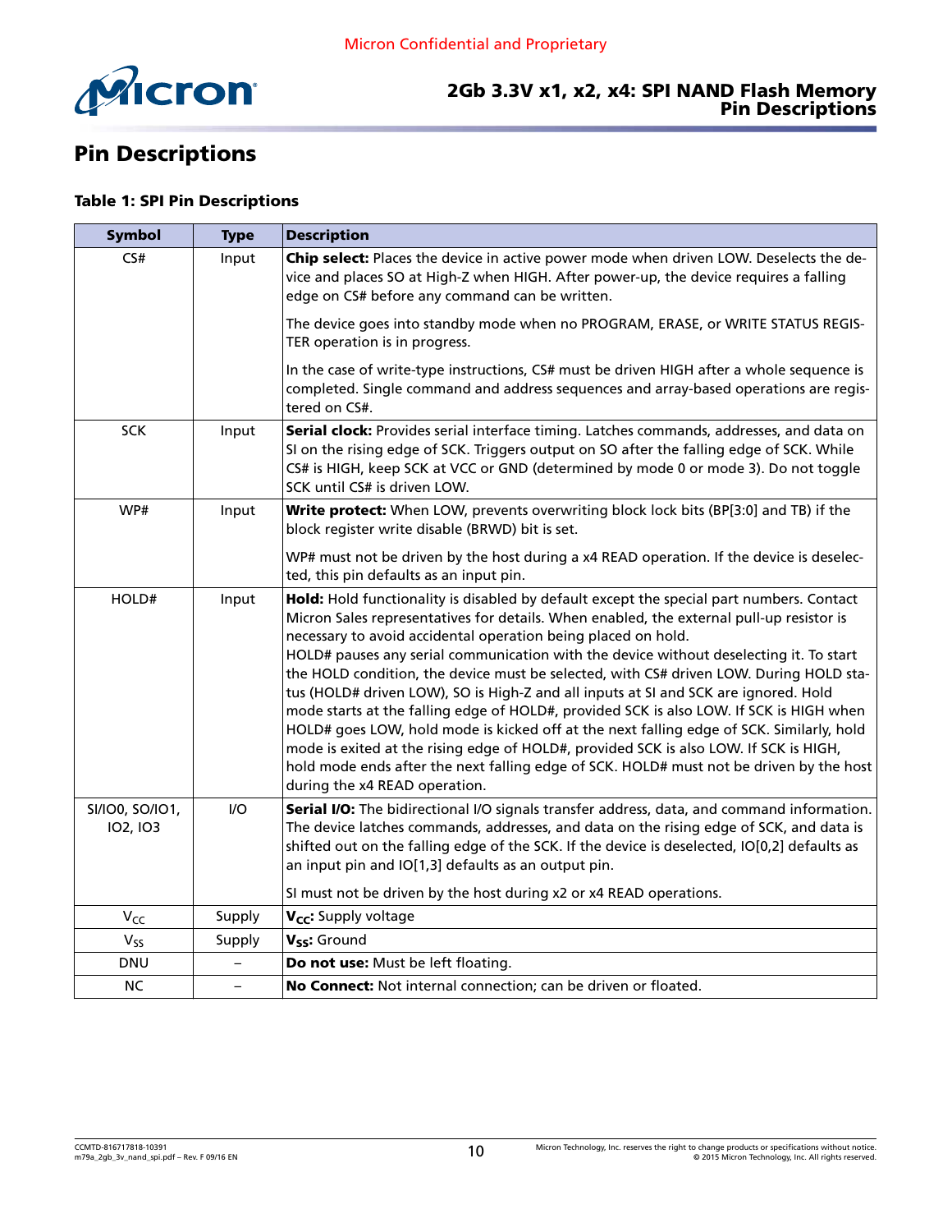# Pin Descriptions

**Table 1: SPI Pin Descriptions**

| Symbol | Type | Description |
|---|---|---|
| CS# | Input | **Chip select:** Places the device in active power mode when driven LOW. Deselects the device and places SO at High-Z when HIGH. After power-up, the device requires a falling edge on CS# before any command can be written.<br><br>The device goes into standby mode when no PROGRAM, ERASE, or WRITE STATUS REGISTER operation is in progress.<br><br>In the case of write-type instructions, CS# must be driven HIGH after a whole sequence is completed. Single command and address sequences and array-based operations are registered on CS#. |
| SCK | Input | **Serial clock:** Provides serial interface timing. Latches commands, addresses, and data on SI on the rising edge of SCK. Triggers output on SO after the falling edge of SCK. While CS# is HIGH, keep SCK at VCC or GND (determined by mode 0 or mode 3). Do not toggle SCK until CS# is driven LOW. |
| WP# | Input | **Write protect:** When LOW, prevents overwriting block lock bits (BP[3:0] and TB) if the block register write disable (BRWD) bit is set.<br><br>WP# must not be driven by the host during a x4 READ operation. If the device is deselected, this pin defaults as an input pin. |
| HOLD# | Input | **Hold:** Hold functionality is disabled by default except the special part numbers. Contact Micron Sales representatives for details. When enabled, the external pull-up resistor is necessary to avoid accidental operation being placed on hold.<br>HOLD# pauses any serial communication with the device without deselecting it. To start the HOLD condition, the device must be selected, with CS# driven LOW. During HOLD status (HOLD# driven LOW), SO is High-Z and all inputs at SI and SCK are ignored. Hold mode starts at the falling edge of HOLD#, provided SCK is also LOW. If SCK is HIGH when HOLD# goes LOW, hold mode is kicked off at the next falling edge of SCK. Similarly, hold mode is exited at the rising edge of HOLD#, provided SCK is also LOW. If SCK is HIGH, hold mode ends after the next falling edge of SCK. HOLD# must not be driven by the host during the x4 READ operation. |
| SI/IO0, SO/IO1, IO2, IO3 | I/O | **Serial I/O:** The bidirectional I/O signals transfer address, data, and command information. The device latches commands, addresses, and data on the rising edge of SCK, and data is shifted out on the falling edge of the SCK. If the device is deselected, IO[0,2] defaults as an input pin and IO[1,3] defaults as an output pin.<br><br>SI must not be driven by the host during x2 or x4 READ operations. |
| $V_{CC}$ | Supply | **$V_{CC}$:** Supply voltage |
| $V_{SS}$ | Supply | **$V_{SS}$:** Ground |
| DNU | – | **Do not use:** Must be left floating. |
| NC | – | **No Connect:** Not internal connection; can be driven or floated. |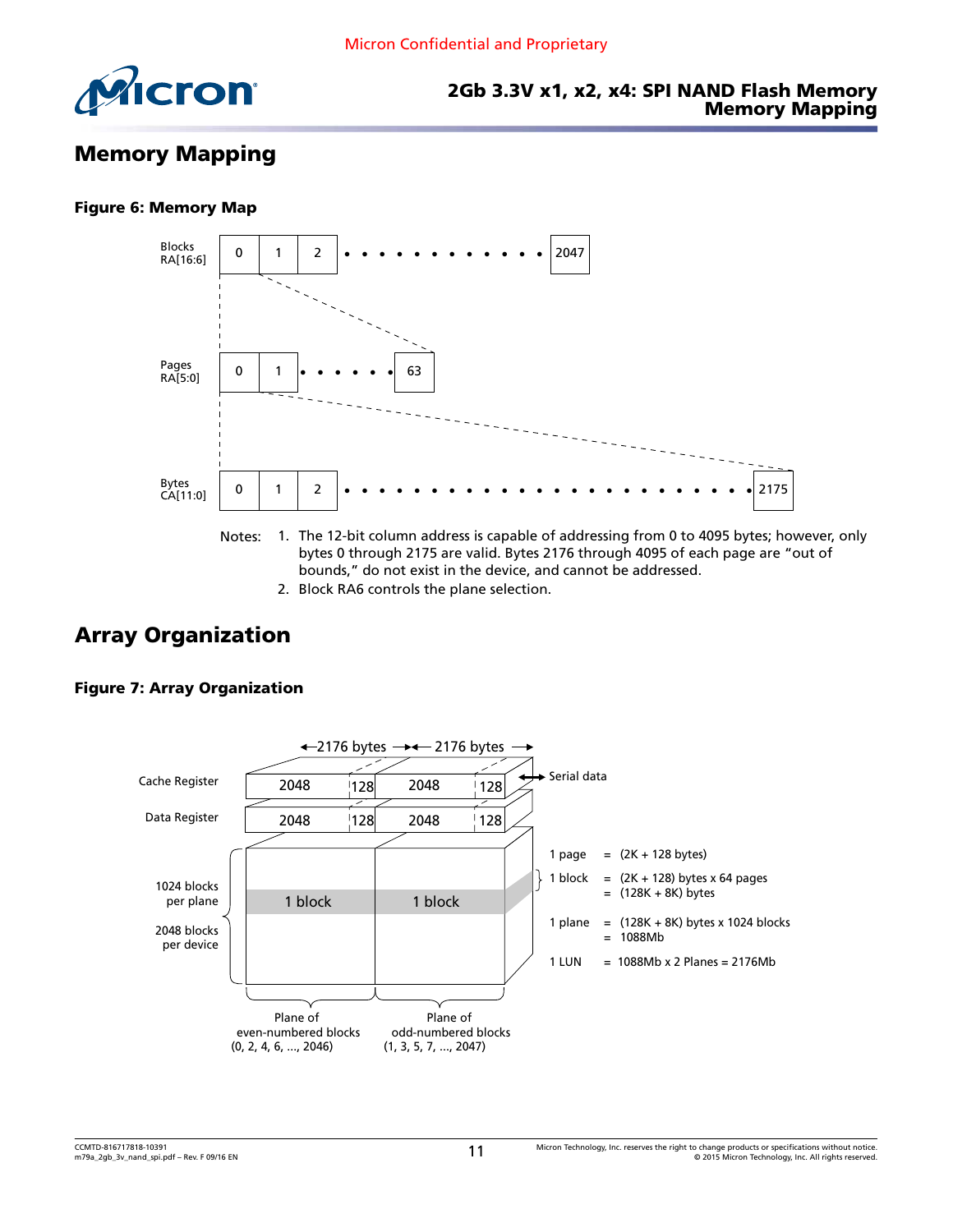# Memory Mapping

**Figure 6: Memory Map**

Blocks RA[16:6]: 0, 1, 2, ..., 2047

Pages RA[5:0]: 0, 1, ..., 63

Bytes CA[11:0]: 0, 1, 2, ..., 2175

Notes:
1. The 12-bit column address is capable of addressing from 0 to 4095 bytes; however, only bytes 0 through 2175 are valid. Bytes 2176 through 4095 of each page are "out of bounds," do not exist in the device, and cannot be addressed.
2. Block RA6 controls the plane selection.

# Array Organization

**Figure 7: Array Organization**

2176 bytes | 2176 bytes

Cache Register: 2048 | 128 | 2048 | 128 ↔ Serial data

Data Register: 2048 | 128 | 2048 | 128

1024 blocks per plane

2048 blocks per device

1 block | 1 block

Plane of even-numbered blocks (0, 2, 4, 6, ..., 2046)

Plane of odd-numbered blocks (1, 3, 5, 7, ..., 2047)

1 page = (2K + 128 bytes)

1 block = (2K + 128) bytes x 64 pages
= (128K + 8K) bytes

1 plane = (128K + 8K) bytes x 1024 blocks
= 1088Mb

1 LUN = 1088Mb x 2 Planes = 2176Mb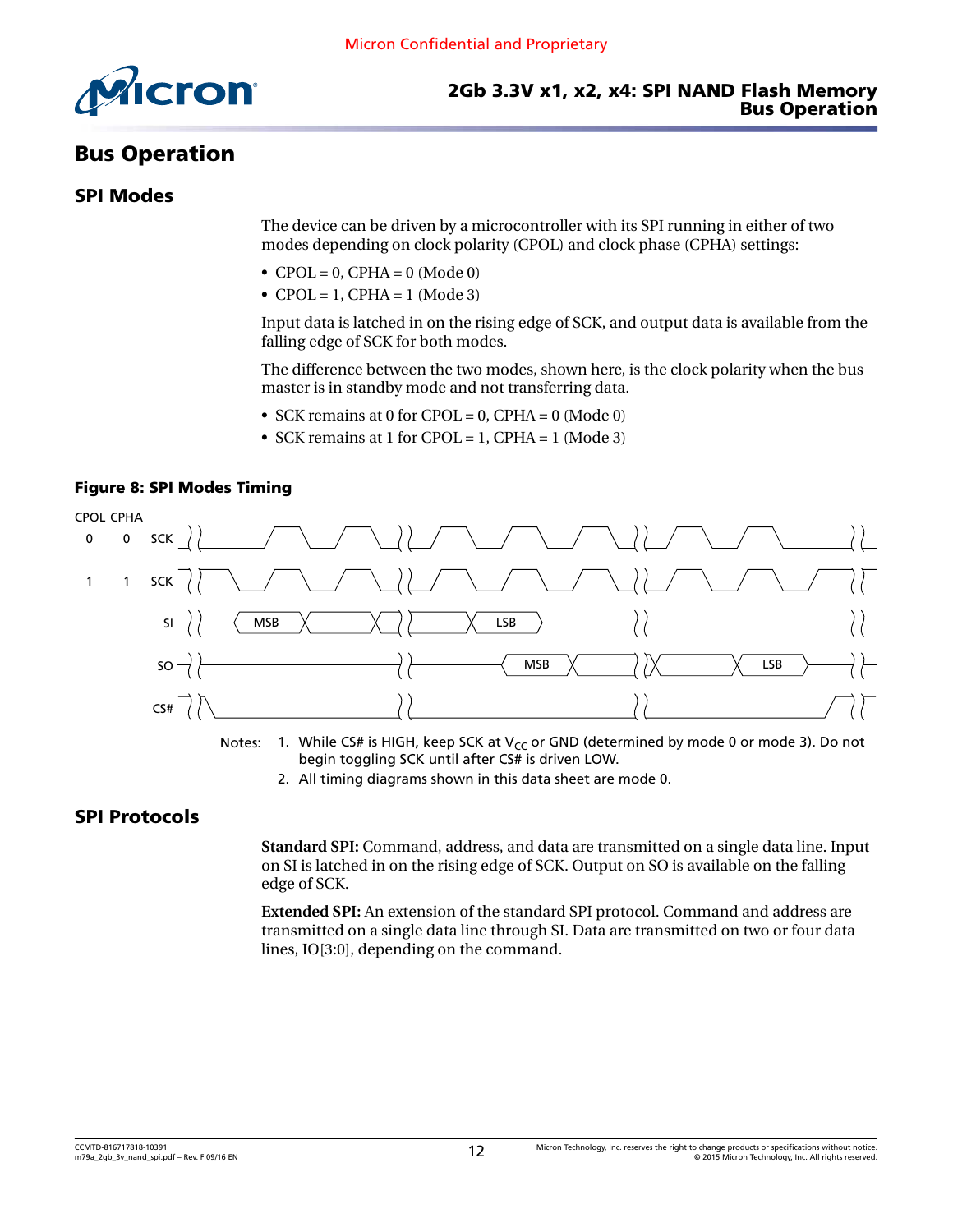# Bus Operation

## SPI Modes

The device can be driven by a microcontroller with its SPI running in either of two modes depending on clock polarity (CPOL) and clock phase (CPHA) settings:

- CPOL = 0, CPHA = 0 (Mode 0)
- CPOL = 1, CPHA = 1 (Mode 3)

Input data is latched in on the rising edge of SCK, and output data is available from the falling edge of SCK for both modes.

The difference between the two modes, shown here, is the clock polarity when the bus master is in standby mode and not transferring data.

- SCK remains at 0 for CPOL = 0, CPHA = 0 (Mode 0)
- SCK remains at 1 for CPOL = 1, CPHA = 1 (Mode 3)

**Figure 8: SPI Modes Timing**

Notes:
1. While CS# is HIGH, keep SCK at $V_{CC}$ or GND (determined by mode 0 or mode 3). Do not begin toggling SCK until after CS# is driven LOW.
2. All timing diagrams shown in this data sheet are mode 0.

## SPI Protocols

**Standard SPI:** Command, address, and data are transmitted on a single data line. Input on SI is latched in on the rising edge of SCK. Output on SO is available on the falling edge of SCK.

**Extended SPI:** An extension of the standard SPI protocol. Command and address are transmitted on a single data line through SI. Data are transmitted on two or four data lines, IO[3:0], depending on the command.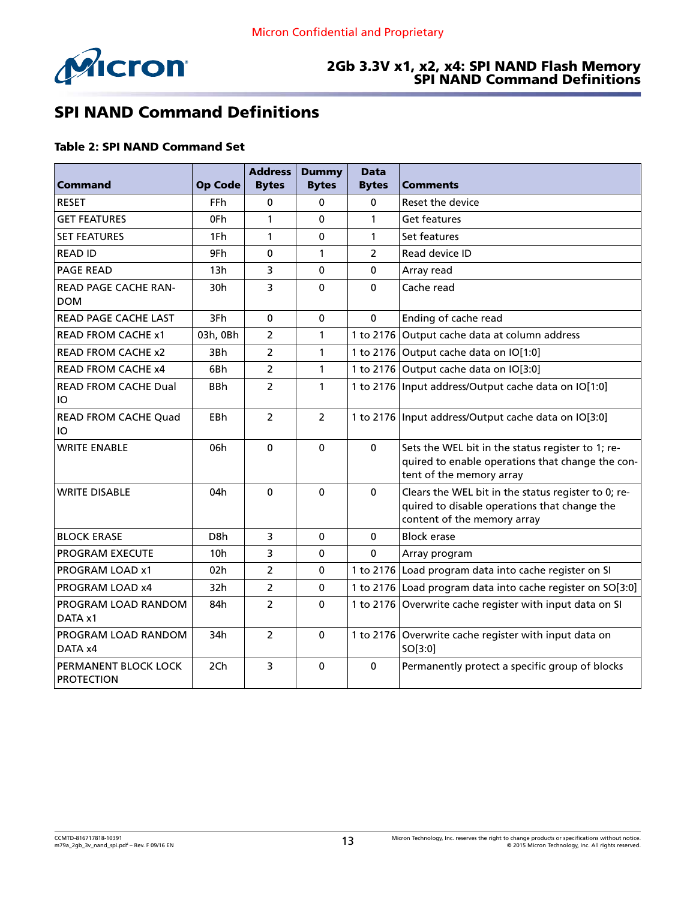## SPI NAND Command Definitions

**Table 2: SPI NAND Command Set**

| Command | Op Code | Address Bytes | Dummy Bytes | Data Bytes | Comments |
|---|---|---|---|---|---|
| RESET | FFh | 0 | 0 | 0 | Reset the device |
| GET FEATURES | 0Fh | 1 | 0 | 1 | Get features |
| SET FEATURES | 1Fh | 1 | 0 | 1 | Set features |
| READ ID | 9Fh | 0 | 1 | 2 | Read device ID |
| PAGE READ | 13h | 3 | 0 | 0 | Array read |
| READ PAGE CACHE RANDOM | 30h | 3 | 0 | 0 | Cache read |
| READ PAGE CACHE LAST | 3Fh | 0 | 0 | 0 | Ending of cache read |
| READ FROM CACHE x1 | 03h, 0Bh | 2 | 1 | 1 to 2176 | Output cache data at column address |
| READ FROM CACHE x2 | 3Bh | 2 | 1 | 1 to 2176 | Output cache data on IO[1:0] |
| READ FROM CACHE x4 | 6Bh | 2 | 1 | 1 to 2176 | Output cache data on IO[3:0] |
| READ FROM CACHE Dual IO | BBh | 2 | 1 | 1 to 2176 | Input address/Output cache data on IO[1:0] |
| READ FROM CACHE Quad IO | EBh | 2 | 2 | 1 to 2176 | Input address/Output cache data on IO[3:0] |
| WRITE ENABLE | 06h | 0 | 0 | 0 | Sets the WEL bit in the status register to 1; required to enable operations that change the content of the memory array |
| WRITE DISABLE | 04h | 0 | 0 | 0 | Clears the WEL bit in the status register to 0; required to disable operations that change the content of the memory array |
| BLOCK ERASE | D8h | 3 | 0 | 0 | Block erase |
| PROGRAM EXECUTE | 10h | 3 | 0 | 0 | Array program |
| PROGRAM LOAD x1 | 02h | 2 | 0 | 1 to 2176 | Load program data into cache register on SI |
| PROGRAM LOAD x4 | 32h | 2 | 0 | 1 to 2176 | Load program data into cache register on SO[3:0] |
| PROGRAM LOAD RANDOM DATA x1 | 84h | 2 | 0 | 1 to 2176 | Overwrite cache register with input data on SI |
| PROGRAM LOAD RANDOM DATA x4 | 34h | 2 | 0 | 1 to 2176 | Overwrite cache register with input data on SO[3:0] |
| PERMANENT BLOCK LOCK PROTECTION | 2Ch | 3 | 0 | 0 | Permanently protect a specific group of blocks |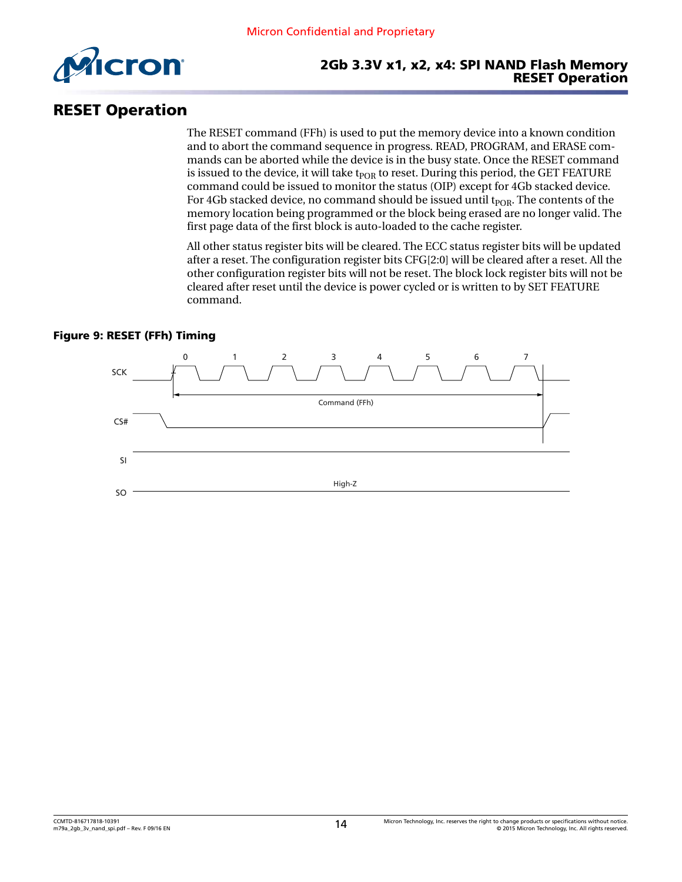# RESET Operation

The RESET command (FFh) is used to put the memory device into a known condition and to abort the command sequence in progress. READ, PROGRAM, and ERASE commands can be aborted while the device is in the busy state. Once the RESET command is issued to the device, it will take $t_{POR}$ to reset. During this period, the GET FEATURE command could be issued to monitor the status (OIP) except for 4Gb stacked device. For 4Gb stacked device, no command should be issued until $t_{POR}$. The contents of the memory location being programmed or the block being erased are no longer valid. The first page data of the first block is auto-loaded to the cache register.

All other status register bits will be cleared. The ECC status register bits will be updated after a reset. The configuration register bits CFG[2:0] will be cleared after a reset. All the other configuration register bits will not be reset. The block lock register bits will not be cleared after reset until the device is power cycled or is written to by SET FEATURE command.

**Figure 9: RESET (FFh) Timing**

SCK 0 1 2 3 4 5 6 7

Command (FFh)

CS#

SI

SO High-Z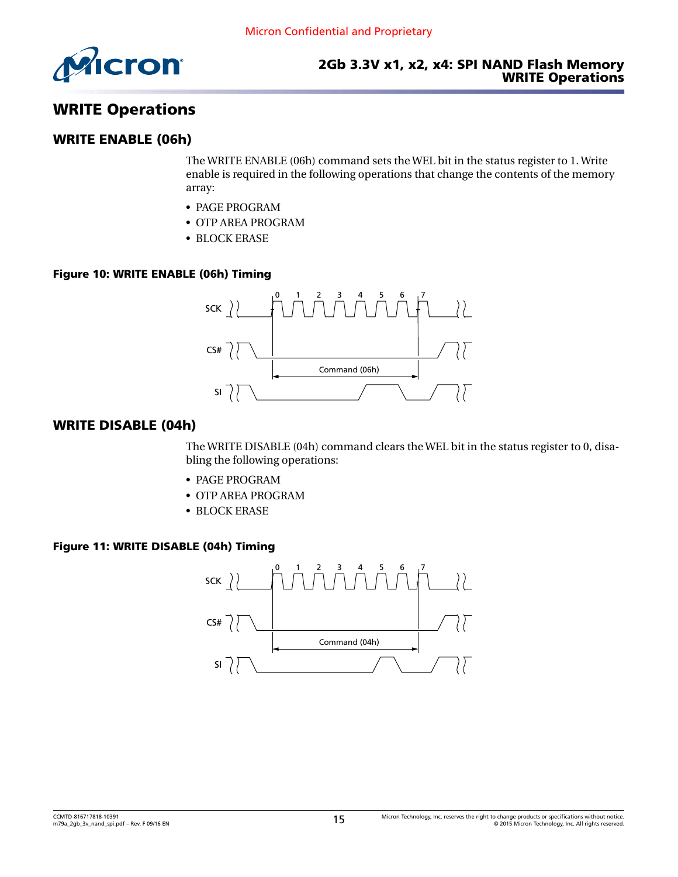# WRITE Operations

## WRITE ENABLE (06h)

The WRITE ENABLE (06h) command sets the WEL bit in the status register to 1. Write enable is required in the following operations that change the contents of the memory array:

- PAGE PROGRAM
- OTP AREA PROGRAM
- BLOCK ERASE

**Figure 10: WRITE ENABLE (06h) Timing**

## WRITE DISABLE (04h)

The WRITE DISABLE (04h) command clears the WEL bit in the status register to 0, disabling the following operations:

- PAGE PROGRAM
- OTP AREA PROGRAM
- BLOCK ERASE

**Figure 11: WRITE DISABLE (04h) Timing**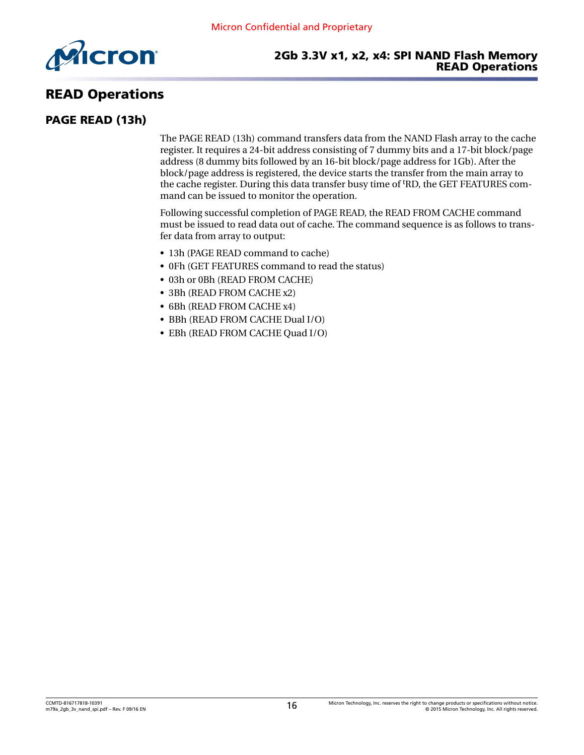# READ Operations

## PAGE READ (13h)

The PAGE READ (13h) command transfers data from the NAND Flash array to the cache register. It requires a 24-bit address consisting of 7 dummy bits and a 17-bit block/page address (8 dummy bits followed by an 16-bit block/page address for 1Gb). After the block/page address is registered, the device starts the transfer from the main array to the cache register. During this data transfer busy time of $^{t}RD$, the GET FEATURES command can be issued to monitor the operation.

Following successful completion of PAGE READ, the READ FROM CACHE command must be issued to read data out of cache. The command sequence is as follows to transfer data from array to output:

- 13h (PAGE READ command to cache)
- 0Fh (GET FEATURES command to read the status)
- 03h or 0Bh (READ FROM CACHE)
- 3Bh (READ FROM CACHE x2)
- 6Bh (READ FROM CACHE x4)
- BBh (READ FROM CACHE Dual I/O)
- EBh (READ FROM CACHE Quad I/O)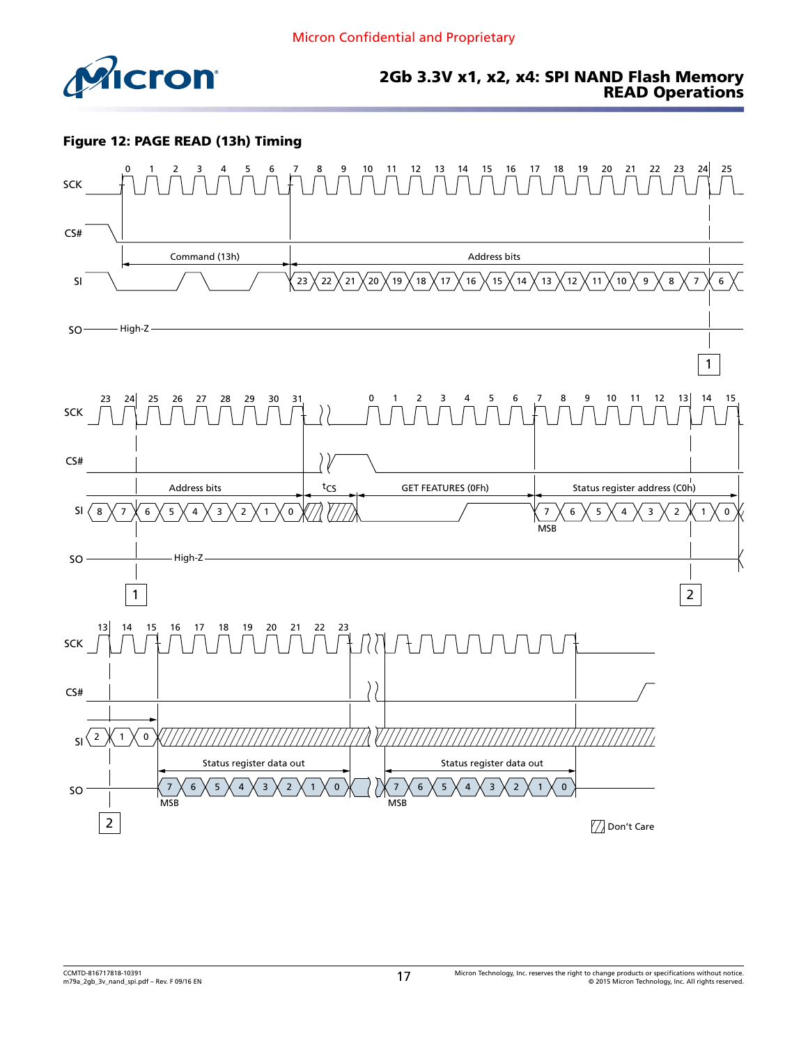**Figure 12: PAGE READ (13h) Timing**

SCK 0 1 2 3 4 5 6 7 8 9 10 11 12 13 14 15 16 17 18 19 20 21 22 23 24 25

CS#

SI — Command (13h) — Address bits: 23 22 21 20 19 18 17 16 15 14 13 12 11 10 9 8 7 6

SO — High-Z

1

SCK 23 24 25 26 27 28 29 30 31 — 0 1 2 3 4 5 6 7 8 9 10 11 12 13 14 15

CS#

SI — Address bits: 8 7 6 5 4 3 2 1 0 — $t_{CS}$ — GET FEATURES (0Fh) — Status register address (C0h): 7 6 5 4 3 2 1 0 (MSB)

SO — High-Z

1 2

SCK 13 14 15 16 17 18 19 20 21 22 23

CS#

SI 2 1 0

SO — Status register data out: 7 6 5 4 3 2 1 0 (MSB) — Status register data out: 7 6 5 4 3 2 1 0 (MSB)

2

Don't Care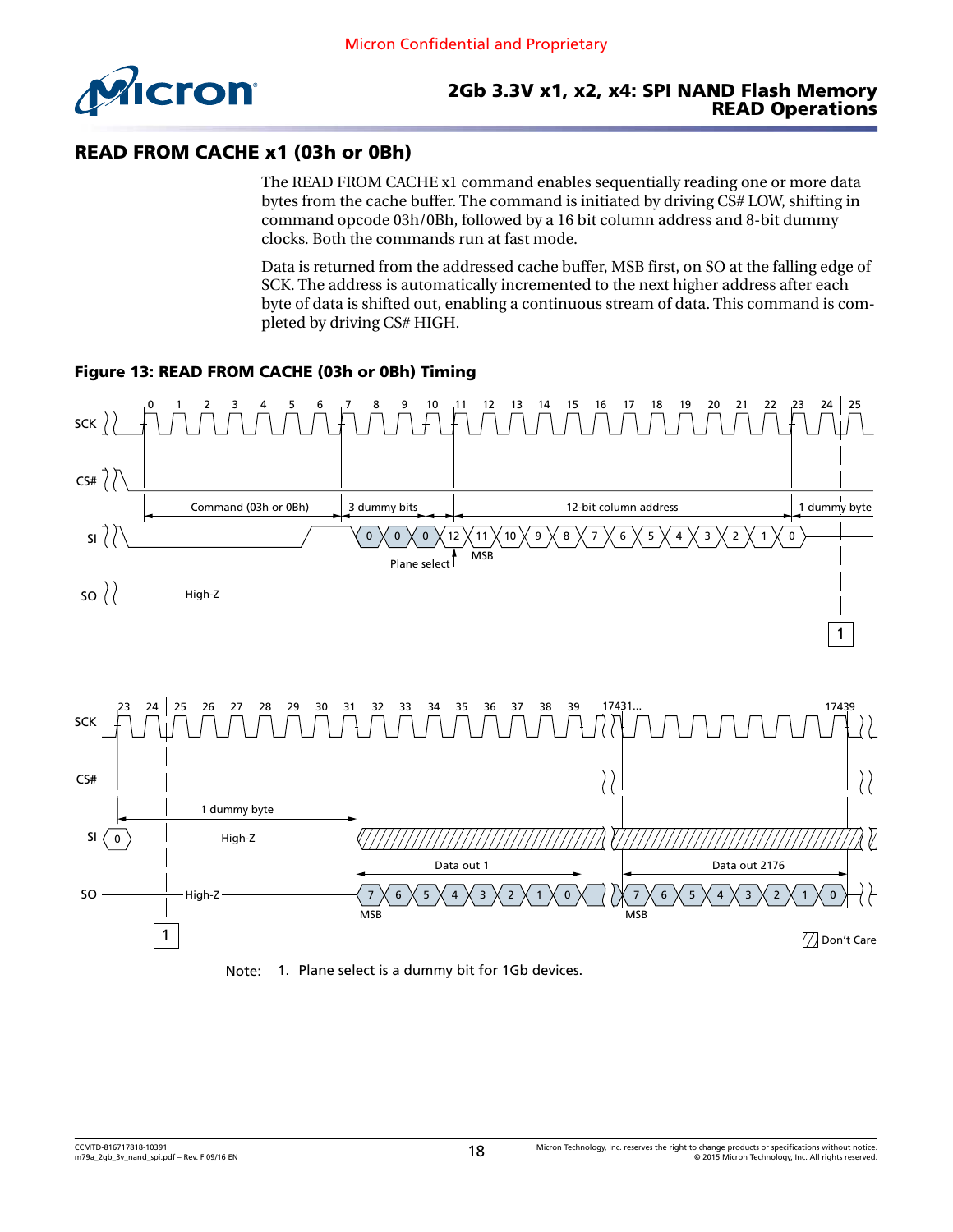## READ FROM CACHE x1 (03h or 0Bh)

The READ FROM CACHE x1 command enables sequentially reading one or more data bytes from the cache buffer. The command is initiated by driving CS# LOW, shifting in command opcode 03h/0Bh, followed by a 16 bit column address and 8-bit dummy clocks. Both the commands run at fast mode.

Data is returned from the addressed cache buffer, MSB first, on SO at the falling edge of SCK. The address is automatically incremented to the next higher address after each byte of data is shifted out, enabling a continuous stream of data. This command is completed by driving CS# HIGH.

**Figure 13: READ FROM CACHE (03h or 0Bh) Timing**

Note: 1. Plane select is a dummy bit for 1Gb devices.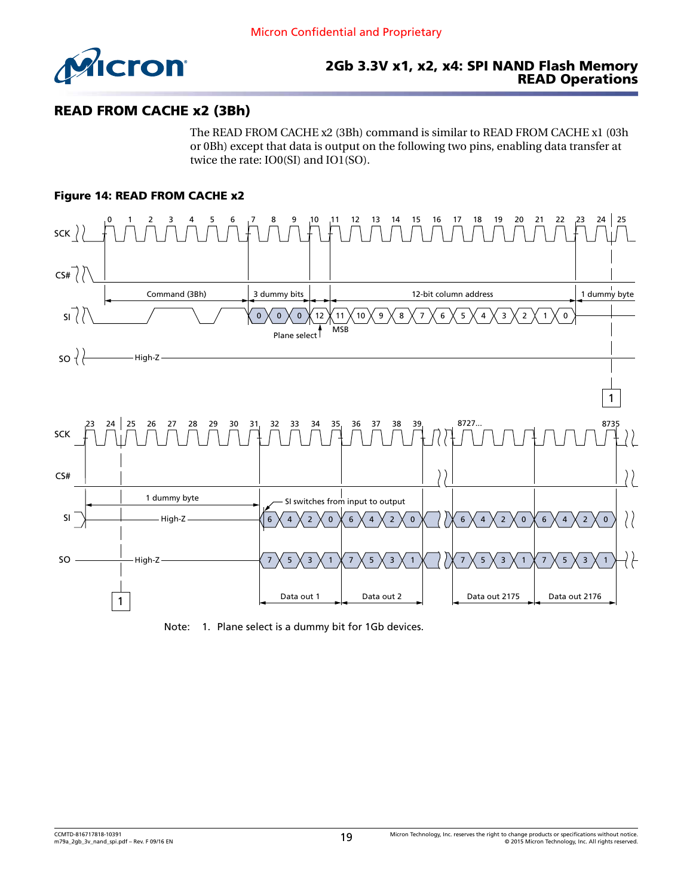## READ FROM CACHE x2 (3Bh)

The READ FROM CACHE x2 (3Bh) command is similar to READ FROM CACHE x1 (03h or 0Bh) except that data is output on the following two pins, enabling data transfer at twice the rate: IO0(SI) and IO1(SO).

**Figure 14: READ FROM CACHE x2**

Note: 1. Plane select is a dummy bit for 1Gb devices.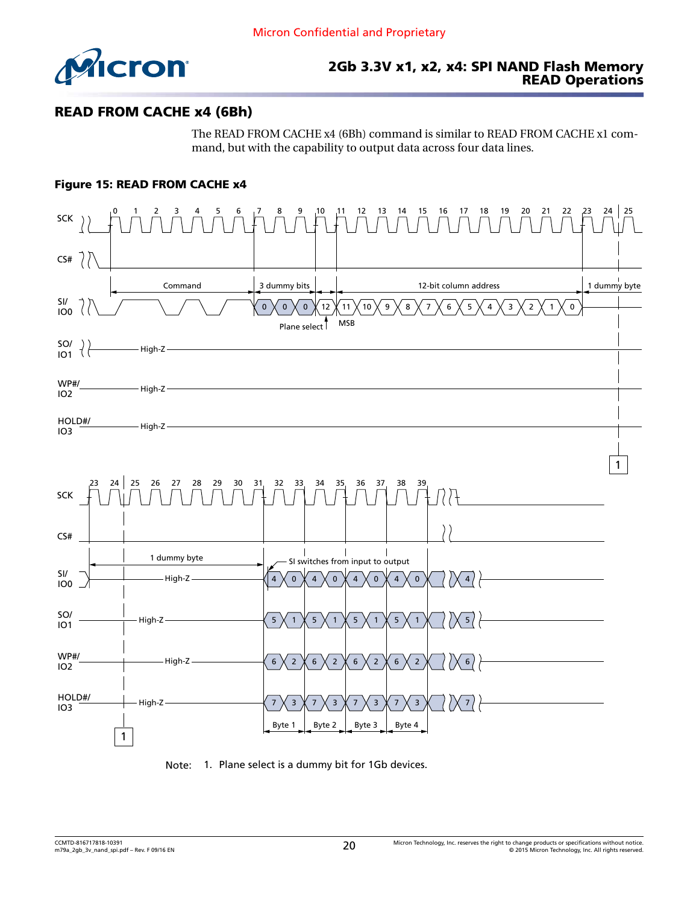## READ FROM CACHE x4 (6Bh)

The READ FROM CACHE x4 (6Bh) command is similar to READ FROM CACHE x1 command, but with the capability to output data across four data lines.

**Figure 15: READ FROM CACHE x4**

Note: 1. Plane select is a dummy bit for 1Gb devices.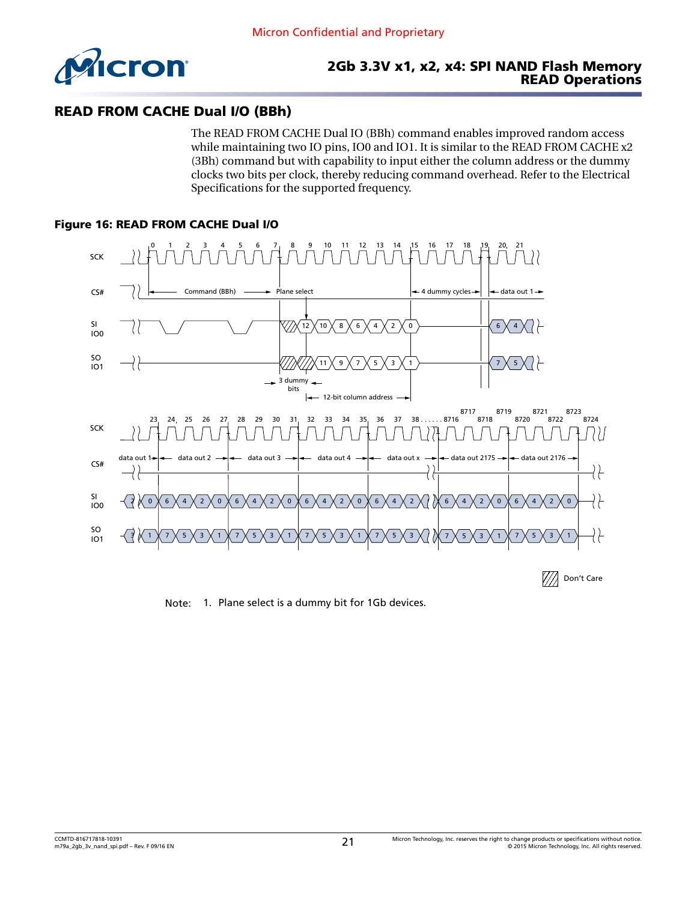## READ FROM CACHE Dual I/O (BBh)

The READ FROM CACHE Dual IO (BBh) command enables improved random access while maintaining two IO pins, IO0 and IO1. It is similar to the READ FROM CACHE x2 (3Bh) command but with capability to input either the column address or the dummy clocks two bits per clock, thereby reducing command overhead. Refer to the Electrical Specifications for the supported frequency.

**Figure 16: READ FROM CACHE Dual I/O**

Note: 1. Plane select is a dummy bit for 1Gb devices.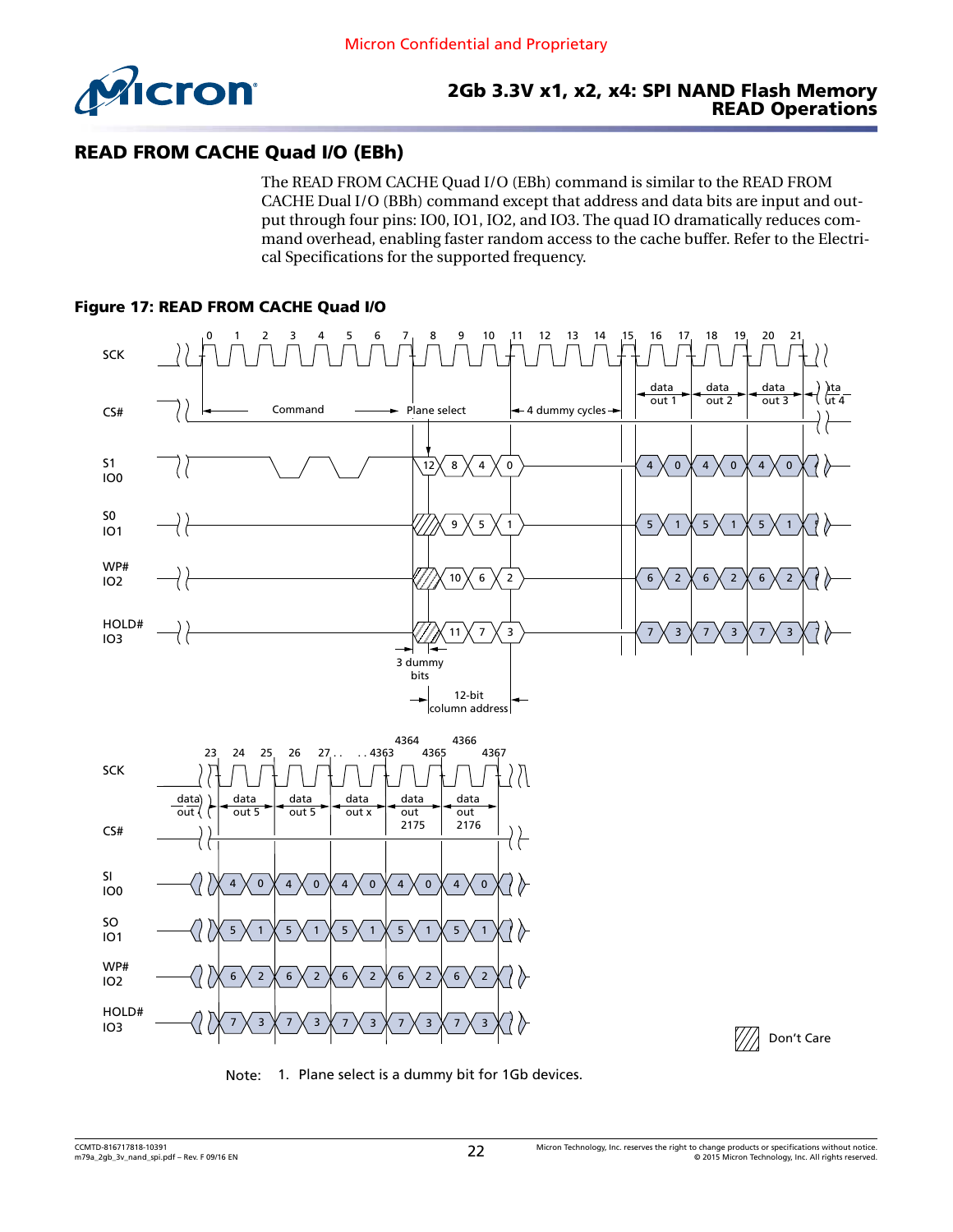Micron Confidential and Proprietary

## READ FROM CACHE Quad I/O (EBh)

The READ FROM CACHE Quad I/O (EBh) command is similar to the READ FROM CACHE Dual I/O (BBh) command except that address and data bits are input and output through four pins: IO0, IO1, IO2, and IO3. The quad IO dramatically reduces command overhead, enabling faster random access to the cache buffer. Refer to the Electrical Specifications for the supported frequency.

**Figure 17: READ FROM CACHE Quad I/O**

Note: 1. Plane select is a dummy bit for 1Gb devices.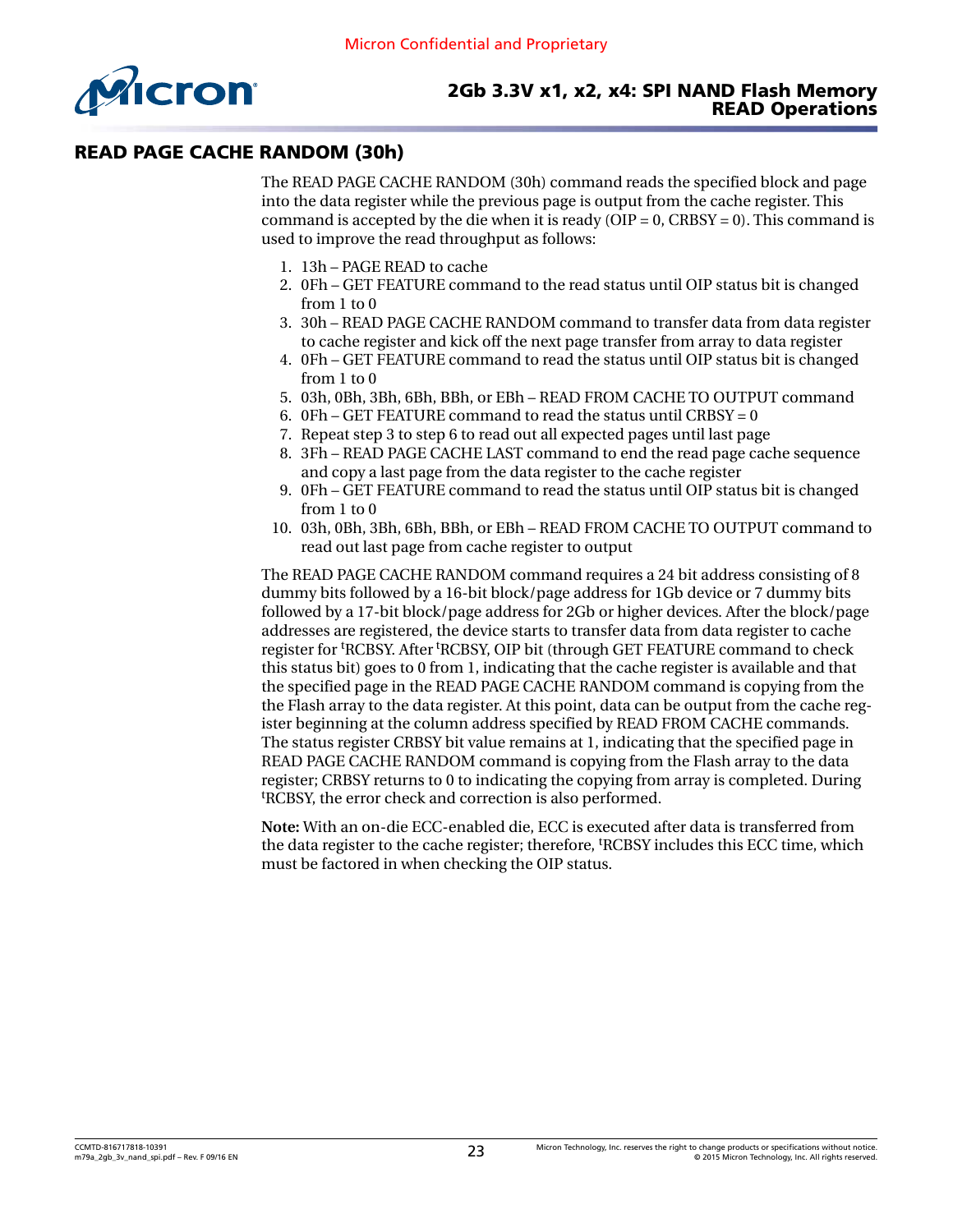## READ PAGE CACHE RANDOM (30h)

The READ PAGE CACHE RANDOM (30h) command reads the specified block and page into the data register while the previous page is output from the cache register. This command is accepted by the die when it is ready (OIP = 0, CRBSY = 0). This command is used to improve the read throughput as follows:

1. 13h – PAGE READ to cache
2. 0Fh – GET FEATURE command to the read status until OIP status bit is changed from 1 to 0
3. 30h – READ PAGE CACHE RANDOM command to transfer data from data register to cache register and kick off the next page transfer from array to data register
4. 0Fh – GET FEATURE command to read the status until OIP status bit is changed from 1 to 0
5. 03h, 0Bh, 3Bh, 6Bh, BBh, or EBh – READ FROM CACHE TO OUTPUT command
6. 0Fh – GET FEATURE command to read the status until CRBSY = 0
7. Repeat step 3 to step 6 to read out all expected pages until last page
8. 3Fh – READ PAGE CACHE LAST command to end the read page cache sequence and copy a last page from the data register to the cache register
9. 0Fh – GET FEATURE command to read the status until OIP status bit is changed from 1 to 0
10. 03h, 0Bh, 3Bh, 6Bh, BBh, or EBh – READ FROM CACHE TO OUTPUT command to read out last page from cache register to output

The READ PAGE CACHE RANDOM command requires a 24 bit address consisting of 8 dummy bits followed by a 16-bit block/page address for 1Gb device or 7 dummy bits followed by a 17-bit block/page address for 2Gb or higher devices. After the block/page addresses are registered, the device starts to transfer data from data register to cache register for $^{t}$RCBSY. After $^{t}$RCBSY, OIP bit (through GET FEATURE command to check this status bit) goes to 0 from 1, indicating that the cache register is available and that the specified page in the READ PAGE CACHE RANDOM command is copying from the the Flash array to the data register. At this point, data can be output from the cache register beginning at the column address specified by READ FROM CACHE commands. The status register CRBSY bit value remains at 1, indicating that the specified page in READ PAGE CACHE RANDOM command is copying from the Flash array to the data register; CRBSY returns to 0 to indicating the copying from array is completed. During $^{t}$RCBSY, the error check and correction is also performed.

**Note:** With an on-die ECC-enabled die, ECC is executed after data is transferred from the data register to the cache register; therefore, $^{t}$RCBSY includes this ECC time, which must be factored in when checking the OIP status.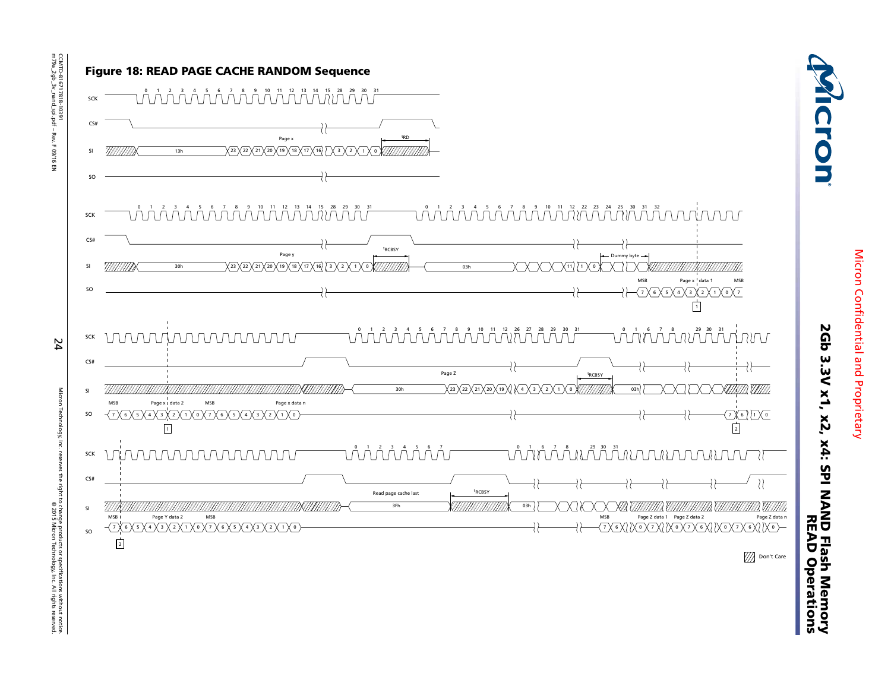# Figure 18: READ PAGE CACHE RANDOM Sequence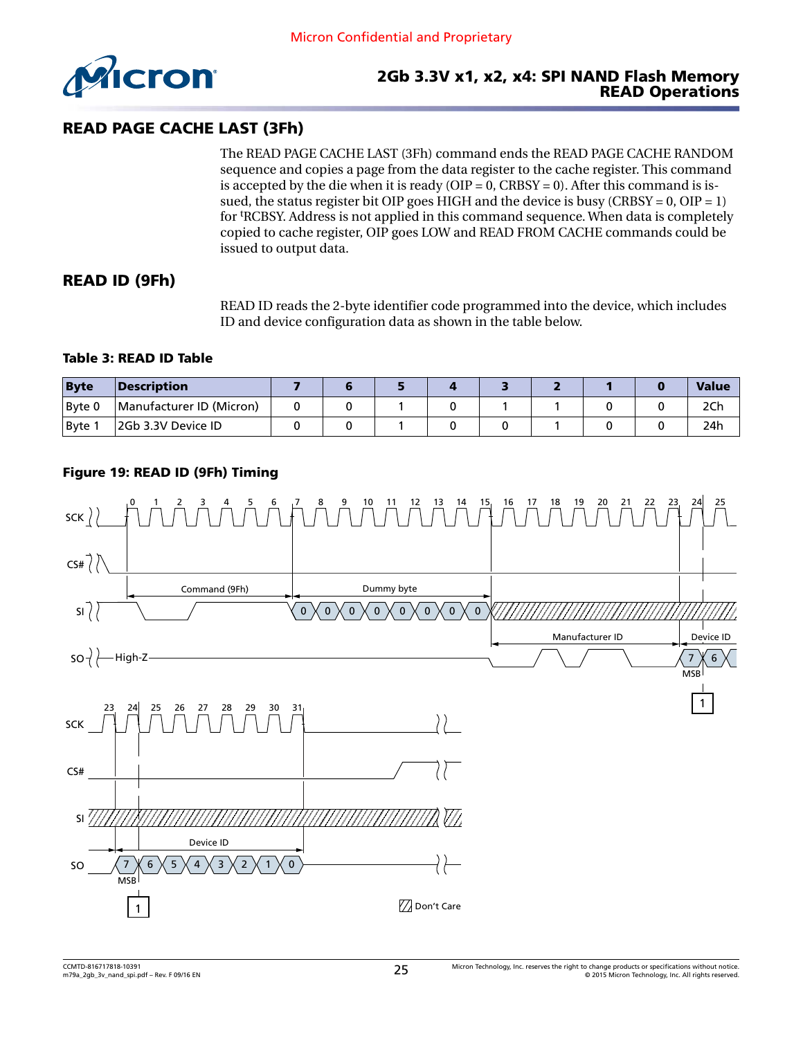## READ PAGE CACHE LAST (3Fh)

The READ PAGE CACHE LAST (3Fh) command ends the READ PAGE CACHE RANDOM sequence and copies a page from the data register to the cache register. This command is accepted by the die when it is ready (OIP = 0, CRBSY = 0). After this command is issued, the status register bit OIP goes HIGH and the device is busy (CRBSY = 0, OIP = 1) for $^t$RCBSY. Address is not applied in this command sequence. When data is completely copied to cache register, OIP goes LOW and READ FROM CACHE commands could be issued to output data.

## READ ID (9Fh)

READ ID reads the 2-byte identifier code programmed into the device, which includes ID and device configuration data as shown in the table below.

**Table 3: READ ID Table**

| Byte | Description | 7 | 6 | 5 | 4 | 3 | 2 | 1 | 0 | Value |
|---|---|---|---|---|---|---|---|---|---|---|
| Byte 0 | Manufacturer ID (Micron) | 0 | 0 | 1 | 0 | 1 | 1 | 0 | 0 | 2Ch |
| Byte 1 | 2Gb 3.3V Device ID | 0 | 0 | 1 | 0 | 0 | 1 | 0 | 0 | 24h |

**Figure 19: READ ID (9Fh) Timing**

Don't Care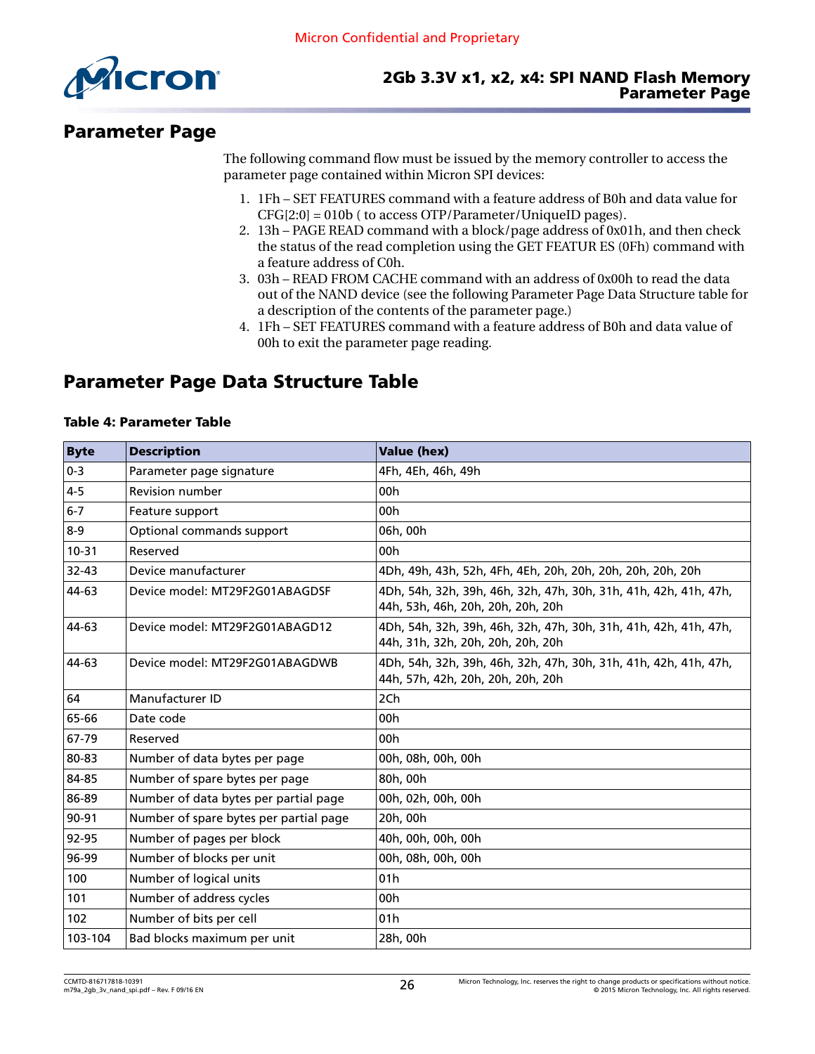# Parameter Page

The following command flow must be issued by the memory controller to access the parameter page contained within Micron SPI devices:

1. 1Fh – SET FEATURES command with a feature address of B0h and data value for CFG[2:0] = 010b ( to access OTP/Parameter/UniqueID pages).
2. 13h – PAGE READ command with a block/page address of 0x01h, and then check the status of the read completion using the GET FEATUR ES (0Fh) command with a feature address of C0h.
3. 03h – READ FROM CACHE command with an address of 0x00h to read the data out of the NAND device (see the following Parameter Page Data Structure table for a description of the contents of the parameter page.)
4. 1Fh – SET FEATURES command with a feature address of B0h and data value of 00h to exit the parameter page reading.

## Parameter Page Data Structure Table

**Table 4: Parameter Table**

| Byte | Description | Value (hex) |
|---|---|---|
| 0-3 | Parameter page signature | 4Fh, 4Eh, 46h, 49h |
| 4-5 | Revision number | 00h |
| 6-7 | Feature support | 00h |
| 8-9 | Optional commands support | 06h, 00h |
| 10-31 | Reserved | 00h |
| 32-43 | Device manufacturer | 4Dh, 49h, 43h, 52h, 4Fh, 4Eh, 20h, 20h, 20h, 20h, 20h, 20h |
| 44-63 | Device model: MT29F2G01ABAGDSF | 4Dh, 54h, 32h, 39h, 46h, 32h, 47h, 30h, 31h, 41h, 42h, 41h, 47h, 44h, 53h, 46h, 20h, 20h, 20h, 20h |
| 44-63 | Device model: MT29F2G01ABAGD12 | 4Dh, 54h, 32h, 39h, 46h, 32h, 47h, 30h, 31h, 41h, 42h, 41h, 47h, 44h, 31h, 32h, 20h, 20h, 20h, 20h |
| 44-63 | Device model: MT29F2G01ABAGDWB | 4Dh, 54h, 32h, 39h, 46h, 32h, 47h, 30h, 31h, 41h, 42h, 41h, 47h, 44h, 57h, 42h, 20h, 20h, 20h, 20h |
| 64 | Manufacturer ID | 2Ch |
| 65-66 | Date code | 00h |
| 67-79 | Reserved | 00h |
| 80-83 | Number of data bytes per page | 00h, 08h, 00h, 00h |
| 84-85 | Number of spare bytes per page | 80h, 00h |
| 86-89 | Number of data bytes per partial page | 00h, 02h, 00h, 00h |
| 90-91 | Number of spare bytes per partial page | 20h, 00h |
| 92-95 | Number of pages per block | 40h, 00h, 00h, 00h |
| 96-99 | Number of blocks per unit | 00h, 08h, 00h, 00h |
| 100 | Number of logical units | 01h |
| 101 | Number of address cycles | 00h |
| 102 | Number of bits per cell | 01h |
| 103-104 | Bad blocks maximum per unit | 28h, 00h |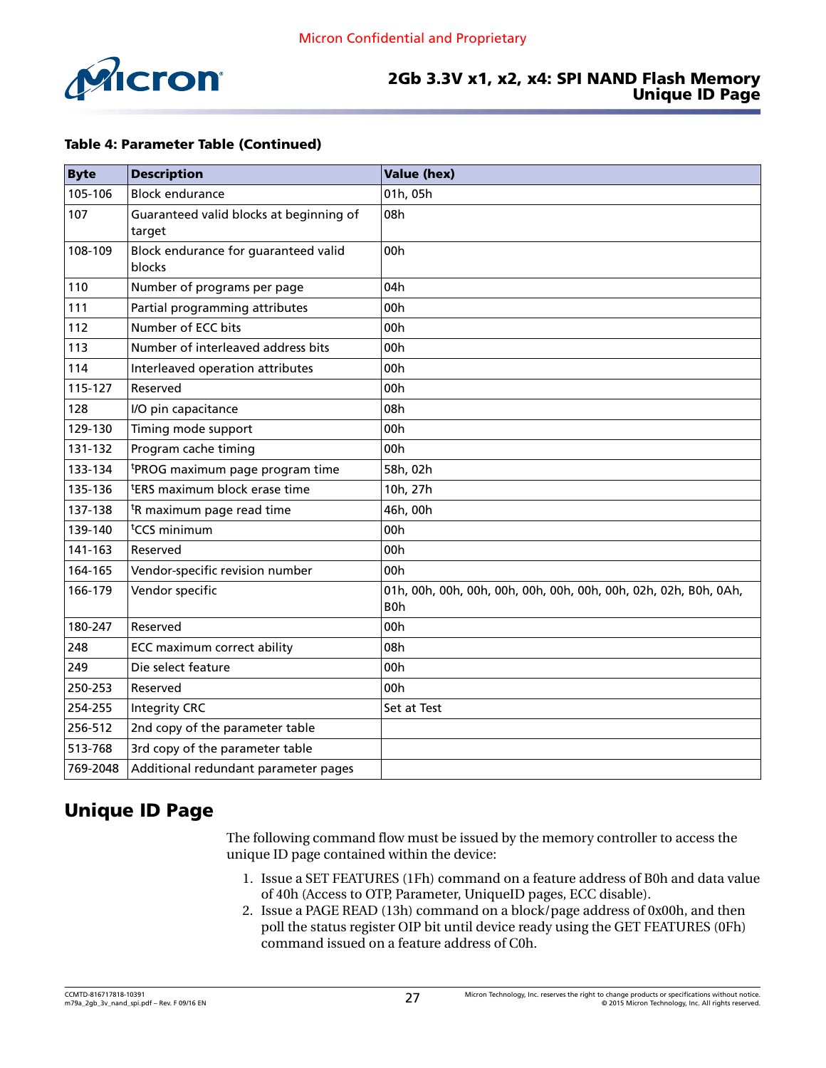**Table 4: Parameter Table (Continued)**

| Byte | Description | Value (hex) |
|---|---|---|
| 105-106 | Block endurance | 01h, 05h |
| 107 | Guaranteed valid blocks at beginning of target | 08h |
| 108-109 | Block endurance for guaranteed valid blocks | 00h |
| 110 | Number of programs per page | 04h |
| 111 | Partial programming attributes | 00h |
| 112 | Number of ECC bits | 00h |
| 113 | Number of interleaved address bits | 00h |
| 114 | Interleaved operation attributes | 00h |
| 115-127 | Reserved | 00h |
| 128 | I/O pin capacitance | 08h |
| 129-130 | Timing mode support | 00h |
| 131-132 | Program cache timing | 00h |
| 133-134 | $^t$PROG maximum page program time | 58h, 02h |
| 135-136 | $^t$ERS maximum block erase time | 10h, 27h |
| 137-138 | $^t$R maximum page read time | 46h, 00h |
| 139-140 | $^t$CCS minimum | 00h |
| 141-163 | Reserved | 00h |
| 164-165 | Vendor-specific revision number | 00h |
| 166-179 | Vendor specific | 01h, 00h, 00h, 00h, 00h, 00h, 00h, 00h, 00h, 02h, 02h, B0h, 0Ah, B0h |
| 180-247 | Reserved | 00h |
| 248 | ECC maximum correct ability | 08h |
| 249 | Die select feature | 00h |
| 250-253 | Reserved | 00h |
| 254-255 | Integrity CRC | Set at Test |
| 256-512 | 2nd copy of the parameter table | |
| 513-768 | 3rd copy of the parameter table | |
| 769-2048 | Additional redundant parameter pages | |

## Unique ID Page

The following command flow must be issued by the memory controller to access the unique ID page contained within the device:

1. Issue a SET FEATURES (1Fh) command on a feature address of B0h and data value of 40h (Access to OTP, Parameter, UniqueID pages, ECC disable).
2. Issue a PAGE READ (13h) command on a block/page address of 0x00h, and then poll the status register OIP bit until device ready using the GET FEATURES (0Fh) command issued on a feature address of C0h.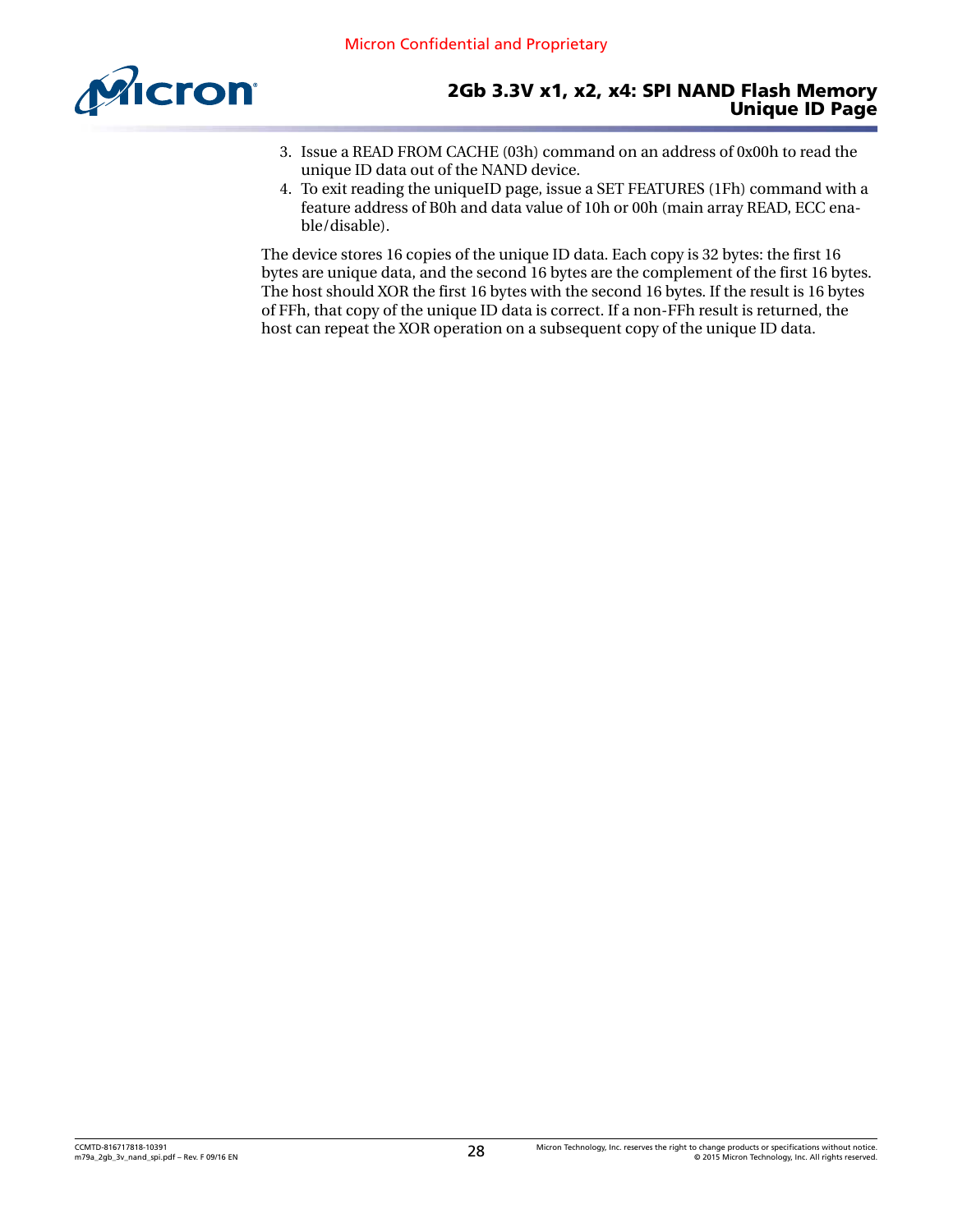3. Issue a READ FROM CACHE (03h) command on an address of 0x00h to read the unique ID data out of the NAND device.
4. To exit reading the uniqueID page, issue a SET FEATURES (1Fh) command with a feature address of B0h and data value of 10h or 00h (main array READ, ECC enable/disable).

The device stores 16 copies of the unique ID data. Each copy is 32 bytes: the first 16 bytes are unique data, and the second 16 bytes are the complement of the first 16 bytes. The host should XOR the first 16 bytes with the second 16 bytes. If the result is 16 bytes of FFh, that copy of the unique ID data is correct. If a non-FFh result is returned, the host can repeat the XOR operation on a subsequent copy of the unique ID data.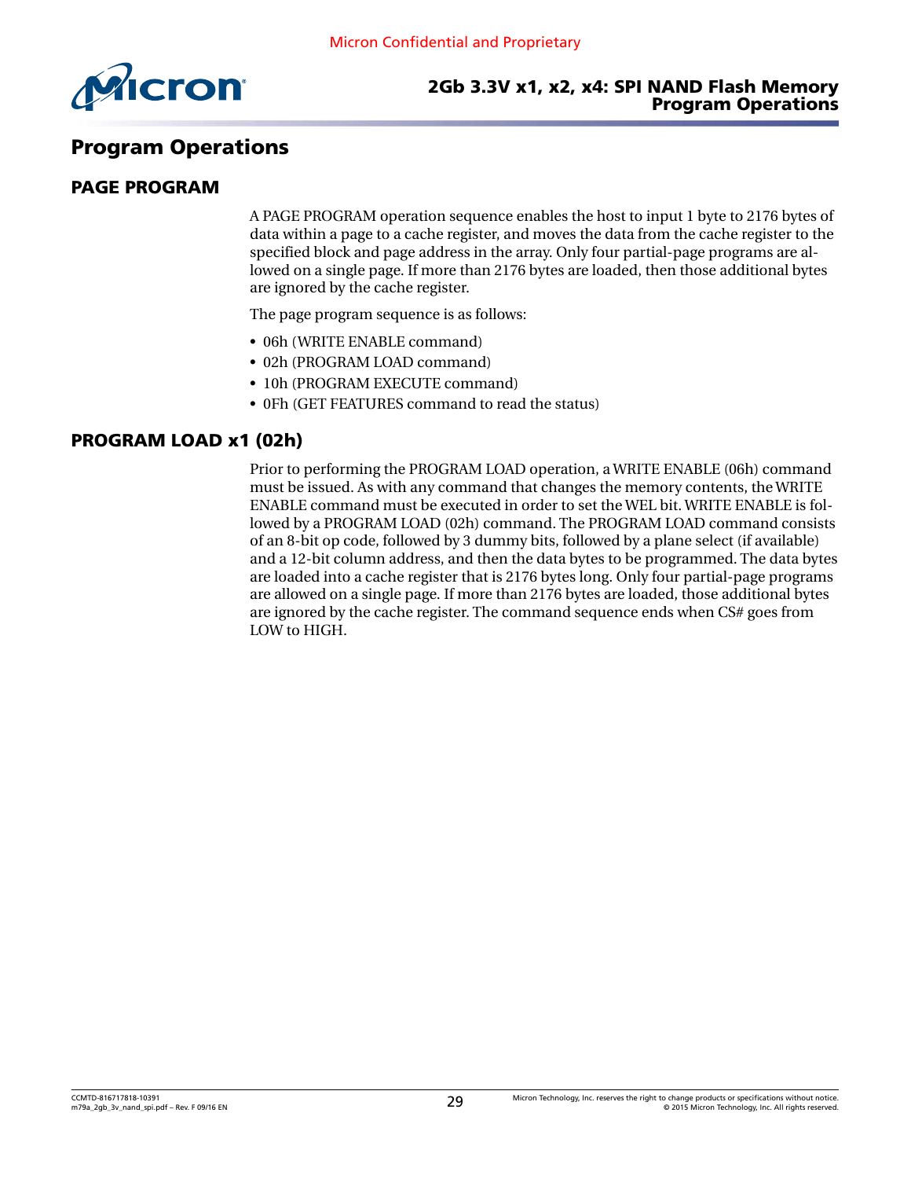# Program Operations

## PAGE PROGRAM

A PAGE PROGRAM operation sequence enables the host to input 1 byte to 2176 bytes of data within a page to a cache register, and moves the data from the cache register to the specified block and page address in the array. Only four partial-page programs are allowed on a single page. If more than 2176 bytes are loaded, then those additional bytes are ignored by the cache register.

The page program sequence is as follows:

- 06h (WRITE ENABLE command)
- 02h (PROGRAM LOAD command)
- 10h (PROGRAM EXECUTE command)
- 0Fh (GET FEATURES command to read the status)

## PROGRAM LOAD x1 (02h)

Prior to performing the PROGRAM LOAD operation, a WRITE ENABLE (06h) command must be issued. As with any command that changes the memory contents, the WRITE ENABLE command must be executed in order to set the WEL bit. WRITE ENABLE is followed by a PROGRAM LOAD (02h) command. The PROGRAM LOAD command consists of an 8-bit op code, followed by 3 dummy bits, followed by a plane select (if available) and a 12-bit column address, and then the data bytes to be programmed. The data bytes are loaded into a cache register that is 2176 bytes long. Only four partial-page programs are allowed on a single page. If more than 2176 bytes are loaded, those additional bytes are ignored by the cache register. The command sequence ends when CS# goes from LOW to HIGH.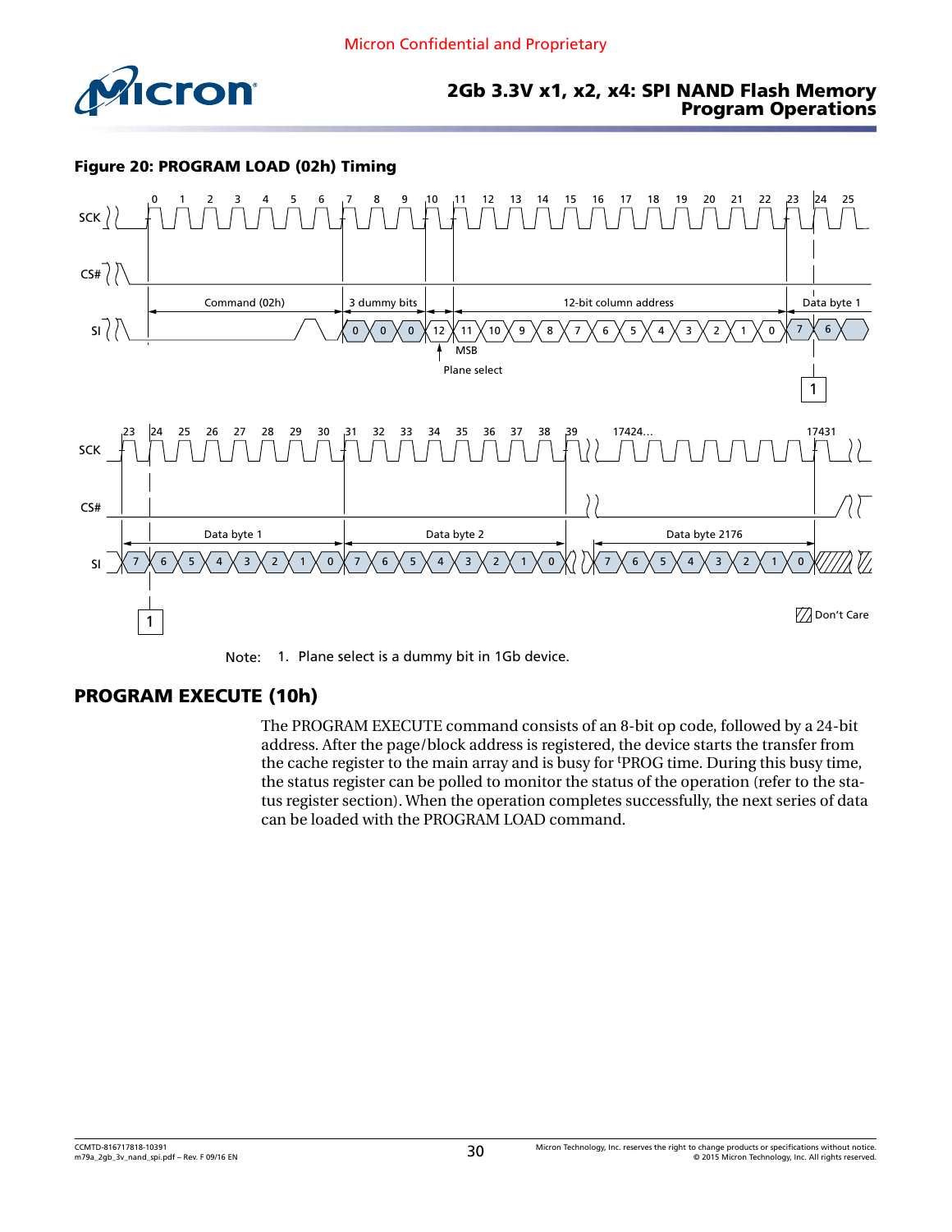**Figure 20: PROGRAM LOAD (02h) Timing**

Note: 1. Plane select is a dummy bit in 1Gb device.

## PROGRAM EXECUTE (10h)

The PROGRAM EXECUTE command consists of an 8-bit op code, followed by a 24-bit address. After the page/block address is registered, the device starts the transfer from the cache register to the main array and is busy for $t$PROG time. During this busy time, the status register can be polled to monitor the status of the operation (refer to the status register section). When the operation completes successfully, the next series of data can be loaded with the PROGRAM LOAD command.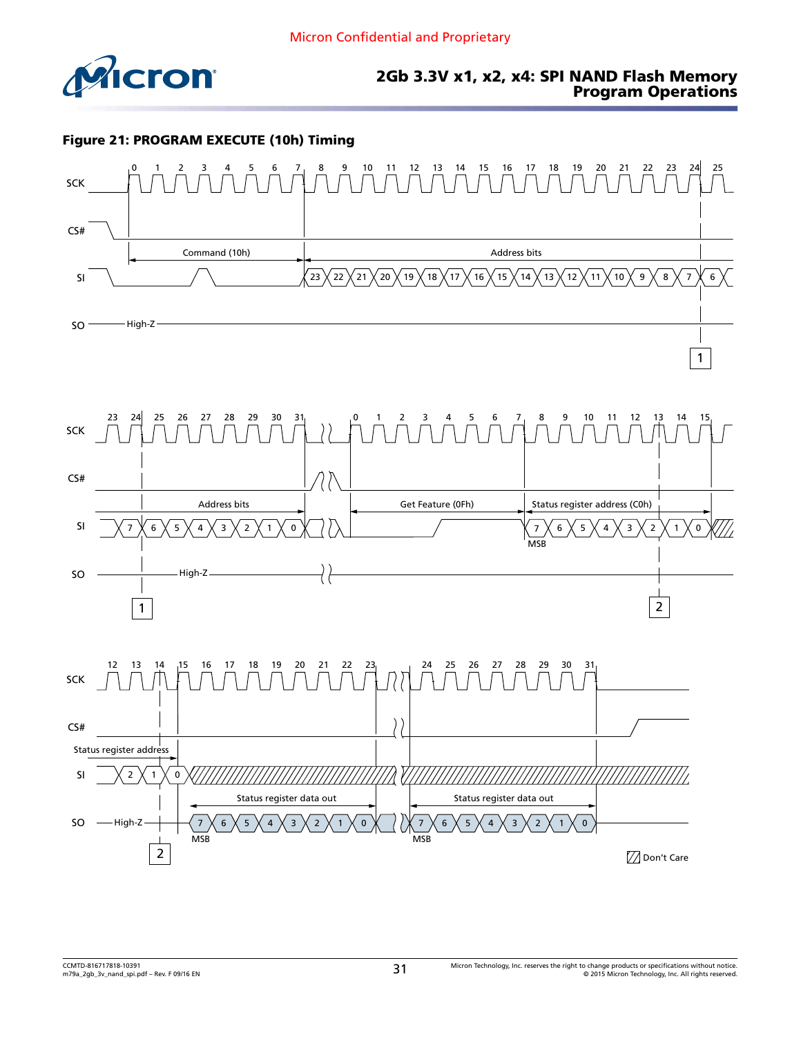**Figure 21: PROGRAM EXECUTE (10h) Timing**

SCK
CS#
SI
SO

Command (10h)

Address bits

High-Z

1

Address bits

Get Feature (0Fh)

Status register address (C0h)

MSB

High-Z

2

Status register address

Status register data out

Status register data out

High-Z

MSB

MSB

Don't Care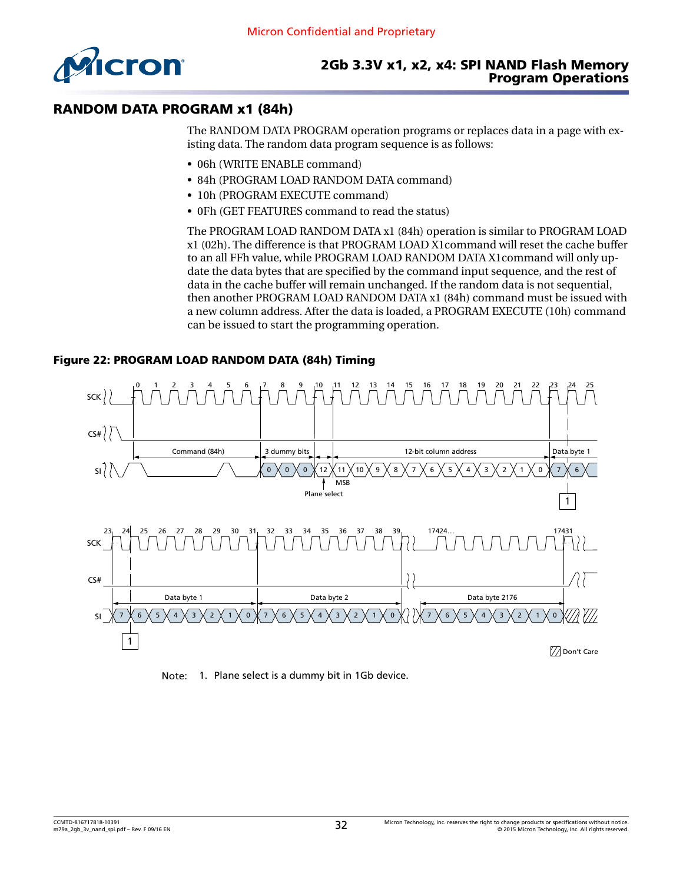## RANDOM DATA PROGRAM x1 (84h)

The RANDOM DATA PROGRAM operation programs or replaces data in a page with existing data. The random data program sequence is as follows:

- 06h (WRITE ENABLE command)
- 84h (PROGRAM LOAD RANDOM DATA command)
- 10h (PROGRAM EXECUTE command)
- 0Fh (GET FEATURES command to read the status)

The PROGRAM LOAD RANDOM DATA x1 (84h) operation is similar to PROGRAM LOAD x1 (02h). The difference is that PROGRAM LOAD X1command will reset the cache buffer to an all FFh value, while PROGRAM LOAD RANDOM DATA X1command will only update the data bytes that are specified by the command input sequence, and the rest of data in the cache buffer will remain unchanged. If the random data is not sequential, then another PROGRAM LOAD RANDOM DATA x1 (84h) command must be issued with a new column address. After the data is loaded, a PROGRAM EXECUTE (10h) command can be issued to start the programming operation.

**Figure 22: PROGRAM LOAD RANDOM DATA (84h) Timing**

Note: 1. Plane select is a dummy bit in 1Gb device.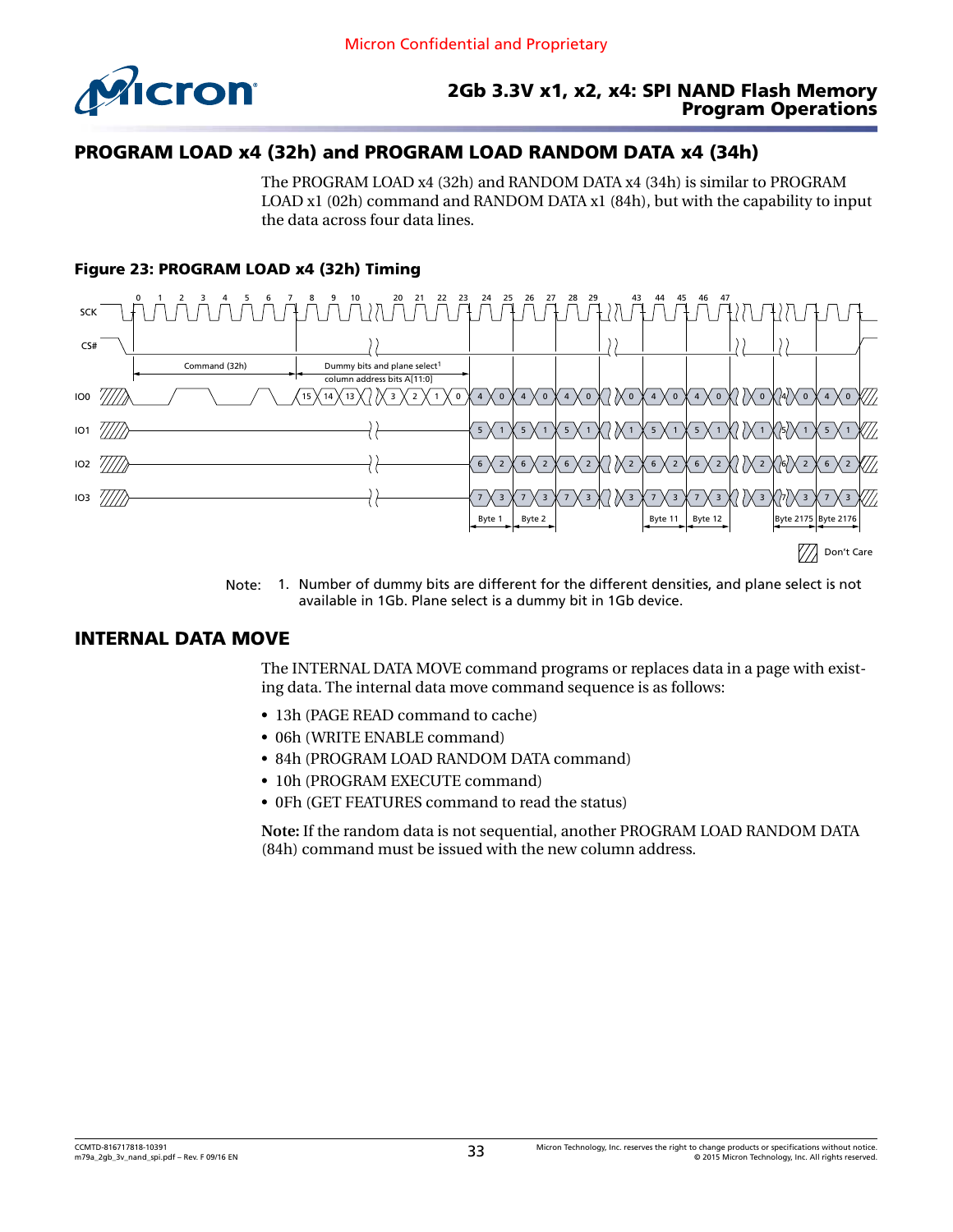## PROGRAM LOAD x4 (32h) and PROGRAM LOAD RANDOM DATA x4 (34h)

The PROGRAM LOAD x4 (32h) and RANDOM DATA x4 (34h) is similar to PROGRAM LOAD x1 (02h) command and RANDOM DATA x1 (84h), but with the capability to input the data across four data lines.

**Figure 23: PROGRAM LOAD x4 (32h) Timing**

Note: 1. Number of dummy bits are different for the different densities, and plane select is not available in 1Gb. Plane select is a dummy bit in 1Gb device.

## INTERNAL DATA MOVE

The INTERNAL DATA MOVE command programs or replaces data in a page with existing data. The internal data move command sequence is as follows:

- 13h (PAGE READ command to cache)
- 06h (WRITE ENABLE command)
- 84h (PROGRAM LOAD RANDOM DATA command)
- 10h (PROGRAM EXECUTE command)
- 0Fh (GET FEATURES command to read the status)

**Note:** If the random data is not sequential, another PROGRAM LOAD RANDOM DATA (84h) command must be issued with the new column address.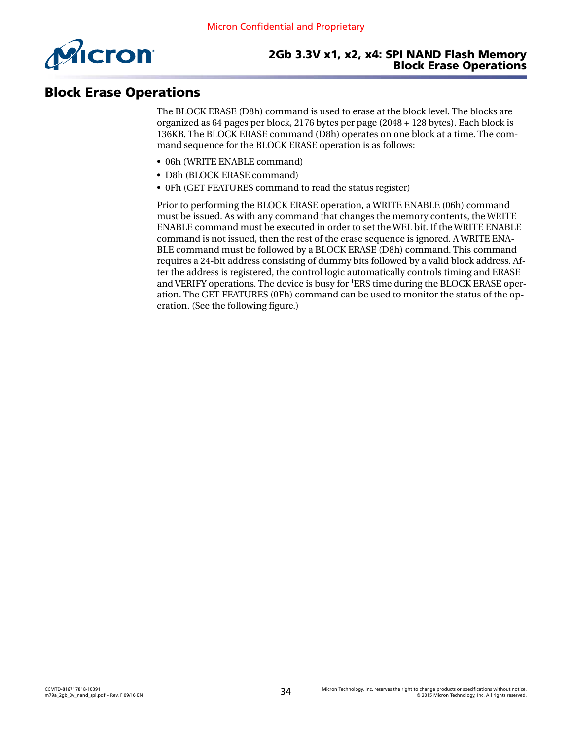# Block Erase Operations

The BLOCK ERASE (D8h) command is used to erase at the block level. The blocks are organized as 64 pages per block, 2176 bytes per page (2048 + 128 bytes). Each block is 136KB. The BLOCK ERASE command (D8h) operates on one block at a time. The command sequence for the BLOCK ERASE operation is as follows:

- 06h (WRITE ENABLE command)
- D8h (BLOCK ERASE command)
- 0Fh (GET FEATURES command to read the status register)

Prior to performing the BLOCK ERASE operation, a WRITE ENABLE (06h) command must be issued. As with any command that changes the memory contents, the WRITE ENABLE command must be executed in order to set the WEL bit. If the WRITE ENABLE command is not issued, then the rest of the erase sequence is ignored. A WRITE ENABLE command must be followed by a BLOCK ERASE (D8h) command. This command requires a 24-bit address consisting of dummy bits followed by a valid block address. After the address is registered, the control logic automatically controls timing and ERASE and VERIFY operations. The device is busy for $^{t}$ERS time during the BLOCK ERASE operation. The GET FEATURES (0Fh) command can be used to monitor the status of the operation. (See the following figure.)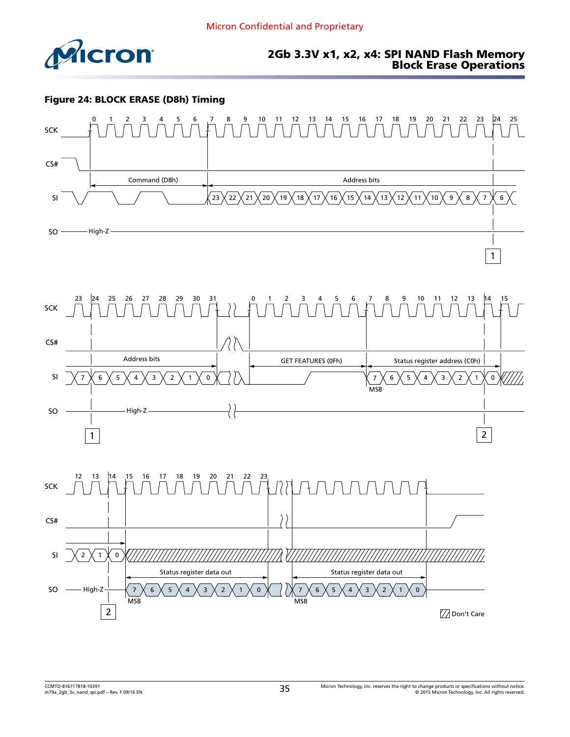**Figure 24: BLOCK ERASE (D8h) Timing**

Don't Care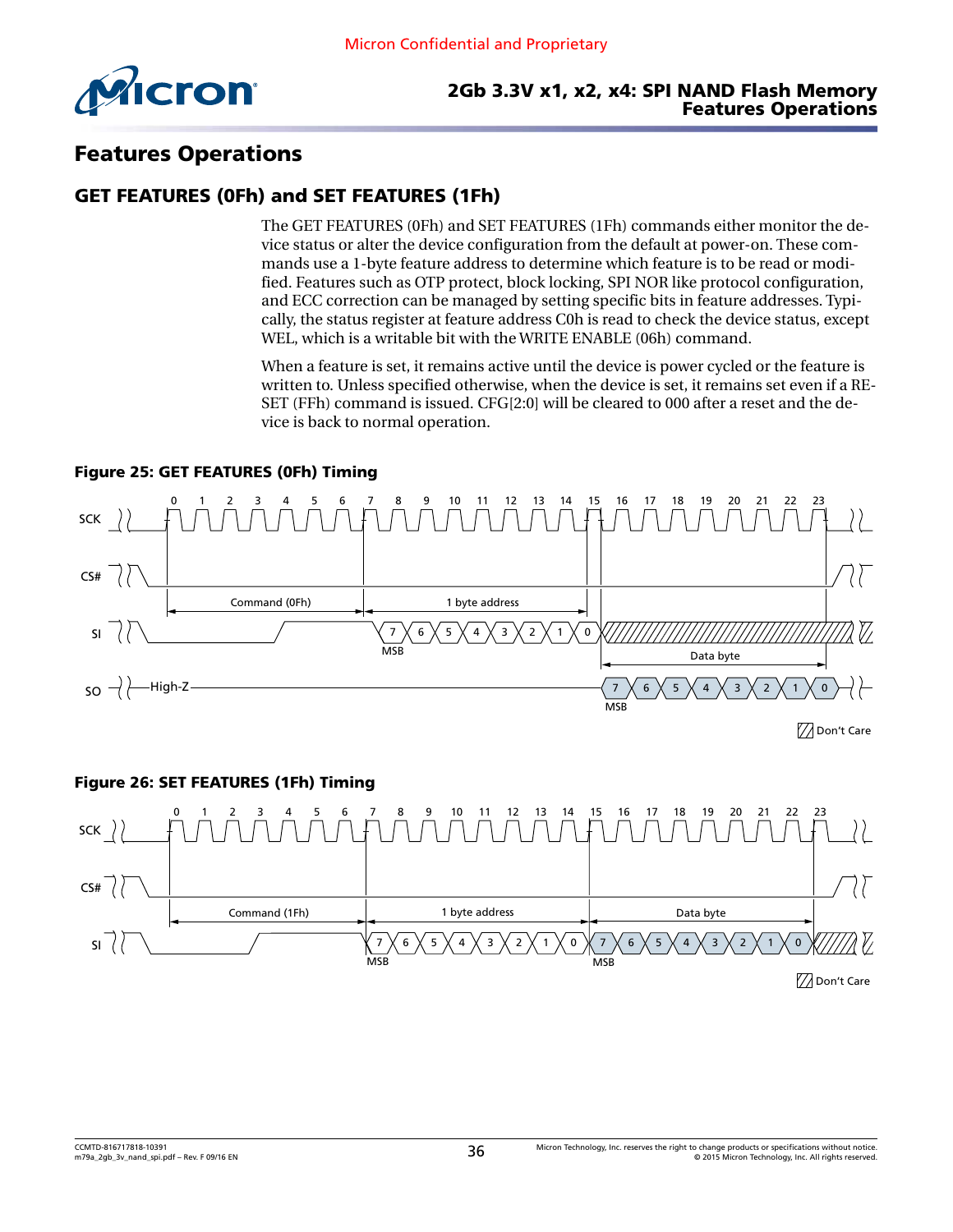# Features Operations

## GET FEATURES (0Fh) and SET FEATURES (1Fh)

The GET FEATURES (0Fh) and SET FEATURES (1Fh) commands either monitor the device status or alter the device configuration from the default at power-on. These commands use a 1-byte feature address to determine which feature is to be read or modified. Features such as OTP protect, block locking, SPI NOR like protocol configuration, and ECC correction can be managed by setting specific bits in feature addresses. Typically, the status register at feature address C0h is read to check the device status, except WEL, which is a writable bit with the WRITE ENABLE (06h) command.

When a feature is set, it remains active until the device is power cycled or the feature is written to. Unless specified otherwise, when the device is set, it remains set even if a RESET (FFh) command is issued. CFG[2:0] will be cleared to 000 after a reset and the device is back to normal operation.

**Figure 25: GET FEATURES (0Fh) Timing**

**Figure 26: SET FEATURES (1Fh) Timing**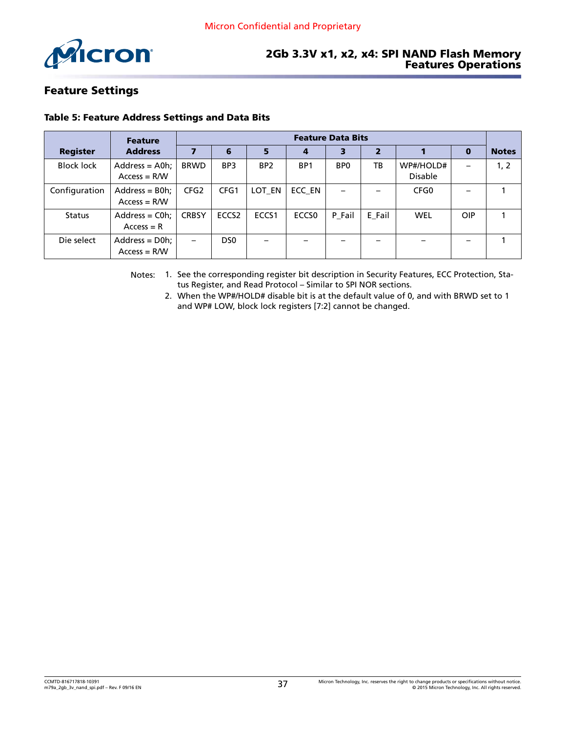## Feature Settings

**Table 5: Feature Address Settings and Data Bits**

| Register | Feature Address | Feature Data Bits | | | | | | | | Notes |
|---|---|---|---|---|---|---|---|---|---|---|
| | | 7 | 6 | 5 | 4 | 3 | 2 | 1 | 0 | |
| Block lock | Address = A0h; Access = R/W | BRWD | BP3 | BP2 | BP1 | BP0 | TB | WP#/HOLD# Disable | – | 1, 2 |
| Configuration | Address = B0h; Access = R/W | CFG2 | CFG1 | LOT_EN | ECC_EN | – | – | CFG0 | – | 1 |
| Status | Address = C0h; Access = R | CRBSY | ECCS2 | ECCS1 | ECCS0 | P_Fail | E_Fail | WEL | OIP | 1 |
| Die select | Address = D0h; Access = R/W | – | DS0 | – | – | – | – | – | – | 1 |

Notes:
1. See the corresponding register bit description in Security Features, ECC Protection, Status Register, and Read Protocol – Similar to SPI NOR sections.
2. When the WP#/HOLD# disable bit is at the default value of 0, and with BRWD set to 1 and WP# LOW, block lock registers [7:2] cannot be changed.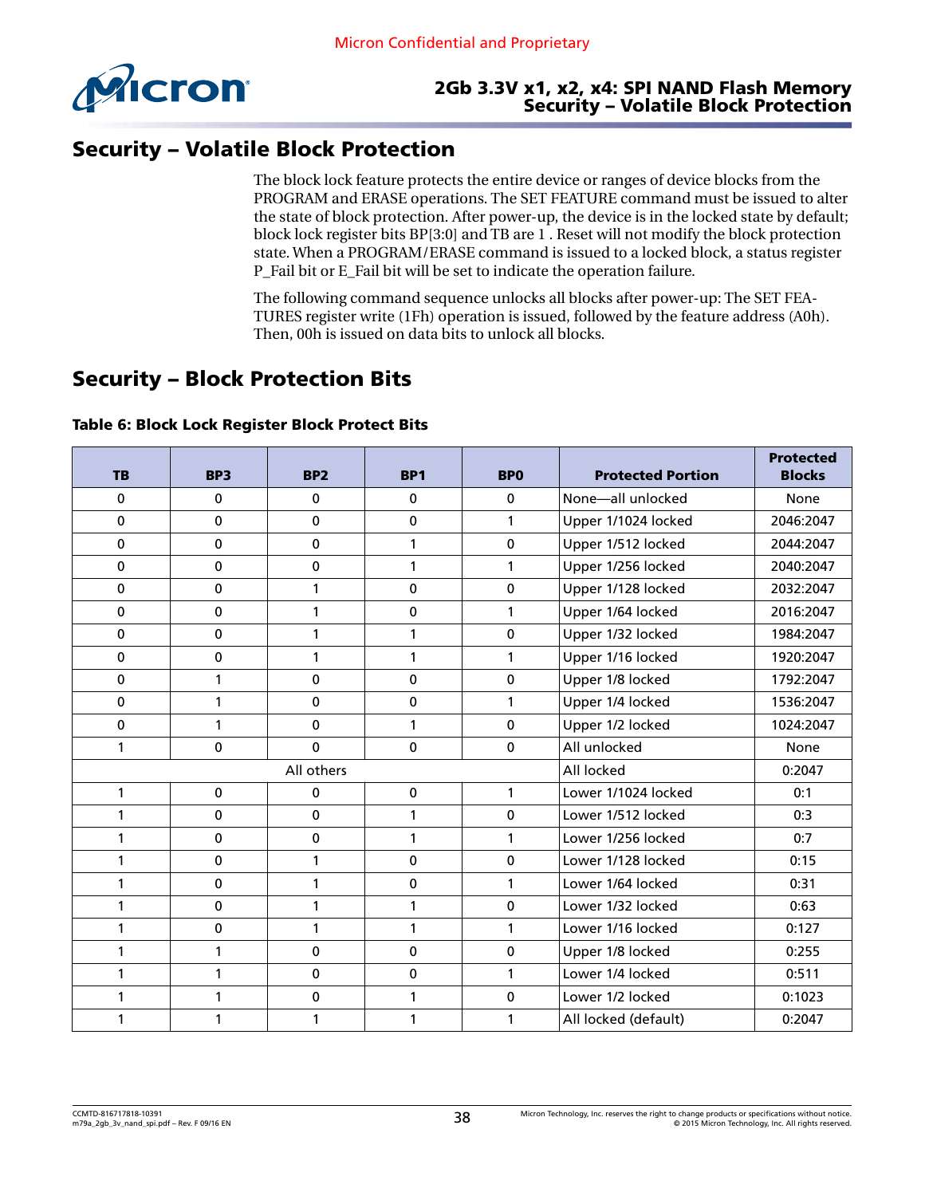## Security – Volatile Block Protection

The block lock feature protects the entire device or ranges of device blocks from the PROGRAM and ERASE operations. The SET FEATURE command must be issued to alter the state of block protection. After power-up, the device is in the locked state by default; block lock register bits BP[3:0] and TB are 1 . Reset will not modify the block protection state. When a PROGRAM/ERASE command is issued to a locked block, a status register P_Fail bit or E_Fail bit will be set to indicate the operation failure.

The following command sequence unlocks all blocks after power-up: The SET FEATURES register write (1Fh) operation is issued, followed by the feature address (A0h). Then, 00h is issued on data bits to unlock all blocks.

## Security – Block Protection Bits

**Table 6: Block Lock Register Block Protect Bits**

| TB | BP3 | BP2 | BP1 | BP0 | Protected Portion | Protected Blocks |
|---|---|---|---|---|---|---|
| 0 | 0 | 0 | 0 | 0 | None—all unlocked | None |
| 0 | 0 | 0 | 0 | 1 | Upper 1/1024 locked | 2046:2047 |
| 0 | 0 | 0 | 1 | 0 | Upper 1/512 locked | 2044:2047 |
| 0 | 0 | 0 | 1 | 1 | Upper 1/256 locked | 2040:2047 |
| 0 | 0 | 1 | 0 | 0 | Upper 1/128 locked | 2032:2047 |
| 0 | 0 | 1 | 0 | 1 | Upper 1/64 locked | 2016:2047 |
| 0 | 0 | 1 | 1 | 0 | Upper 1/32 locked | 1984:2047 |
| 0 | 0 | 1 | 1 | 1 | Upper 1/16 locked | 1920:2047 |
| 0 | 1 | 0 | 0 | 0 | Upper 1/8 locked | 1792:2047 |
| 0 | 1 | 0 | 0 | 1 | Upper 1/4 locked | 1536:2047 |
| 0 | 1 | 0 | 1 | 0 | Upper 1/2 locked | 1024:2047 |
| 1 | 0 | 0 | 0 | 0 | All unlocked | None |
| All others | | | | | All locked | 0:2047 |
| 1 | 0 | 0 | 0 | 1 | Lower 1/1024 locked | 0:1 |
| 1 | 0 | 0 | 1 | 0 | Lower 1/512 locked | 0:3 |
| 1 | 0 | 0 | 1 | 1 | Lower 1/256 locked | 0:7 |
| 1 | 0 | 1 | 0 | 0 | Lower 1/128 locked | 0:15 |
| 1 | 0 | 1 | 0 | 1 | Lower 1/64 locked | 0:31 |
| 1 | 0 | 1 | 1 | 0 | Lower 1/32 locked | 0:63 |
| 1 | 0 | 1 | 1 | 1 | Lower 1/16 locked | 0:127 |
| 1 | 1 | 0 | 0 | 0 | Upper 1/8 locked | 0:255 |
| 1 | 1 | 0 | 0 | 1 | Lower 1/4 locked | 0:511 |
| 1 | 1 | 0 | 1 | 0 | Lower 1/2 locked | 0:1023 |
| 1 | 1 | 1 | 1 | 1 | All locked (default) | 0:2047 |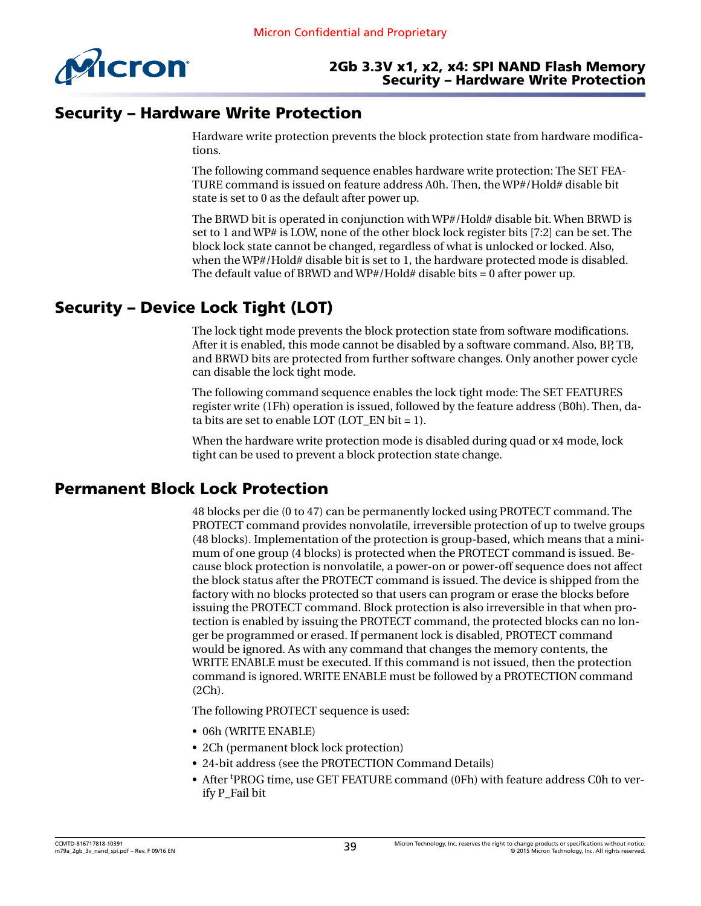## Security – Hardware Write Protection

Hardware write protection prevents the block protection state from hardware modifications.

The following command sequence enables hardware write protection: The SET FEATURE command is issued on feature address A0h. Then, the WP#/Hold# disable bit state is set to 0 as the default after power up.

The BRWD bit is operated in conjunction with WP#/Hold# disable bit. When BRWD is set to 1 and WP# is LOW, none of the other block lock register bits [7:2] can be set. The block lock state cannot be changed, regardless of what is unlocked or locked. Also, when the WP#/Hold# disable bit is set to 1, the hardware protected mode is disabled. The default value of BRWD and WP#/Hold# disable bits = 0 after power up.

## Security – Device Lock Tight (LOT)

The lock tight mode prevents the block protection state from software modifications. After it is enabled, this mode cannot be disabled by a software command. Also, BP, TB, and BRWD bits are protected from further software changes. Only another power cycle can disable the lock tight mode.

The following command sequence enables the lock tight mode: The SET FEATURES register write (1Fh) operation is issued, followed by the feature address (B0h). Then, data bits are set to enable LOT (LOT_EN bit = 1).

When the hardware write protection mode is disabled during quad or x4 mode, lock tight can be used to prevent a block protection state change.

## Permanent Block Lock Protection

48 blocks per die (0 to 47) can be permanently locked using PROTECT command. The PROTECT command provides nonvolatile, irreversible protection of up to twelve groups (48 blocks). Implementation of the protection is group-based, which means that a minimum of one group (4 blocks) is protected when the PROTECT command is issued. Because block protection is nonvolatile, a power-on or power-off sequence does not affect the block status after the PROTECT command is issued. The device is shipped from the factory with no blocks protected so that users can program or erase the blocks before issuing the PROTECT command. Block protection is also irreversible in that when protection is enabled by issuing the PROTECT command, the protected blocks can no longer be programmed or erased. If permanent lock is disabled, PROTECT command would be ignored. As with any command that changes the memory contents, the WRITE ENABLE must be executed. If this command is not issued, then the protection command is ignored. WRITE ENABLE must be followed by a PROTECTION command (2Ch).

The following PROTECT sequence is used:

- 06h (WRITE ENABLE)
- 2Ch (permanent block lock protection)
- 24-bit address (see the PROTECTION Command Details)
- After $^{t}$PROG time, use GET FEATURE command (0Fh) with feature address C0h to verify P_Fail bit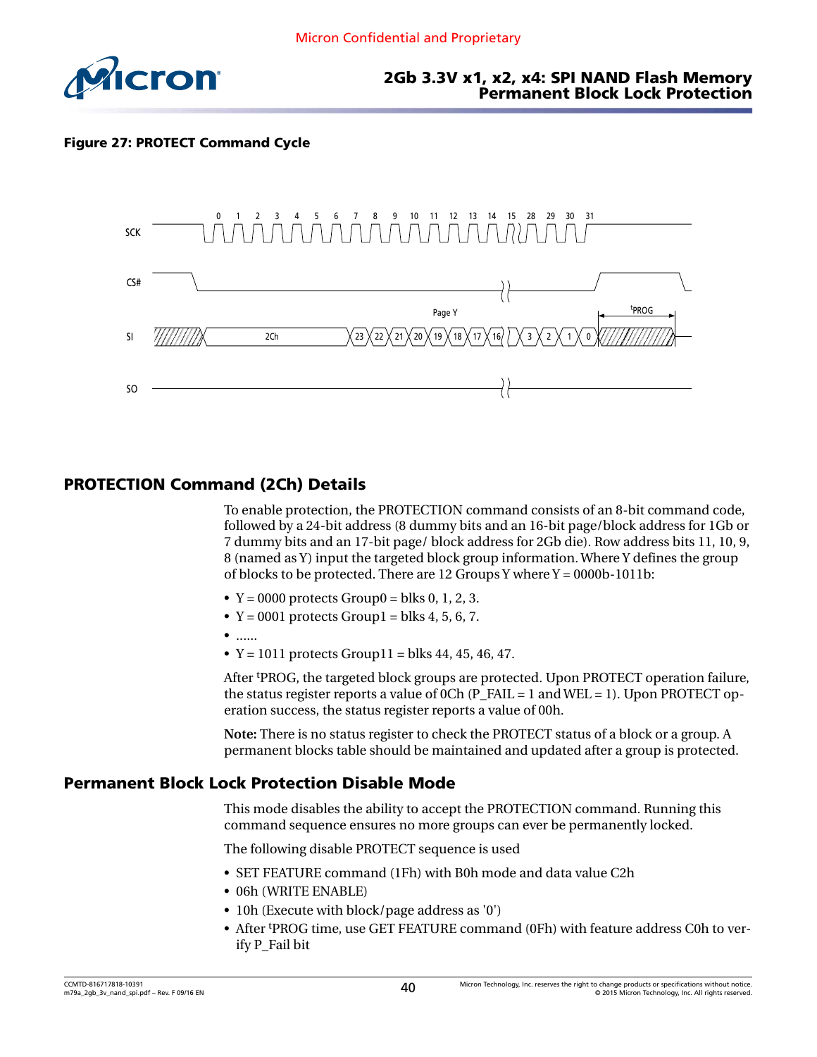**Figure 27: PROTECT Command Cycle**

## PROTECTION Command (2Ch) Details

To enable protection, the PROTECTION command consists of an 8-bit command code, followed by a 24-bit address (8 dummy bits and an 16-bit page/block address for 1Gb or 7 dummy bits and an 17-bit page/ block address for 2Gb die). Row address bits 11, 10, 9, 8 (named as Y) input the targeted block group information. Where Y defines the group of blocks to be protected. There are 12 Groups Y where Y = 0000b-1011b:

- Y = 0000 protects Group0 = blks 0, 1, 2, 3.
- Y = 0001 protects Group1 = blks 4, 5, 6, 7.
- ……
- Y = 1011 protects Group11 = blks 44, 45, 46, 47.

After $^{t}$PROG, the targeted block groups are protected. Upon PROTECT operation failure, the status register reports a value of 0Ch (P_FAIL = 1 and WEL = 1). Upon PROTECT operation success, the status register reports a value of 00h.

**Note:** There is no status register to check the PROTECT status of a block or a group. A permanent blocks table should be maintained and updated after a group is protected.

## Permanent Block Lock Protection Disable Mode

This mode disables the ability to accept the PROTECTION command. Running this command sequence ensures no more groups can ever be permanently locked.

The following disable PROTECT sequence is used

- SET FEATURE command (1Fh) with B0h mode and data value C2h
- 06h (WRITE ENABLE)
- 10h (Execute with block/page address as '0')
- After $^{t}$PROG time, use GET FEATURE command (0Fh) with feature address C0h to verify P_Fail bit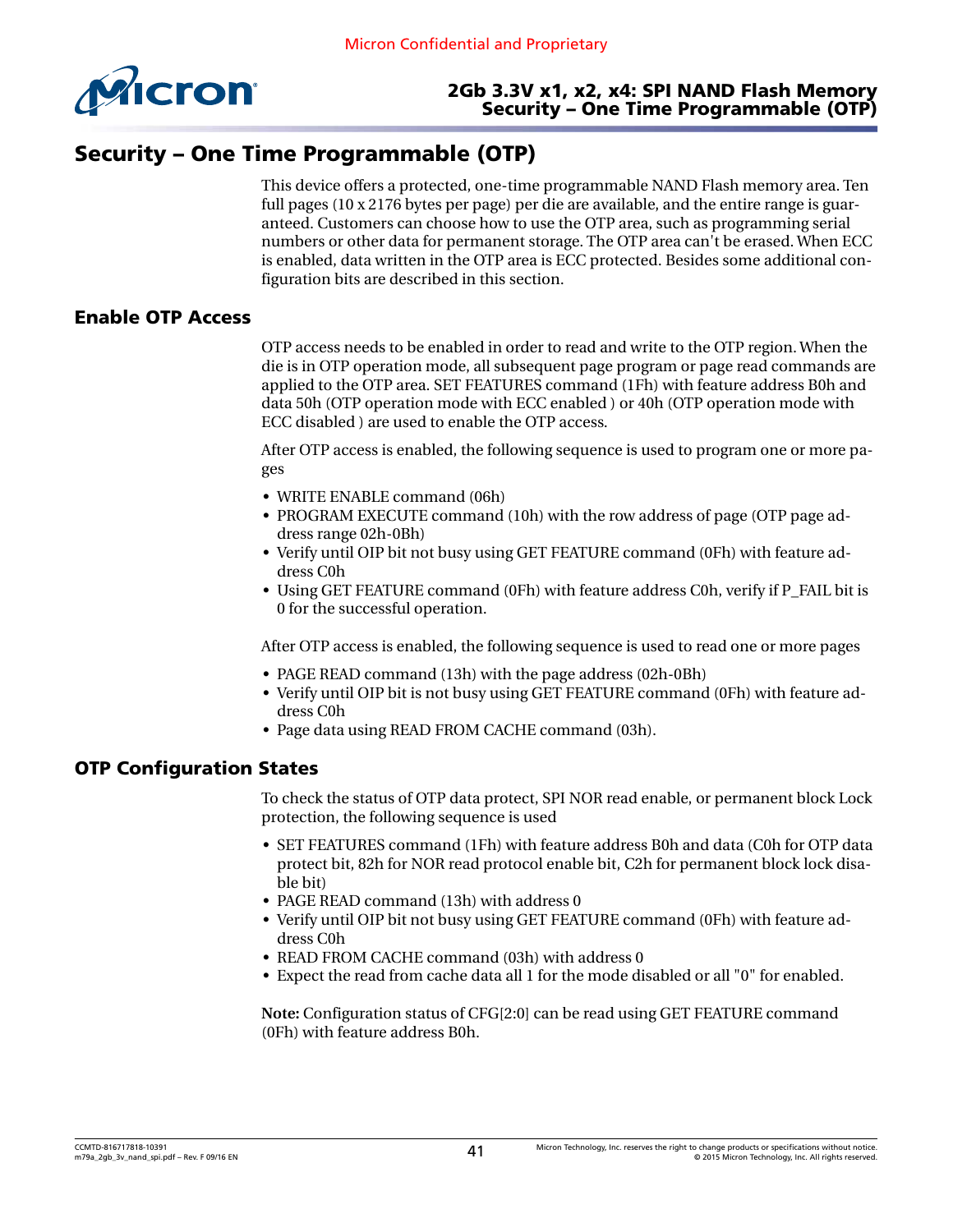# Security – One Time Programmable (OTP)

This device offers a protected, one-time programmable NAND Flash memory area. Ten full pages (10 x 2176 bytes per page) per die are available, and the entire range is guaranteed. Customers can choose how to use the OTP area, such as programming serial numbers or other data for permanent storage. The OTP area can't be erased. When ECC is enabled, data written in the OTP area is ECC protected. Besides some additional configuration bits are described in this section.

## Enable OTP Access

OTP access needs to be enabled in order to read and write to the OTP region. When the die is in OTP operation mode, all subsequent page program or page read commands are applied to the OTP area. SET FEATURES command (1Fh) with feature address B0h and data 50h (OTP operation mode with ECC enabled ) or 40h (OTP operation mode with ECC disabled ) are used to enable the OTP access.

After OTP access is enabled, the following sequence is used to program one or more pages

- WRITE ENABLE command (06h)
- PROGRAM EXECUTE command (10h) with the row address of page (OTP page address range 02h-0Bh)
- Verify until OIP bit not busy using GET FEATURE command (0Fh) with feature address C0h
- Using GET FEATURE command (0Fh) with feature address C0h, verify if P_FAIL bit is 0 for the successful operation.

After OTP access is enabled, the following sequence is used to read one or more pages

- PAGE READ command (13h) with the page address (02h-0Bh)
- Verify until OIP bit is not busy using GET FEATURE command (0Fh) with feature address C0h
- Page data using READ FROM CACHE command (03h).

## OTP Configuration States

To check the status of OTP data protect, SPI NOR read enable, or permanent block Lock protection, the following sequence is used

- SET FEATURES command (1Fh) with feature address B0h and data (C0h for OTP data protect bit, 82h for NOR read protocol enable bit, C2h for permanent block lock disable bit)
- PAGE READ command (13h) with address 0
- Verify until OIP bit not busy using GET FEATURE command (0Fh) with feature address C0h
- READ FROM CACHE command (03h) with address 0
- Expect the read from cache data all 1 for the mode disabled or all "0" for enabled.

**Note:** Configuration status of CFG[2:0] can be read using GET FEATURE command (0Fh) with feature address B0h.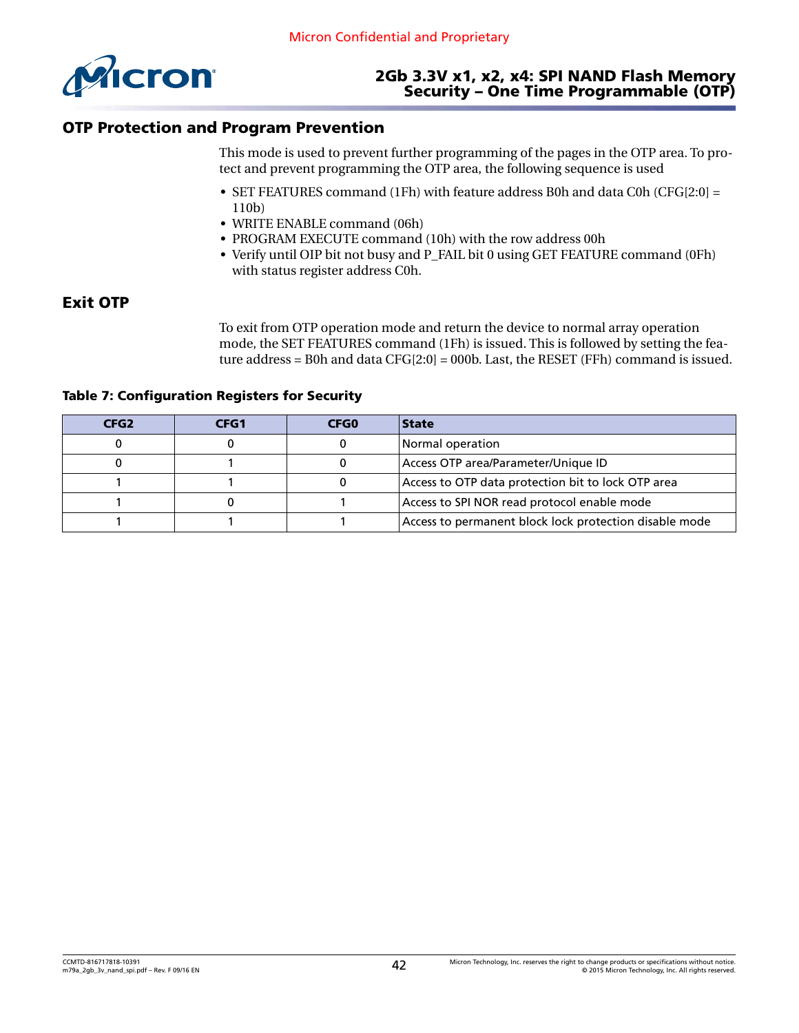## OTP Protection and Program Prevention

This mode is used to prevent further programming of the pages in the OTP area. To protect and prevent programming the OTP area, the following sequence is used

- SET FEATURES command (1Fh) with feature address B0h and data C0h (CFG[2:0] = 110b)
- WRITE ENABLE command (06h)
- PROGRAM EXECUTE command (10h) with the row address 00h
- Verify until OIP bit not busy and P_FAIL bit 0 using GET FEATURE command (0Fh) with status register address C0h.

## Exit OTP

To exit from OTP operation mode and return the device to normal array operation mode, the SET FEATURES command (1Fh) is issued. This is followed by setting the feature address = B0h and data CFG[2:0] = 000b. Last, the RESET (FFh) command is issued.

**Table 7: Configuration Registers for Security**

| CFG2 | CFG1 | CFG0 | State |
|---|---|---|---|
| 0 | 0 | 0 | Normal operation |
| 0 | 1 | 0 | Access OTP area/Parameter/Unique ID |
| 1 | 1 | 0 | Access to OTP data protection bit to lock OTP area |
| 1 | 0 | 1 | Access to SPI NOR read protocol enable mode |
| 1 | 1 | 1 | Access to permanent block lock protection disable mode |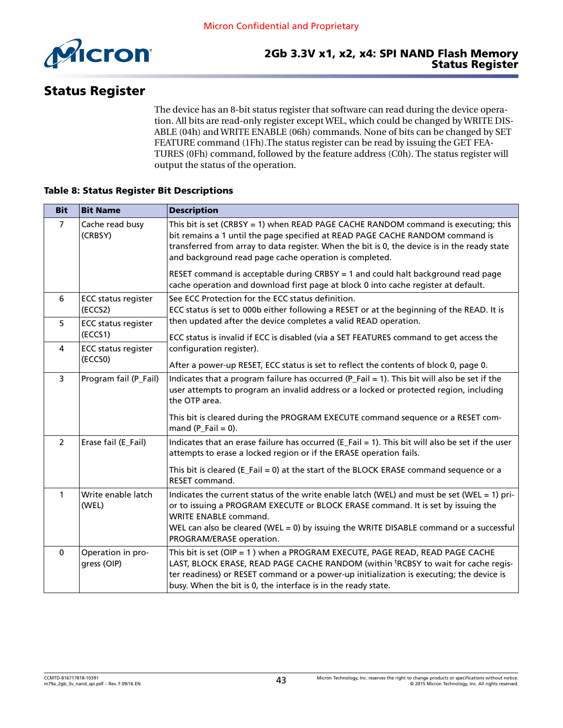# Status Register

The device has an 8-bit status register that software can read during the device operation. All bits are read-only register except WEL, which could be changed by WRITE DISABLE (04h) and WRITE ENABLE (06h) commands. None of bits can be changed by SET FEATURE command (1Fh).The status register can be read by issuing the GET FEATURES (0Fh) command, followed by the feature address (C0h). The status register will output the status of the operation.

**Table 8: Status Register Bit Descriptions**

| Bit | Bit Name | Description |
|---|---|---|
| 7 | Cache read busy (CRBSY) | This bit is set (CRBSY = 1) when READ PAGE CACHE RANDOM command is executing; this bit remains a 1 until the page specified at READ PAGE CACHE RANDOM command is transferred from array to data register. When the bit is 0, the device is in the ready state and background read page cache operation is completed.<br><br>RESET command is acceptable during CRBSY = 1 and could halt background read page cache operation and download first page at block 0 into cache register at default. |
| 6 | ECC status register (ECCS2) | See ECC Protection for the ECC status definition.<br>ECC status is set to 000b either following a RESET or at the beginning of the READ. It is then updated after the device completes a valid READ operation.<br><br>ECC status is invalid if ECC is disabled (via a SET FEATURES command to get access the configuration register).<br><br>After a power-up RESET, ECC status is set to reflect the contents of block 0, page 0. |
| 5 | ECC status register (ECCS1) | |
| 4 | ECC status register (ECCS0) | |
| 3 | Program fail (P_Fail) | Indicates that a program failure has occurred (P_Fail = 1). This bit will also be set if the user attempts to program an invalid address or a locked or protected region, including the OTP area.<br><br>This bit is cleared during the PROGRAM EXECUTE command sequence or a RESET command (P_Fail = 0). |
| 2 | Erase fail (E_Fail) | Indicates that an erase failure has occurred (E_Fail = 1). This bit will also be set if the user attempts to erase a locked region or if the ERASE operation fails.<br><br>This bit is cleared (E_Fail = 0) at the start of the BLOCK ERASE command sequence or a RESET command. |
| 1 | Write enable latch (WEL) | Indicates the current status of the write enable latch (WEL) and must be set (WEL = 1) prior to issuing a PROGRAM EXECUTE or BLOCK ERASE command. It is set by issuing the WRITE ENABLE command.<br>WEL can also be cleared (WEL = 0) by issuing the WRITE DISABLE command or a successful PROGRAM/ERASE operation. |
| 0 | Operation in progress (OIP) | This bit is set (OIP = 1 ) when a PROGRAM EXECUTE, PAGE READ, READ PAGE CACHE LAST, BLOCK ERASE, READ PAGE CACHE RANDOM (within $^t$RCBSY to wait for cache register readiness) or RESET command or a power-up initialization is executing; the device is busy. When the bit is 0, the interface is in the ready state. |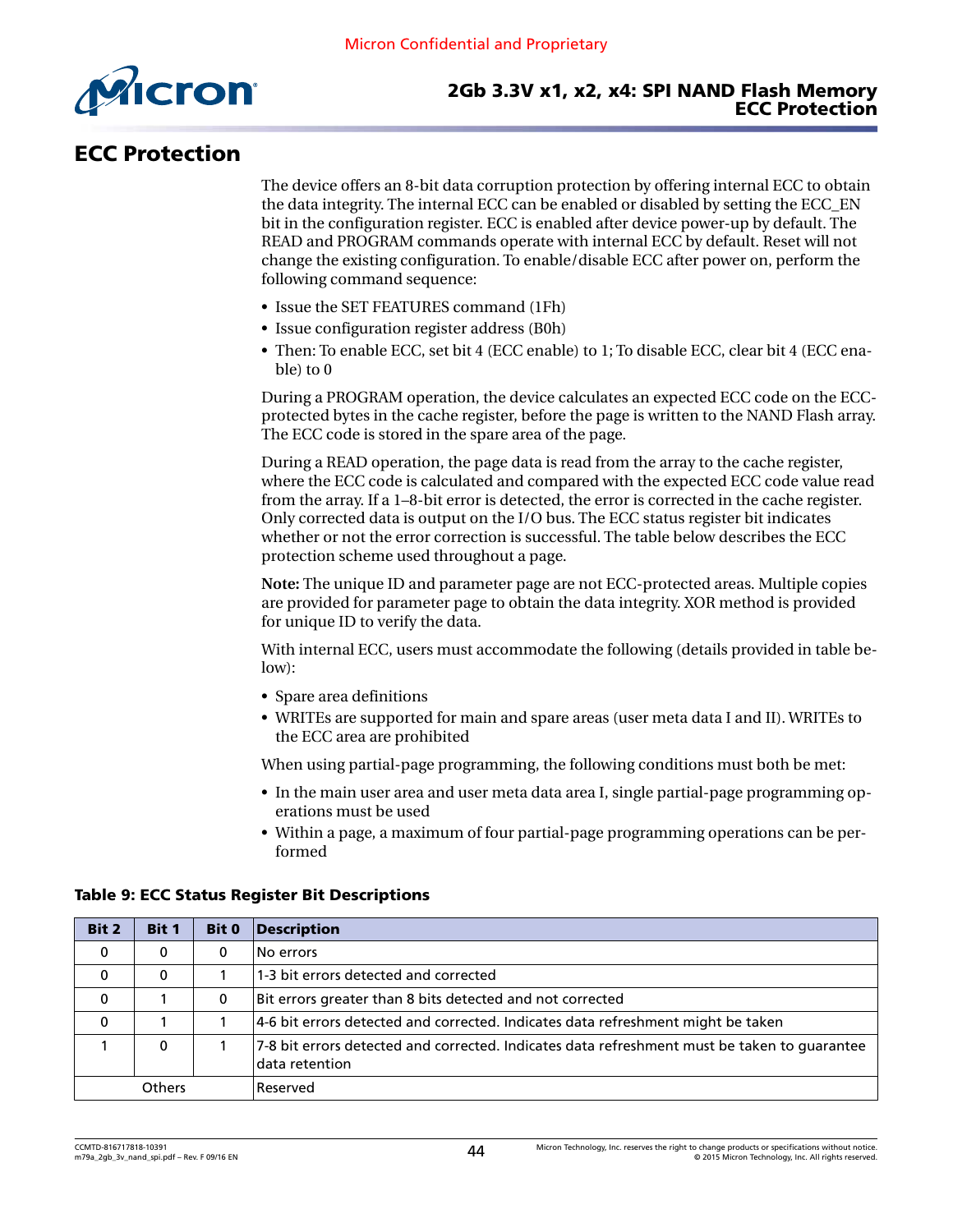# ECC Protection

The device offers an 8-bit data corruption protection by offering internal ECC to obtain the data integrity. The internal ECC can be enabled or disabled by setting the ECC_EN bit in the configuration register. ECC is enabled after device power-up by default. The READ and PROGRAM commands operate with internal ECC by default. Reset will not change the existing configuration. To enable/disable ECC after power on, perform the following command sequence:

- Issue the SET FEATURES command (1Fh)
- Issue configuration register address (B0h)
- Then: To enable ECC, set bit 4 (ECC enable) to 1; To disable ECC, clear bit 4 (ECC enable) to 0

During a PROGRAM operation, the device calculates an expected ECC code on the ECC-protected bytes in the cache register, before the page is written to the NAND Flash array. The ECC code is stored in the spare area of the page.

During a READ operation, the page data is read from the array to the cache register, where the ECC code is calculated and compared with the expected ECC code value read from the array. If a 1–8-bit error is detected, the error is corrected in the cache register. Only corrected data is output on the I/O bus. The ECC status register bit indicates whether or not the error correction is successful. The table below describes the ECC protection scheme used throughout a page.

**Note:** The unique ID and parameter page are not ECC-protected areas. Multiple copies are provided for parameter page to obtain the data integrity. XOR method is provided for unique ID to verify the data.

With internal ECC, users must accommodate the following (details provided in table below):

- Spare area definitions
- WRITEs are supported for main and spare areas (user meta data I and II). WRITEs to the ECC area are prohibited

When using partial-page programming, the following conditions must both be met:

- In the main user area and user meta data area I, single partial-page programming operations must be used
- Within a page, a maximum of four partial-page programming operations can be performed

**Table 9: ECC Status Register Bit Descriptions**

| Bit 2 | Bit 1 | Bit 0 | Description |
|---|---|---|---|
| 0 | 0 | 0 | No errors |
| 0 | 0 | 1 | 1-3 bit errors detected and corrected |
| 0 | 1 | 0 | Bit errors greater than 8 bits detected and not corrected |
| 0 | 1 | 1 | 4-6 bit errors detected and corrected. Indicates data refreshment might be taken |
| 1 | 0 | 1 | 7-8 bit errors detected and corrected. Indicates data refreshment must be taken to guarantee data retention |
| Others | | | Reserved |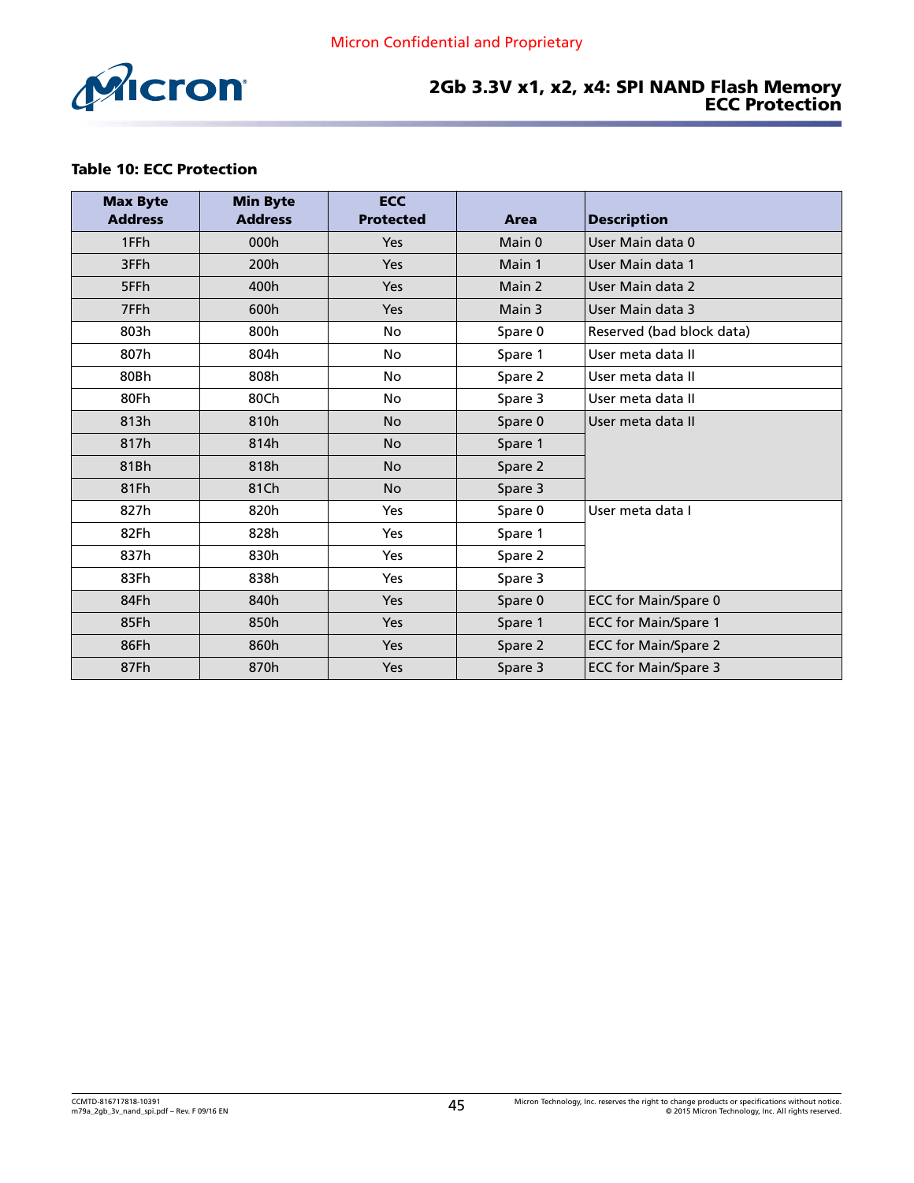**Table 10: ECC Protection**

| Max Byte Address | Min Byte Address | ECC Protected | Area | Description |
|---|---|---|---|---|
| 1FFh | 000h | Yes | Main 0 | User Main data 0 |
| 3FFh | 200h | Yes | Main 1 | User Main data 1 |
| 5FFh | 400h | Yes | Main 2 | User Main data 2 |
| 7FFh | 600h | Yes | Main 3 | User Main data 3 |
| 803h | 800h | No | Spare 0 | Reserved (bad block data) |
| 807h | 804h | No | Spare 1 | User meta data II |
| 80Bh | 808h | No | Spare 2 | User meta data II |
| 80Fh | 80Ch | No | Spare 3 | User meta data II |
| 813h | 810h | No | Spare 0 | User meta data II |
| 817h | 814h | No | Spare 1 | |
| 81Bh | 818h | No | Spare 2 | |
| 81Fh | 81Ch | No | Spare 3 | |
| 827h | 820h | Yes | Spare 0 | User meta data I |
| 82Fh | 828h | Yes | Spare 1 | |
| 837h | 830h | Yes | Spare 2 | |
| 83Fh | 838h | Yes | Spare 3 | |
| 84Fh | 840h | Yes | Spare 0 | ECC for Main/Spare 0 |
| 85Fh | 850h | Yes | Spare 1 | ECC for Main/Spare 1 |
| 86Fh | 860h | Yes | Spare 2 | ECC for Main/Spare 2 |
| 87Fh | 870h | Yes | Spare 3 | ECC for Main/Spare 3 |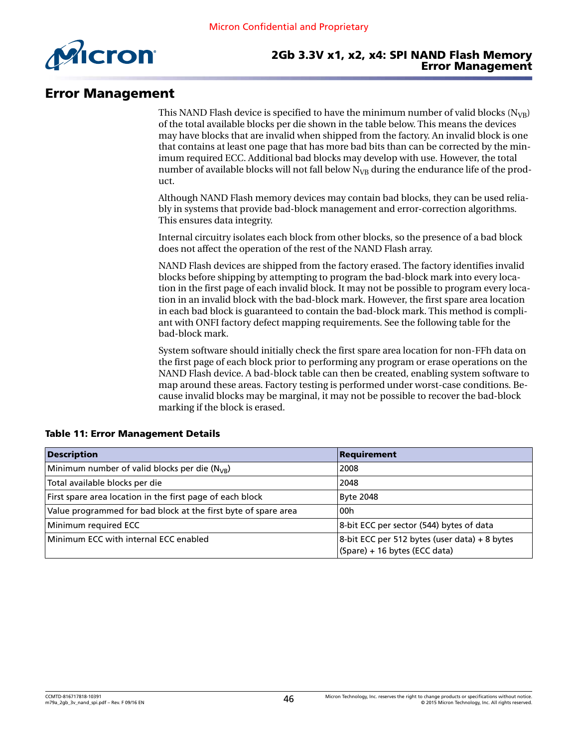# Error Management

This NAND Flash device is specified to have the minimum number of valid blocks ($N_{VB}$) of the total available blocks per die shown in the table below. This means the devices may have blocks that are invalid when shipped from the factory. An invalid block is one that contains at least one page that has more bad bits than can be corrected by the minimum required ECC. Additional bad blocks may develop with use. However, the total number of available blocks will not fall below $N_{VB}$ during the endurance life of the product.

Although NAND Flash memory devices may contain bad blocks, they can be used reliably in systems that provide bad-block management and error-correction algorithms. This ensures data integrity.

Internal circuitry isolates each block from other blocks, so the presence of a bad block does not affect the operation of the rest of the NAND Flash array.

NAND Flash devices are shipped from the factory erased. The factory identifies invalid blocks before shipping by attempting to program the bad-block mark into every location in the first page of each invalid block. It may not be possible to program every location in an invalid block with the bad-block mark. However, the first spare area location in each bad block is guaranteed to contain the bad-block mark. This method is compliant with ONFI factory defect mapping requirements. See the following table for the bad-block mark.

System software should initially check the first spare area location for non-FFh data on the first page of each block prior to performing any program or erase operations on the NAND Flash device. A bad-block table can then be created, enabling system software to map around these areas. Factory testing is performed under worst-case conditions. Because invalid blocks may be marginal, it may not be possible to recover the bad-block marking if the block is erased.

**Table 11: Error Management Details**

| Description | Requirement |
|---|---|
| Minimum number of valid blocks per die ($N_{VB}$) | 2008 |
| Total available blocks per die | 2048 |
| First spare area location in the first page of each block | Byte 2048 |
| Value programmed for bad block at the first byte of spare area | 00h |
| Minimum required ECC | 8-bit ECC per sector (544) bytes of data |
| Minimum ECC with internal ECC enabled | 8-bit ECC per 512 bytes (user data) + 8 bytes (Spare) + 16 bytes (ECC data) |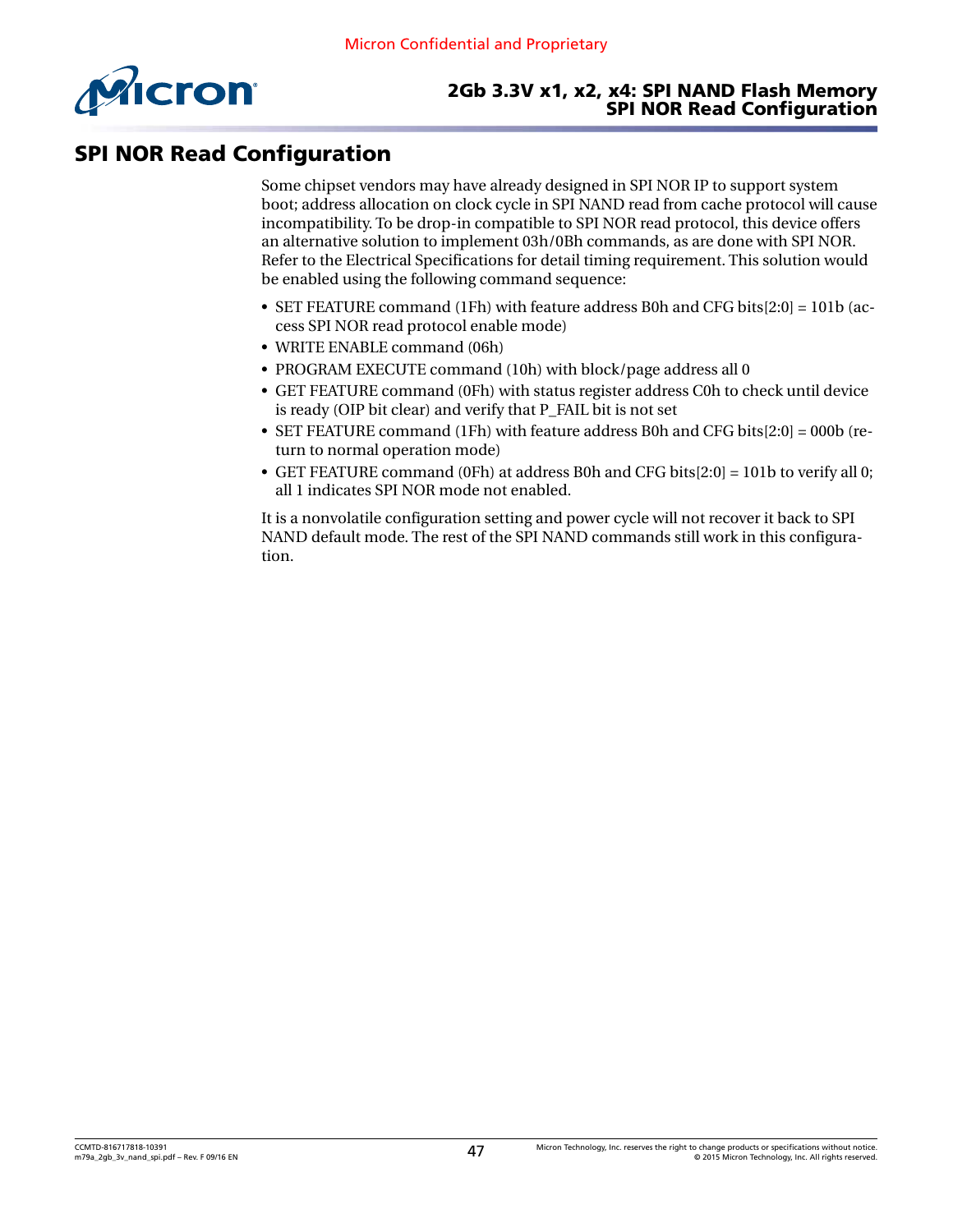# SPI NOR Read Configuration

Some chipset vendors may have already designed in SPI NOR IP to support system boot; address allocation on clock cycle in SPI NAND read from cache protocol will cause incompatibility. To be drop-in compatible to SPI NOR read protocol, this device offers an alternative solution to implement 03h/0Bh commands, as are done with SPI NOR. Refer to the Electrical Specifications for detail timing requirement. This solution would be enabled using the following command sequence:

- SET FEATURE command (1Fh) with feature address B0h and CFG bits[2:0] = 101b (access SPI NOR read protocol enable mode)
- WRITE ENABLE command (06h)
- PROGRAM EXECUTE command (10h) with block/page address all 0
- GET FEATURE command (0Fh) with status register address C0h to check until device is ready (OIP bit clear) and verify that P_FAIL bit is not set
- SET FEATURE command (1Fh) with feature address B0h and CFG bits[2:0] = 000b (return to normal operation mode)
- GET FEATURE command (0Fh) at address B0h and CFG bits[2:0] = 101b to verify all 0; all 1 indicates SPI NOR mode not enabled.

It is a nonvolatile configuration setting and power cycle will not recover it back to SPI NAND default mode. The rest of the SPI NAND commands still work in this configuration.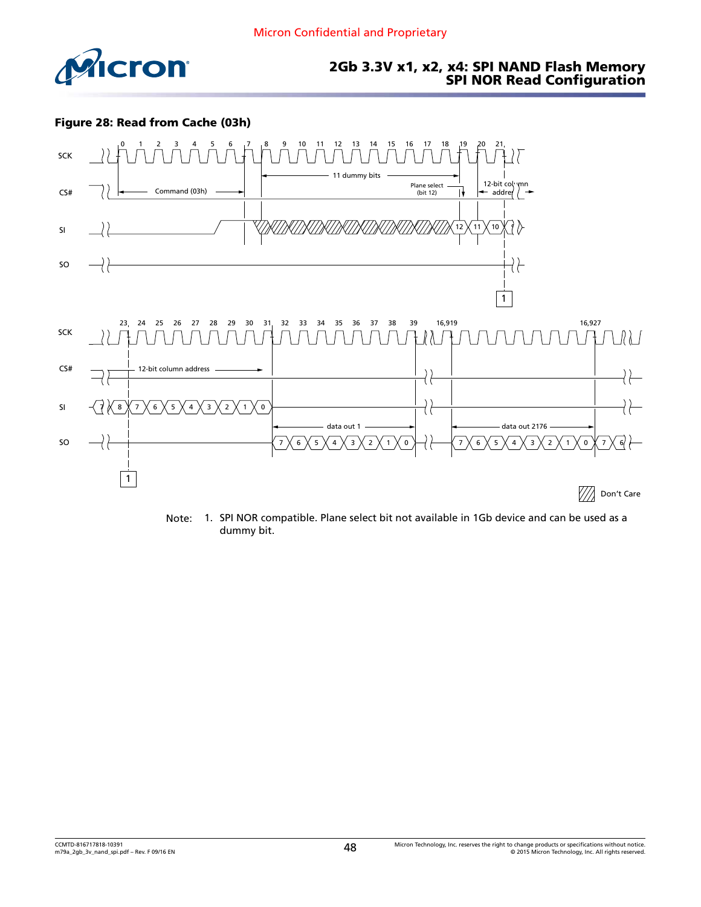**Figure 28: Read from Cache (03h)**

SCK

CS#

SI

SO

Command (03h)

11 dummy bits

Plane select (bit 12)

12-bit column address

1

12-bit column address

data out 1

data out 2176

Don't Care

Note: 1. SPI NOR compatible. Plane select bit not available in 1Gb device and can be used as a dummy bit.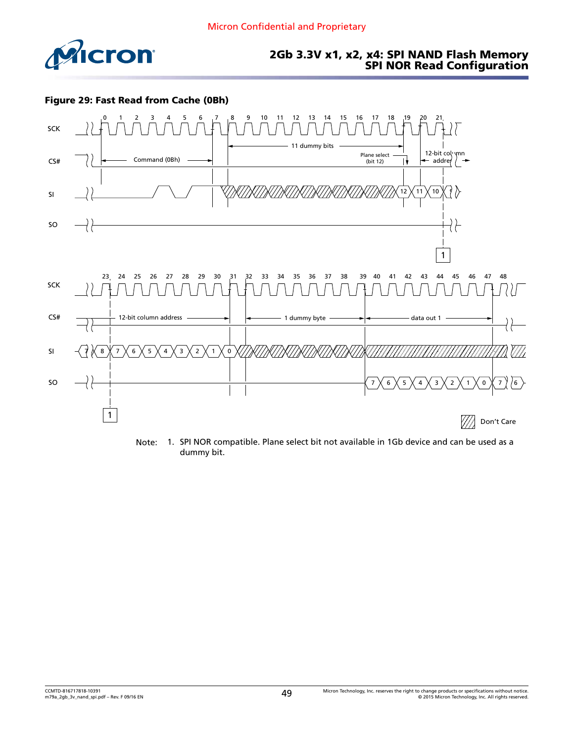**Figure 29: Fast Read from Cache (0Bh)**

SCK
CS#
SI
SO

0 1 2 3 4 5 6 7 8 9 10 11 12 13 14 15 16 17 18 19 20 21

Command (0Bh)

11 dummy bits

Plane select (bit 12)

12-bit column address

12 11 10

1

23 24 25 26 27 28 29 30 31 32 33 34 35 36 37 38 39 40 41 42 43 44 45 46 47 48

12-bit column address

1 dummy byte

data out 1

7 8 7 6 5 4 3 2 1 0

7 6 5 4 3 2 1 0 7 6

1

Don't Care

Note: 1. SPI NOR compatible. Plane select bit not available in 1Gb device and can be used as a dummy bit.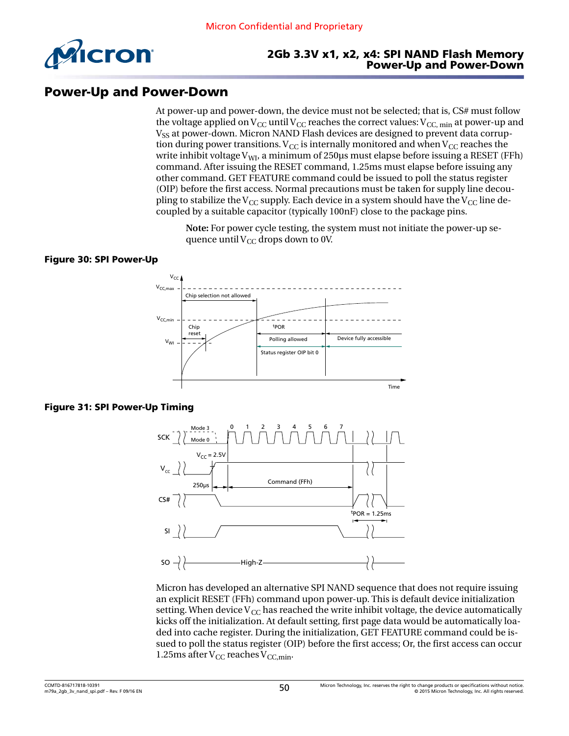## Power-Up and Power-Down

At power-up and power-down, the device must not be selected; that is, CS# must follow the voltage applied on $V_{CC}$ until $V_{CC}$ reaches the correct values: $V_{CC,\ min}$ at power-up and $V_{SS}$ at power-down. Micron NAND Flash devices are designed to prevent data corruption during power transitions. $V_{CC}$ is internally monitored and when $V_{CC}$ reaches the write inhibit voltage $V_{WI}$, a minimum of 250µs must elapse before issuing a RESET (FFh) command. After issuing the RESET command, 1.25ms must elapse before issuing any other command. GET FEATURE command could be issued to poll the status register (OIP) before the first access. Normal precautions must be taken for supply line decoupling to stabilize the $V_{CC}$ supply. Each device in a system should have the $V_{CC}$ line decoupled by a suitable capacitor (typically 100nF) close to the package pins.

**Note:** For power cycle testing, the system must not initiate the power-up sequence until $V_{CC}$ drops down to 0V.

**Figure 30: SPI Power-Up**

**Figure 31: SPI Power-Up Timing**

Micron has developed an alternative SPI NAND sequence that does not require issuing an explicit RESET (FFh) command upon power-up. This is default device initialization setting. When device $V_{CC}$ has reached the write inhibit voltage, the device automatically kicks off the initialization. At default setting, first page data would be automatically loaded into cache register. During the initialization, GET FEATURE command could be issued to poll the status register (OIP) before the first access; Or, the first access can occur 1.25ms after $V_{CC}$ reaches $V_{CC,min}$.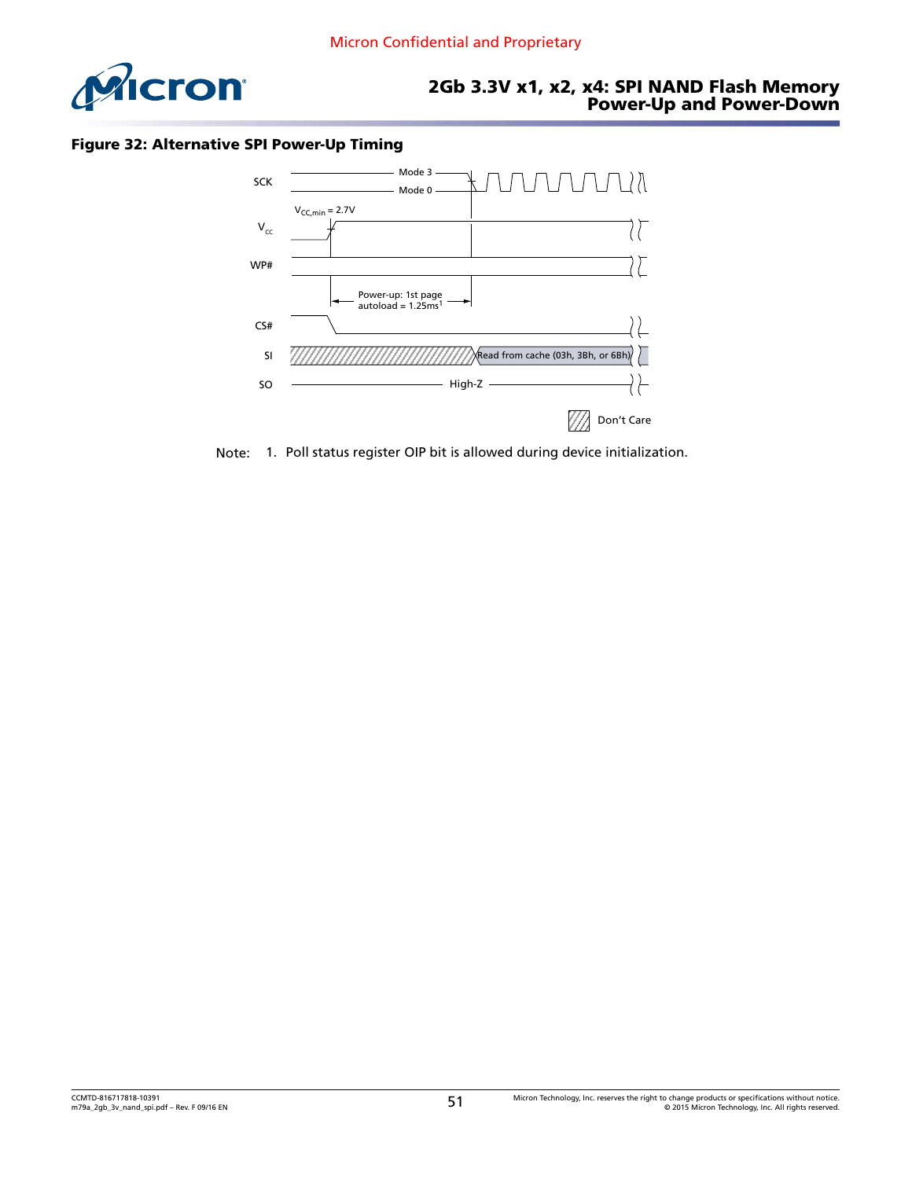**Figure 32: Alternative SPI Power-Up Timing**

SCK — Mode 3 / Mode 0

$V_{CC}$ — $V_{CC,min}$ = 2.7V

WP#

Power-up: 1st page autoload = 1.25ms[1]

CS#

SI — Read from cache (03h, 3Bh, or 6Bh)

SO — High-Z

Don't Care

Note: 1. Poll status register OIP bit is allowed during device initialization.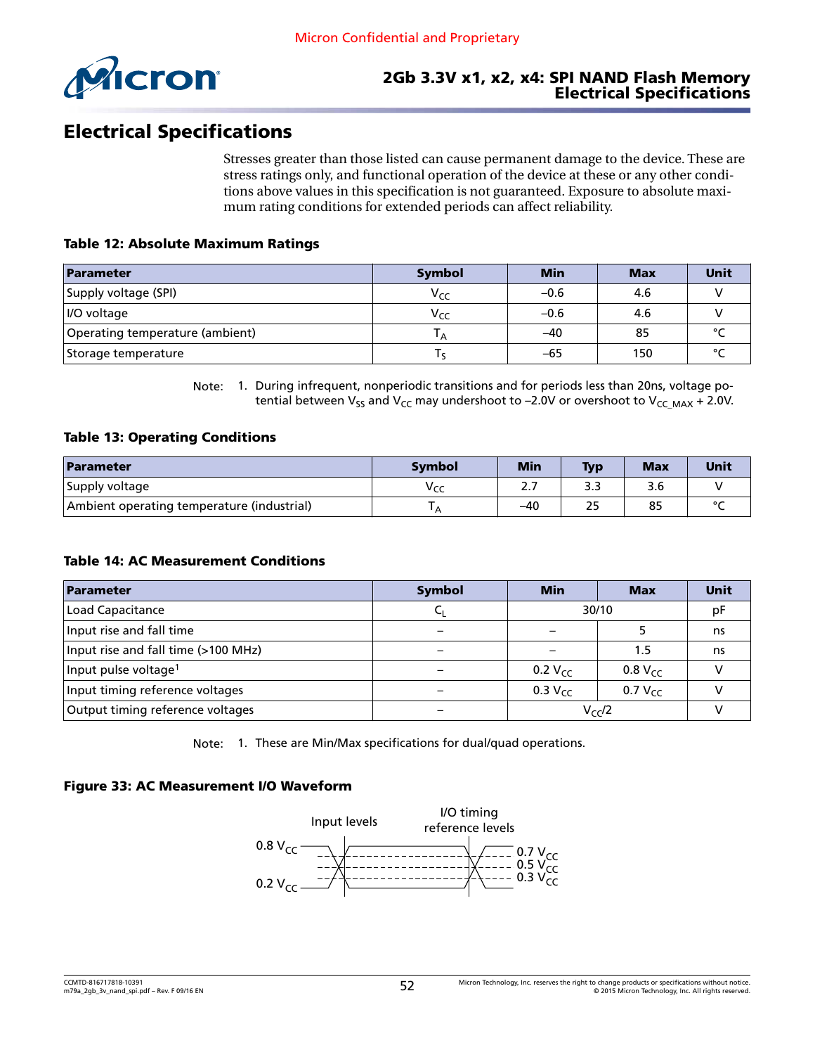Micron Confidential and Proprietary

# Electrical Specifications

Stresses greater than those listed can cause permanent damage to the device. These are stress ratings only, and functional operation of the device at these or any other conditions above values in this specification is not guaranteed. Exposure to absolute maximum rating conditions for extended periods can affect reliability.

**Table 12: Absolute Maximum Ratings**

| Parameter | Symbol | Min | Max | Unit |
|---|---|---|---|---|
| Supply voltage (SPI) | $V_{CC}$ | –0.6 | 4.6 | V |
| I/O voltage | $V_{CC}$ | –0.6 | 4.6 | V |
| Operating temperature (ambient) | $T_A$ | –40 | 85 | °C |
| Storage temperature | $T_S$ | –65 | 150 | °C |

Note: 1. During infrequent, nonperiodic transitions and for periods less than 20ns, voltage potential between $V_{SS}$ and $V_{CC}$ may undershoot to –2.0V or overshoot to $V_{CC\_MAX}$ + 2.0V.

**Table 13: Operating Conditions**

| Parameter | Symbol | Min | Typ | Max | Unit |
|---|---|---|---|---|---|
| Supply voltage | $V_{CC}$ | 2.7 | 3.3 | 3.6 | V |
| Ambient operating temperature (industrial) | $T_A$ | –40 | 25 | 85 | °C |

**Table 14: AC Measurement Conditions**

| Parameter | Symbol | Min | Max | Unit |
|---|---|---|---|---|
| Load Capacitance | $C_L$ | 30/10 | | pF |
| Input rise and fall time | – | – | 5 | ns |
| Input rise and fall time (>100 MHz) | – | – | 1.5 | ns |
| Input pulse voltage[1] | – | 0.2 $V_{CC}$ | 0.8 $V_{CC}$ | V |
| Input timing reference voltages | – | 0.3 $V_{CC}$ | 0.7 $V_{CC}$ | V |
| Output timing reference voltages | – | $V_{CC}$/2 | | V |

Note: 1. These are Min/Max specifications for dual/quad operations.

**Figure 33: AC Measurement I/O Waveform**

Input levels — I/O timing reference levels

0.8 $V_{CC}$ — 0.2 $V_{CC}$ — 0.7 $V_{CC}$ — 0.5 $V_{CC}$ — 0.3 $V_{CC}$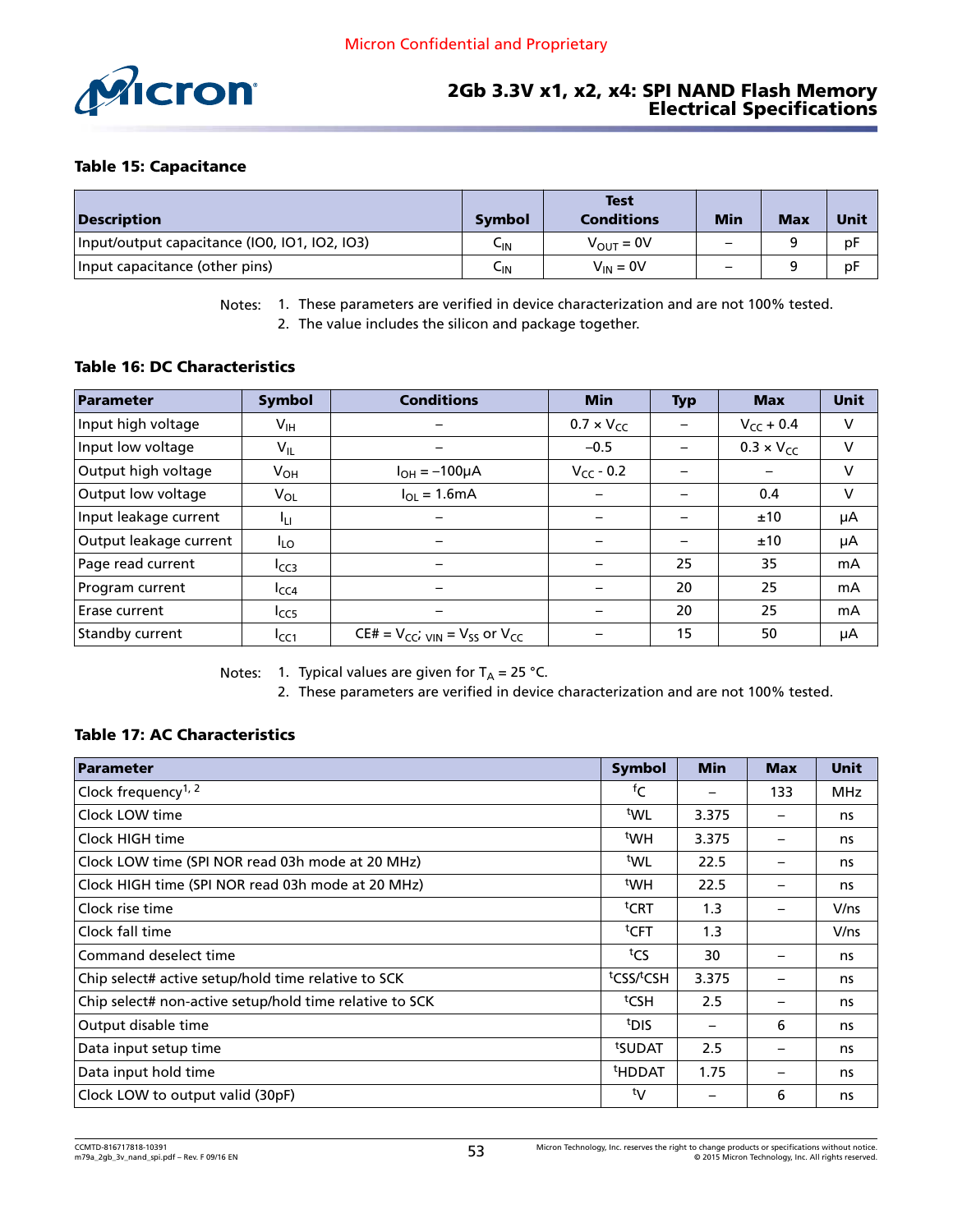**Table 15: Capacitance**

| Description | Symbol | Test Conditions | Min | Max | Unit |
|---|---|---|---|---|---|
| Input/output capacitance (IO0, IO1, IO2, IO3) | $C_{IN}$ | $V_{OUT}$ = 0V | – | 9 | pF |
| Input capacitance (other pins) | $C_{IN}$ | $V_{IN}$ = 0V | – | 9 | pF |

Notes: 1. These parameters are verified in device characterization and are not 100% tested.
2. The value includes the silicon and package together.

**Table 16: DC Characteristics**

| Parameter | Symbol | Conditions | Min | Typ | Max | Unit |
|---|---|---|---|---|---|---|
| Input high voltage | $V_{IH}$ | – | 0.7 × $V_{CC}$ | – | $V_{CC}$ + 0.4 | V |
| Input low voltage | $V_{IL}$ | – | –0.5 | – | 0.3 × $V_{CC}$ | V |
| Output high voltage | $V_{OH}$ | $I_{OH}$ = –100μA | $V_{CC}$ - 0.2 | – | – | V |
| Output low voltage | $V_{OL}$ | $I_{OL}$ = 1.6mA | – | – | 0.4 | V |
| Input leakage current | $I_{LI}$ | – | – | – | ±10 | μA |
| Output leakage current | $I_{LO}$ | – | – | – | ±10 | μA |
| Page read current | $I_{CC3}$ | – | – | 25 | 35 | mA |
| Program current | $I_{CC4}$ | – | – | 20 | 25 | mA |
| Erase current | $I_{CC5}$ | – | – | 20 | 25 | mA |
| Standby current | $I_{CC1}$ | CE# = $V_{CC}$; $_{VIN}$ = $V_{SS}$ or $V_{CC}$ | – | 15 | 50 | μA |

Notes: 1. Typical values are given for $T_A$ = 25 °C.
2. These parameters are verified in device characterization and are not 100% tested.

**Table 17: AC Characteristics**

| Parameter | Symbol | Min | Max | Unit |
|---|---|---|---|---|
| Clock frequency[1, 2] | $^tC$ | – | 133 | MHz |
| Clock LOW time | $^tWL$ | 3.375 | – | ns |
| Clock HIGH time | $^tWH$ | 3.375 | – | ns |
| Clock LOW time (SPI NOR read 03h mode at 20 MHz) | $^tWL$ | 22.5 | – | ns |
| Clock HIGH time (SPI NOR read 03h mode at 20 MHz) | $^tWH$ | 22.5 | – | ns |
| Clock rise time | $^tCRT$ | 1.3 | – | V/ns |
| Clock fall time | $^tCFT$ | 1.3 | | V/ns |
| Command deselect time | $^tCS$ | 30 | – | ns |
| Chip select# active setup/hold time relative to SCK | $^tCSS$/$^tCSH$ | 3.375 | – | ns |
| Chip select# non-active setup/hold time relative to SCK | $^tCSH$ | 2.5 | – | ns |
| Output disable time | $^tDIS$ | – | 6 | ns |
| Data input setup time | $^tSUDAT$ | 2.5 | – | ns |
| Data input hold time | $^tHDDAT$ | 1.75 | – | ns |
| Clock LOW to output valid (30pF) | $^tV$ | – | 6 | ns |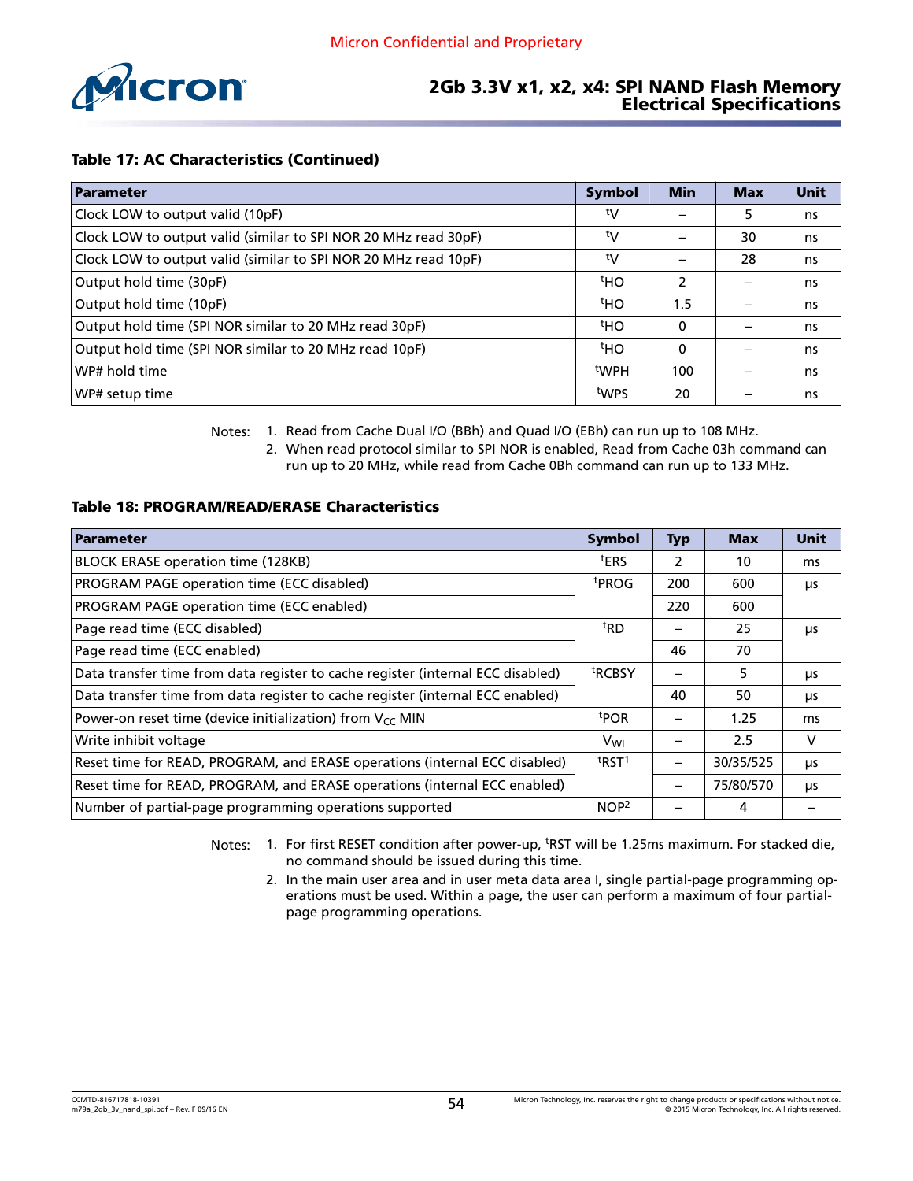**Table 17: AC Characteristics (Continued)**

| Parameter | Symbol | Min | Max | Unit |
|---|---|---|---|---|
| Clock LOW to output valid (10pF) | $^{t}$V | – | 5 | ns |
| Clock LOW to output valid (similar to SPI NOR 20 MHz read 30pF) | $^{t}$V | – | 30 | ns |
| Clock LOW to output valid (similar to SPI NOR 20 MHz read 10pF) | $^{t}$V | – | 28 | ns |
| Output hold time (30pF) | $^{t}$HO | 2 | – | ns |
| Output hold time (10pF) | $^{t}$HO | 1.5 | – | ns |
| Output hold time (SPI NOR similar to 20 MHz read 30pF) | $^{t}$HO | 0 | – | ns |
| Output hold time (SPI NOR similar to 20 MHz read 10pF) | $^{t}$HO | 0 | – | ns |
| WP# hold time | $^{t}$WPH | 100 | – | ns |
| WP# setup time | $^{t}$WPS | 20 | – | ns |

Notes: 1. Read from Cache Dual I/O (BBh) and Quad I/O (EBh) can run up to 108 MHz.
2. When read protocol similar to SPI NOR is enabled, Read from Cache 03h command can run up to 20 MHz, while read from Cache 0Bh command can run up to 133 MHz.

**Table 18: PROGRAM/READ/ERASE Characteristics**

| Parameter | Symbol | Typ | Max | Unit |
|---|---|---|---|---|
| BLOCK ERASE operation time (128KB) | $^{t}$ERS | 2 | 10 | ms |
| PROGRAM PAGE operation time (ECC disabled) | $^{t}$PROG | 200 | 600 | µs |
| PROGRAM PAGE operation time (ECC enabled) | | 220 | 600 | |
| Page read time (ECC disabled) | $^{t}$RD | – | 25 | µs |
| Page read time (ECC enabled) | | 46 | 70 | |
| Data transfer time from data register to cache register (internal ECC disabled) | $^{t}$RCBSY | – | 5 | µs |
| Data transfer time from data register to cache register (internal ECC enabled) | | 40 | 50 | µs |
| Power-on reset time (device initialization) from $V_{CC}$ MIN | $^{t}$POR | – | 1.25 | ms |
| Write inhibit voltage | $V_{WI}$ | – | 2.5 | V |
| Reset time for READ, PROGRAM, and ERASE operations (internal ECC disabled) | $^{t}$RST[1] | – | 30/35/525 | µs |
| Reset time for READ, PROGRAM, and ERASE operations (internal ECC enabled) | | – | 75/80/570 | µs |
| Number of partial-page programming operations supported | NOP[2] | – | 4 | – |

Notes: 1. For first RESET condition after power-up, $^{t}$RST will be 1.25ms maximum. For stacked die, no command should be issued during this time.
2. In the main user area and in user meta data area I, single partial-page programming operations must be used. Within a page, the user can perform a maximum of four partial-page programming operations.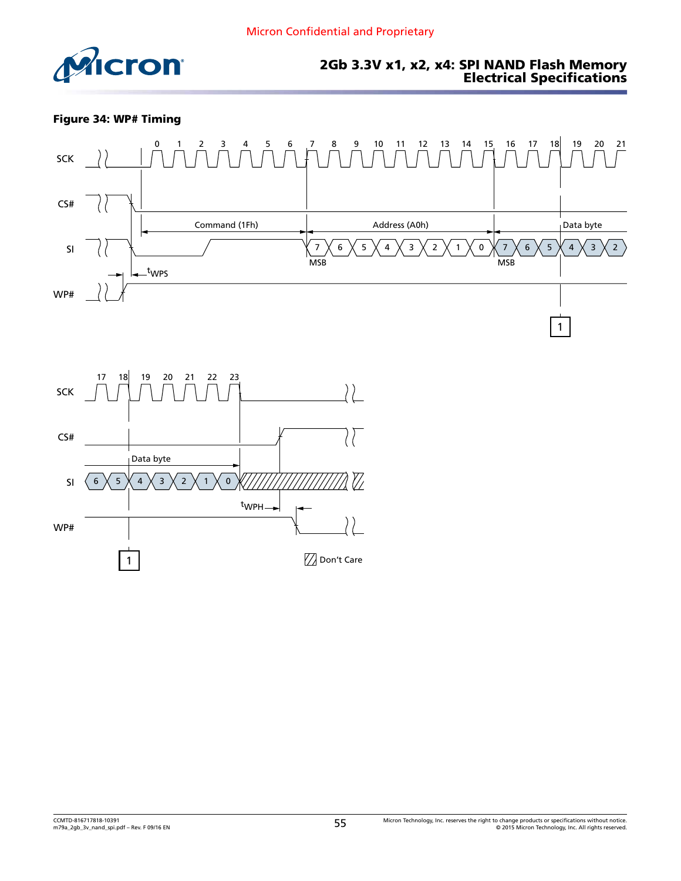**Figure 34: WP# Timing**

SCK

CS#

SI

WP#

0 1 2 3 4 5 6 7 8 9 10 11 12 13 14 15 16 17 18 19 20 21

Command (1Fh)

Address (A0h)

Data byte

7 6 5 4 3 2 1 0 7 6 5 4 3 2

MSB

MSB

$t_{WPS}$

1

SCK

CS#

SI

WP#

17 18 19 20 21 22 23

Data byte

6 5 4 3 2 1 0

$t_{WPH}$

1

Don't Care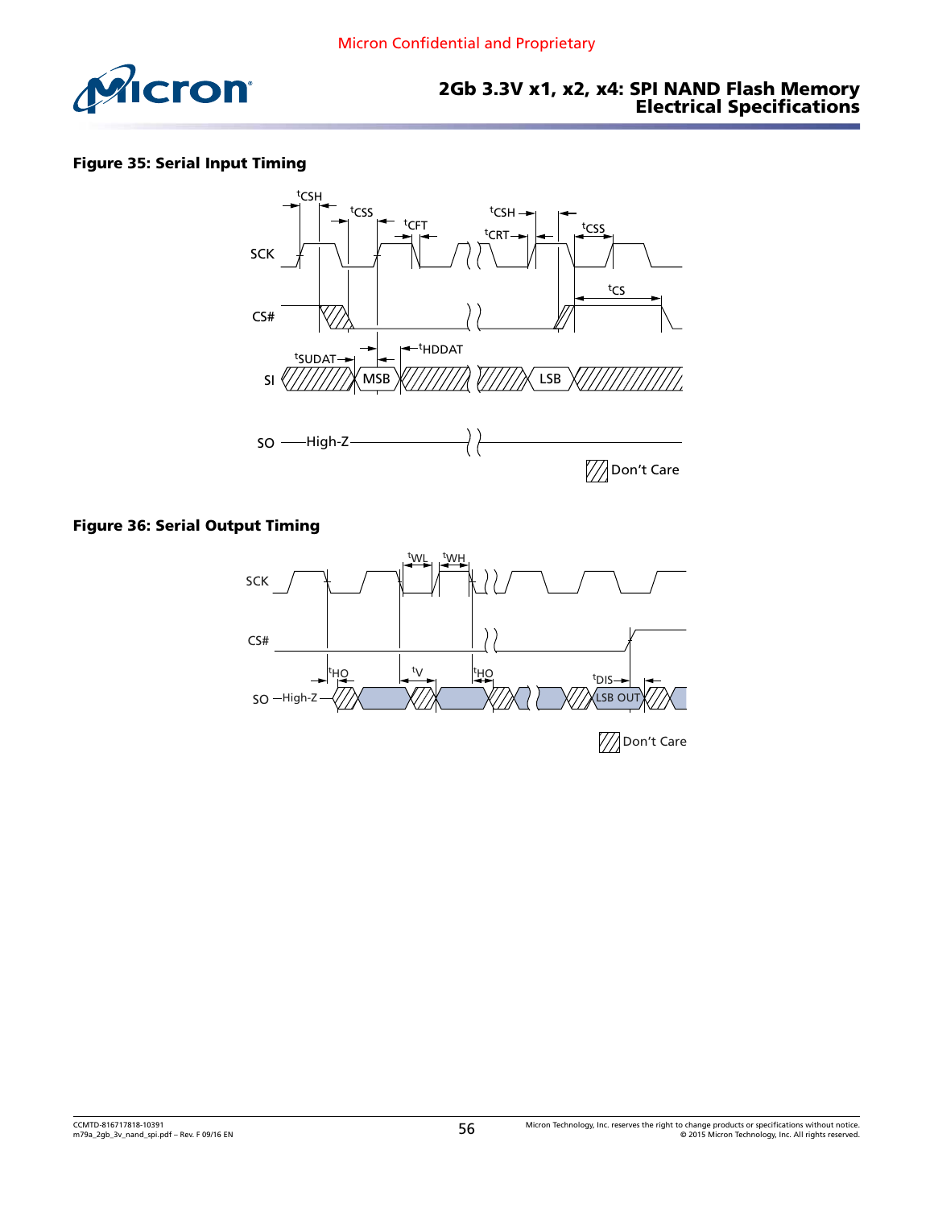**Figure 35: Serial Input Timing**

**Figure 36: Serial Output Timing**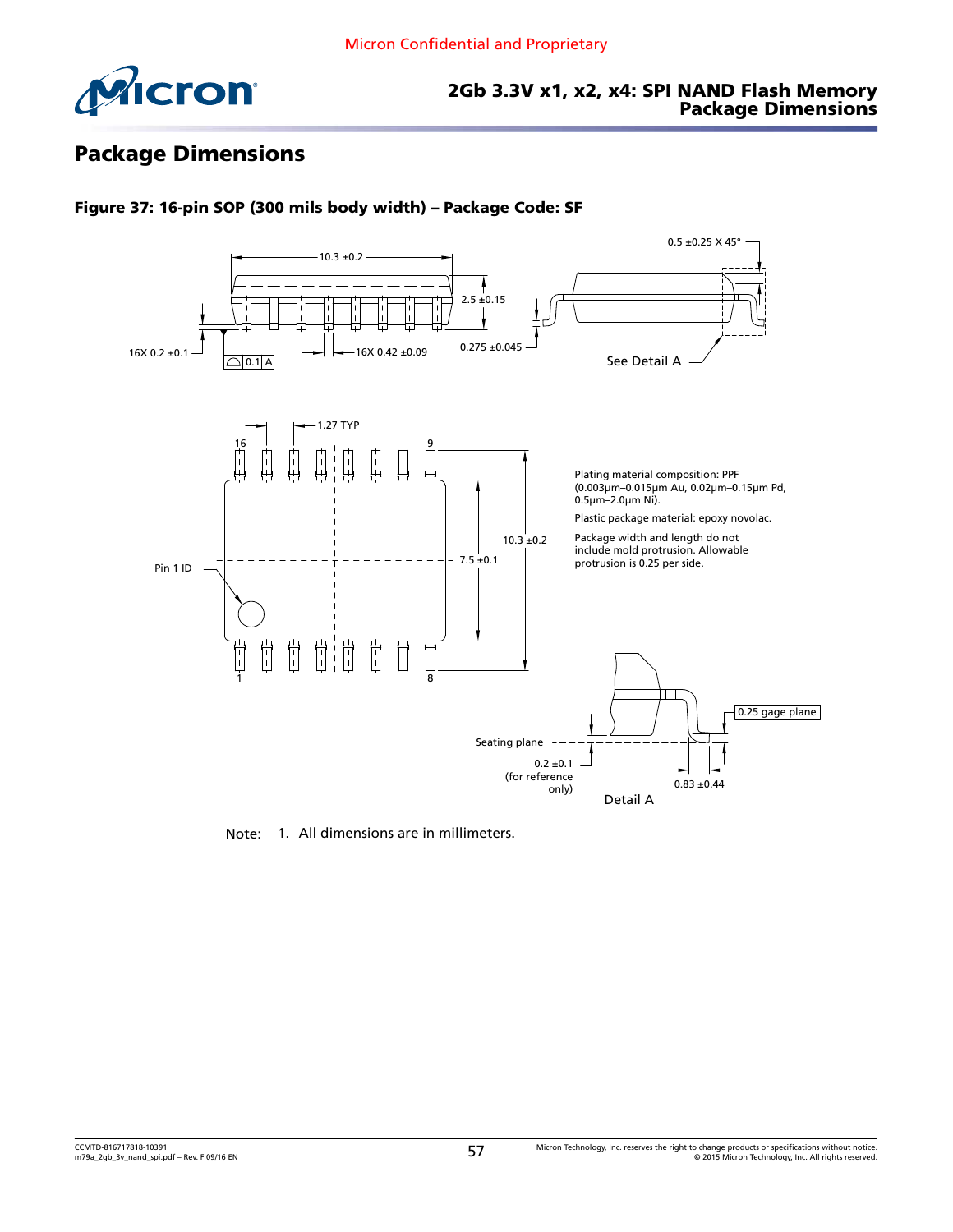# Package Dimensions

**Figure 37: 16-pin SOP (300 mils body width) – Package Code: SF**

10.3 ±0.2

2.5 ±0.15

0.5 ±0.25 X 45°

16X 0.2 ±0.1

0.1 A

16X 0.42 ±0.09

0.275 ±0.045

See Detail A

1.27 TYP

16 9

1 8

Pin 1 ID

10.3 ±0.2

7.5 ±0.1

Plating material composition: PPF (0.003µm–0.015µm Au, 0.02µm–0.15µm Pd, 0.5µm–2.0µm Ni).

Plastic package material: epoxy novolac.

Package width and length do not include mold protrusion. Allowable protrusion is 0.25 per side.

0.25 gage plane

Seating plane

0.2 ±0.1 (for reference only)

0.83 ±0.44

Detail A

Note: 1. All dimensions are in millimeters.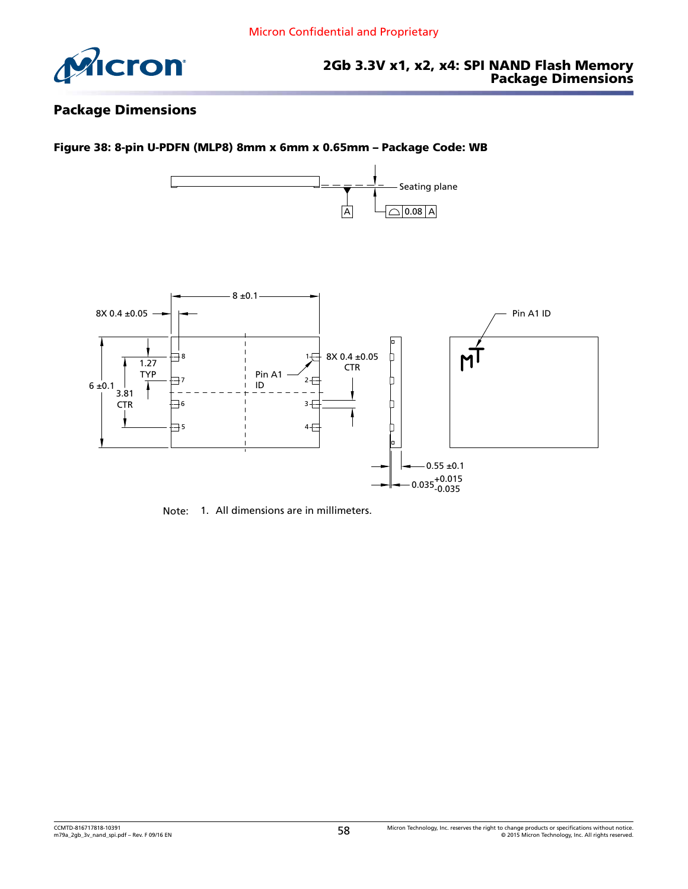## Package Dimensions

**Figure 38: 8-pin U-PDFN (MLP8) 8mm x 6mm x 0.65mm – Package Code: WB**

Seating plane

A

0.08 A

8 ±0.1

8X 0.4 ±0.05

Pin A1 ID

1.27 TYP

6 ±0.1

3.81 CTR

Pin A1 ID

8X 0.4 ±0.05 CTR

0.55 ±0.1

$0.035^{+0.015}_{-0.035}$

Note: 1. All dimensions are in millimeters.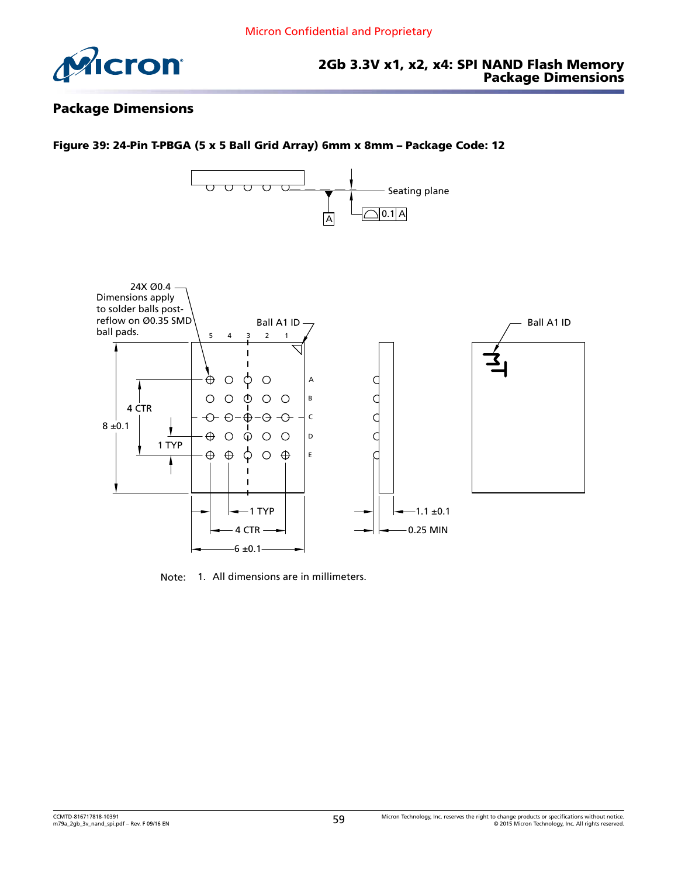# Package Dimensions

**Figure 39: 24-Pin T-PBGA (5 x 5 Ball Grid Array) 6mm x 8mm – Package Code: 12**

Seating plane

0.1 A

A

24X Ø0.4
Dimensions apply to solder balls post-reflow on Ø0.35 SMD ball pads.

Ball A1 ID

Ball A1 ID

4 CTR

8 ±0.1

1 TYP

1 TYP

4 CTR

6 ±0.1

1.1 ±0.1

0.25 MIN

Note: 1. All dimensions are in millimeters.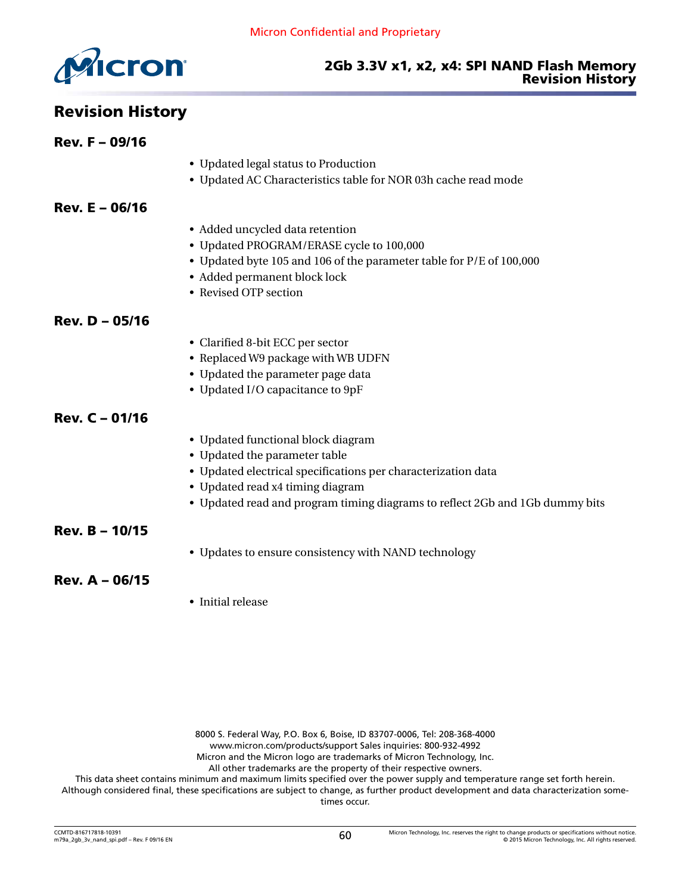# Revision History

## Rev. F – 09/16

- Updated legal status to Production
- Updated AC Characteristics table for NOR 03h cache read mode

## Rev. E – 06/16

- Added uncycled data retention
- Updated PROGRAM/ERASE cycle to 100,000
- Updated byte 105 and 106 of the parameter table for P/E of 100,000
- Added permanent block lock
- Revised OTP section

## Rev. D – 05/16

- Clarified 8-bit ECC per sector
- Replaced W9 package with WB UDFN
- Updated the parameter page data
- Updated I/O capacitance to 9pF

## Rev. C – 01/16

- Updated functional block diagram
- Updated the parameter table
- Updated electrical specifications per characterization data
- Updated read x4 timing diagram
- Updated read and program timing diagrams to reflect 2Gb and 1Gb dummy bits

## Rev. B – 10/15

- Updates to ensure consistency with NAND technology

## Rev. A – 06/15

- Initial release

8000 S. Federal Way, P.O. Box 6, Boise, ID 83707-0006, Tel: 208-368-4000
www.micron.com/products/support Sales inquiries: 800-932-4992
Micron and the Micron logo are trademarks of Micron Technology, Inc.
All other trademarks are the property of their respective owners.
This data sheet contains minimum and maximum limits specified over the power supply and temperature range set forth herein.
Although considered final, these specifications are subject to change, as further product development and data characterization sometimes occur.